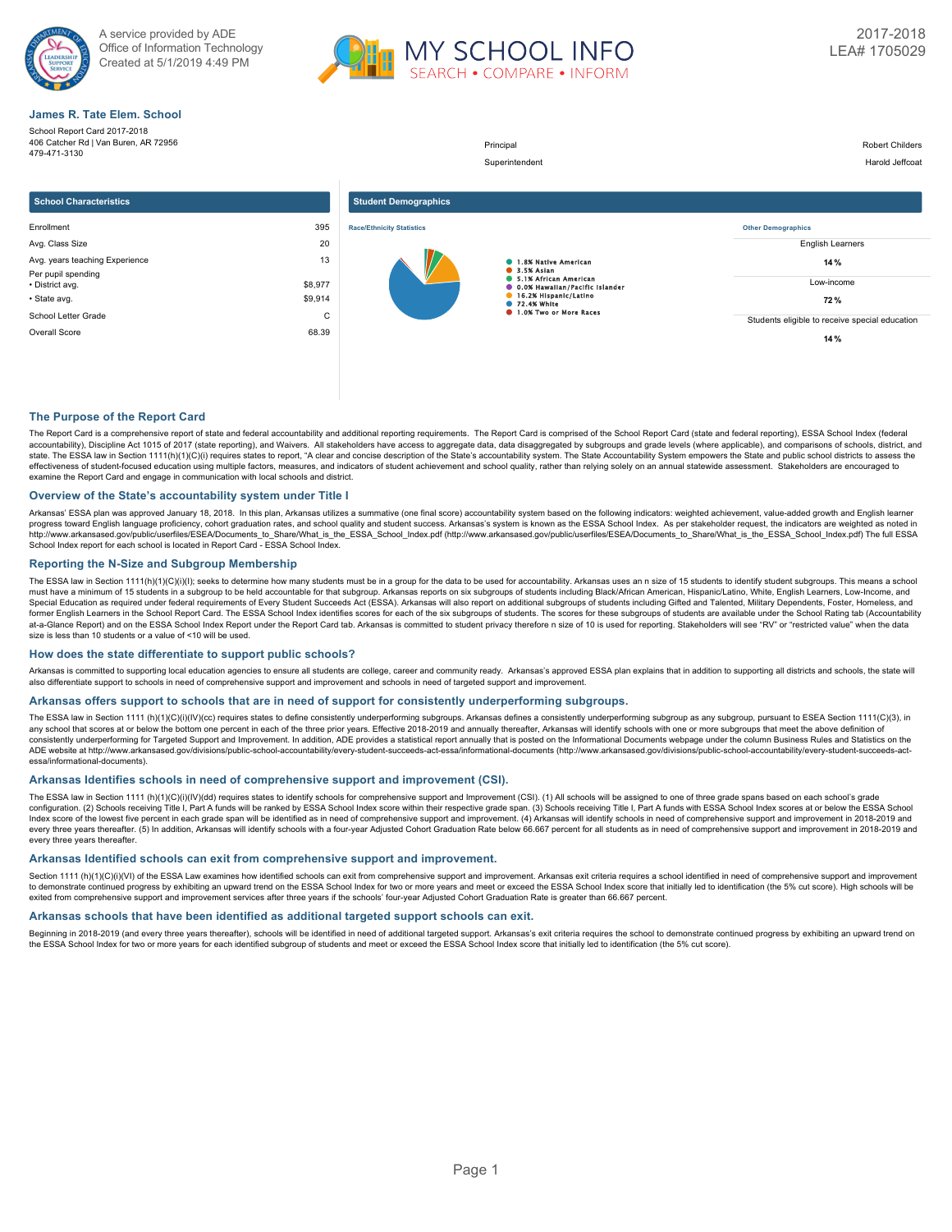A service provided by ADE
Office of Information Technology
Created at 5/1/2019 4:49 PM

MY SCHOOL INFO
SEARCH • COMPARE • INFORM

2017-2018
LEA# 1705029

## James R. Tate Elem. School

School Report Card 2017-2018
406 Catcher Rd | Van Buren, AR 72956
479-471-3130

| | |
|---|---|
| Principal | Robert Childers |
| Superintendent | Harold Jeffcoat |

### School Characteristics

| | |
|---|---|
| Enrollment | 395 |
| Avg. Class Size | 20 |
| Avg. years teaching Experience | 13 |
| Per pupil spending | |
| • District avg. | $8,977 |
| • State avg. | $9,914 |
| School Letter Grade | C |
| Overall Score | 68.39 |

### Student Demographics

**Race/Ethnicity Statistics**

- 1.8% Native American
- 3.5% Asian
- 5.1% African American
- 0.0% Hawaiian/Pacific Islander
- 16.2% Hispanic/Latino
- 72.4% White
- 1.0% Two or More Races

**Other Demographics**

| | |
|---|---|
| English Learners | 14 % |
| Low-income | 72 % |
| Students eligible to receive special education | 14 % |

## The Purpose of the Report Card

The Report Card is a comprehensive report of state and federal accountability and additional reporting requirements. The Report Card is comprised of the School Report Card (state and federal reporting), ESSA School Index (federal accountability), Discipline Act 1015 of 2017 (state reporting), and Waivers. All stakeholders have access to aggregate data, data disaggregated by subgroups and grade levels (where applicable), and comparisons of schools, district, and state. The ESSA law in Section 1111(h)(1)(C)(i) requires states to report, "A clear and concise description of the State's accountability system. The State Accountability System empowers the State and public school districts to assess the effectiveness of student-focused education using multiple factors, measures, and indicators of student achievement and school quality, rather than relying solely on an annual statewide assessment. Stakeholders are encouraged to examine the Report Card and engage in communication with local schools and district.

## Overview of the State's accountability system under Title I

Arkansas' ESSA plan was approved January 18, 2018. In this plan, Arkansas utilizes a summative (one final score) accountability system based on the following indicators: weighted achievement, value-added growth and English learner progress toward English language proficiency, cohort graduation rates, and school quality and student success. Arkansas's system is known as the ESSA School Index. As per stakeholder request, the indicators are weighted as noted in http://www.arkansased.gov/public/userfiles/ESEA/Documents_to_Share/What_is_the_ESSA_School_Index.pdf (http://www.arkansased.gov/public/userfiles/ESEA/Documents_to_Share/What_is_the_ESSA_School_Index.pdf) The full ESSA School Index report for each school is located in Report Card - ESSA School Index.

## Reporting the N-Size and Subgroup Membership

The ESSA law in Section 1111(h)(1)(C)(i)(I); seeks to determine how many students must be in a group for the data to be used for accountability. Arkansas uses an n size of 15 students to identify student subgroups. This means a school must have a minimum of 15 students in a subgroup to be held accountable for that subgroup. Arkansas reports on six subgroups of students including Black/African American, Hispanic/Latino, White, English Learners, Low-Income, and Special Education as required under federal requirements of Every Student Succeeds Act (ESSA). Arkansas will also report on additional subgroups of students including Gifted and Talented, Military Dependents, Foster, Homeless, and former English Learners in the School Report Card. The ESSA School Index identifies scores for each of the six subgroups of students. The scores for these subgroups of students are available under the School Rating tab (Accountability at-a-Glance Report) and on the ESSA School Index Report under the Report Card tab. Arkansas is committed to student privacy therefore n size of 10 is used for reporting. Stakeholders will see "RV" or "restricted value" when the data size is less than 10 students or a value of <10 will be used.

## How does the state differentiate to support public schools?

Arkansas is committed to supporting local education agencies to ensure all students are college, career and community ready. Arkansas's approved ESSA plan explains that in addition to supporting all districts and schools, the state will also differentiate support to schools in need of comprehensive support and improvement and schools in need of targeted support and improvement.

## Arkansas offers support to schools that are in need of support for consistently underperforming subgroups.

The ESSA law in Section 1111 (h)(1)(C)(i)(IV)(cc) requires states to define consistently underperforming subgroups. Arkansas defines a consistently underperforming subgroup as any subgroup, pursuant to ESEA Section 1111(C)(3), in any school that scores at or below the bottom one percent in each of the three prior years. Effective 2018-2019 and annually thereafter, Arkansas will identify schools with one or more subgroups that meet the above definition of consistently underperforming for Targeted Support and Improvement. In addition, ADE provides a statistical report annually that is posted on the Informational Documents webpage under the column Business Rules and Statistics on the ADE website at http://www.arkansased.gov/divisions/public-school-accountability/every-student-succeeds-act-essa/informational-documents (http://www.arkansased.gov/divisions/public-school-accountability/every-student-succeeds-act-essa/informational-documents).

## Arkansas Identifies schools in need of comprehensive support and improvement (CSI).

The ESSA law in Section 1111 (h)(1)(C)(i)(IV)(dd) requires states to identify schools for comprehensive support and Improvement (CSI). (1) All schools will be assigned to one of three grade spans based on each school's grade configuration. (2) Schools receiving Title I, Part A funds will be ranked by ESSA School Index score within their respective grade span. (3) Schools receiving Title I, Part A funds with ESSA School Index scores at or below the ESSA School Index score of the lowest five percent in each grade span will be identified as in need of comprehensive support and improvement. (4) Arkansas will identify schools in need of comprehensive support and improvement in 2018-2019 and every three years thereafter. (5) In addition, Arkansas will identify schools with a four-year Adjusted Cohort Graduation Rate below 66.667 percent for all students as in need of comprehensive support and improvement in 2018-2019 and every three years thereafter.

## Arkansas Identified schools can exit from comprehensive support and improvement.

Section 1111 (h)(1)(C)(i)(VI) of the ESSA Law examines how identified schools can exit from comprehensive support and improvement. Arkansas exit criteria requires a school identified in need of comprehensive support and improvement to demonstrate continued progress by exhibiting an upward trend on the ESSA School Index for two or more years and meet or exceed the ESSA School Index score that initially led to identification (the 5% cut score). High schools will be exited from comprehensive support and improvement services after three years if the schools' four-year Adjusted Cohort Graduation Rate is greater than 66.667 percent.

## Arkansas schools that have been identified as additional targeted support schools can exit.

Beginning in 2018-2019 (and every three years thereafter), schools will be identified in need of additional targeted support. Arkansas's exit criteria requires the school to demonstrate continued progress by exhibiting an upward trend on the ESSA School Index for two or more years for each identified subgroup of students and meet or exceed the ESSA School Index score that initially led to identification (the 5% cut score).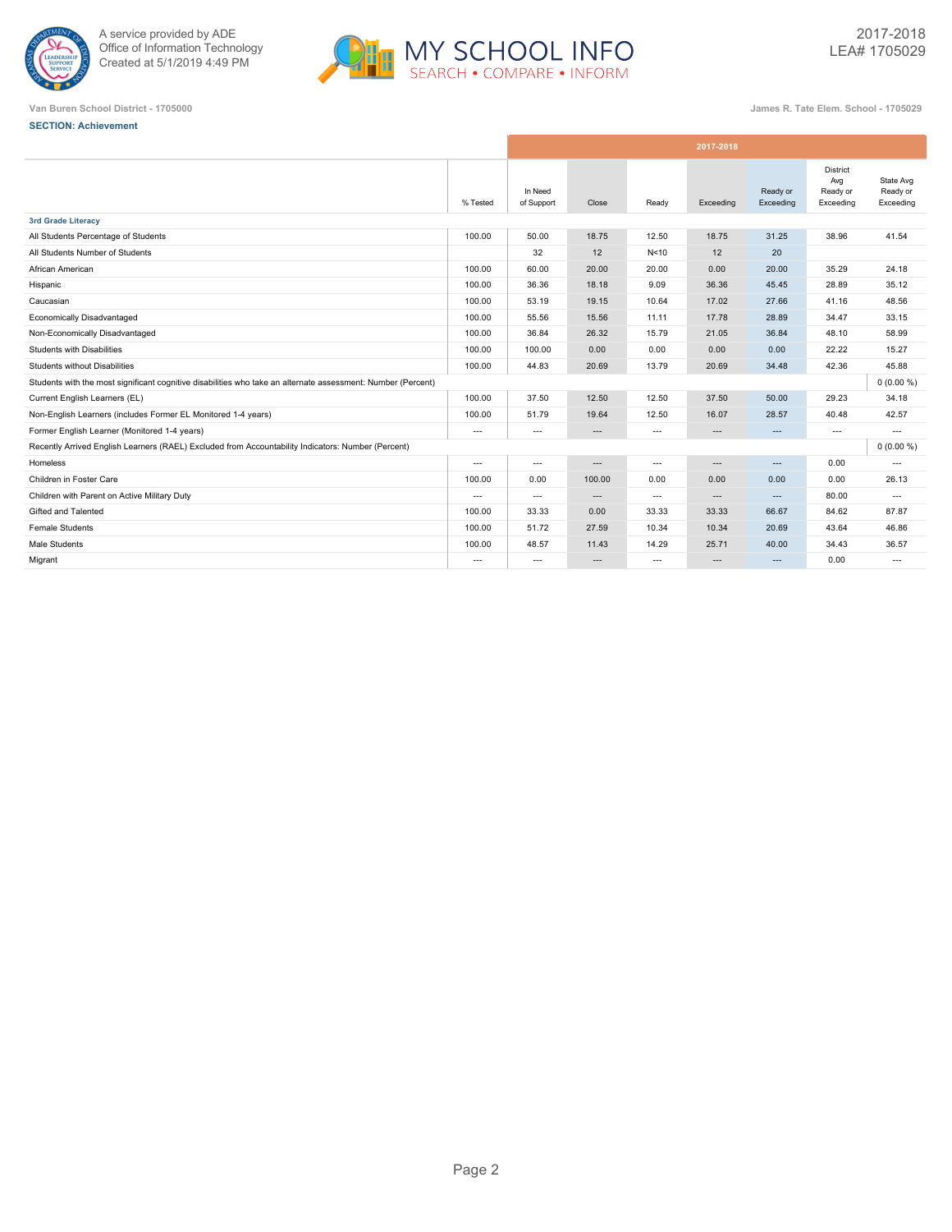A service provided by ADE
Office of Information Technology
Created at 5/1/2019 4:49 PM

MY SCHOOL INFO
SEARCH • COMPARE • INFORM

2017-2018
LEA# 1705029

Van Buren School District - 1705000

James R. Tate Elem. School - 1705029

**SECTION: Achievement**

| | | 2017-2018 | | | | | | |
|---|---|---|---|---|---|---|---|---|
| | % Tested | In Need of Support | Close | Ready | Exceeding | Ready or Exceeding | District Avg Ready or Exceeding | State Avg Ready or Exceeding |
| **3rd Grade Literacy** | | | | | | | | |
| All Students Percentage of Students | 100.00 | 50.00 | 18.75 | 12.50 | 18.75 | 31.25 | 38.96 | 41.54 |
| All Students Number of Students | | 32 | 12 | N<10 | 12 | 20 | | |
| African American | 100.00 | 60.00 | 20.00 | 20.00 | 0.00 | 20.00 | 35.29 | 24.18 |
| Hispanic | 100.00 | 36.36 | 18.18 | 9.09 | 36.36 | 45.45 | 28.89 | 35.12 |
| Caucasian | 100.00 | 53.19 | 19.15 | 10.64 | 17.02 | 27.66 | 41.16 | 48.56 |
| Economically Disadvantaged | 100.00 | 55.56 | 15.56 | 11.11 | 17.78 | 28.89 | 34.47 | 33.15 |
| Non-Economically Disadvantaged | 100.00 | 36.84 | 26.32 | 15.79 | 21.05 | 36.84 | 48.10 | 58.99 |
| Students with Disabilities | 100.00 | 100.00 | 0.00 | 0.00 | 0.00 | 0.00 | 22.22 | 15.27 |
| Students without Disabilities | 100.00 | 44.83 | 20.69 | 13.79 | 20.69 | 34.48 | 42.36 | 45.88 |
| Students with the most significant cognitive disabilities who take an alternate assessment: Number (Percent) | | | | | | | | 0 (0.00 %) |
| Current English Learners (EL) | 100.00 | 37.50 | 12.50 | 12.50 | 37.50 | 50.00 | 29.23 | 34.18 |
| Non-English Learners (includes Former EL Monitored 1-4 years) | 100.00 | 51.79 | 19.64 | 12.50 | 16.07 | 28.57 | 40.48 | 42.57 |
| Former English Learner (Monitored 1-4 years) | --- | --- | --- | --- | --- | --- | --- | --- |
| Recently Arrived English Learners (RAEL) Excluded from Accountability Indicators: Number (Percent) | | | | | | | | 0 (0.00 %) |
| Homeless | --- | --- | --- | --- | --- | --- | 0.00 | --- |
| Children in Foster Care | 100.00 | 0.00 | 100.00 | 0.00 | 0.00 | 0.00 | 0.00 | 26.13 |
| Children with Parent on Active Military Duty | --- | --- | --- | --- | --- | --- | 80.00 | --- |
| Gifted and Talented | 100.00 | 33.33 | 0.00 | 33.33 | 33.33 | 66.67 | 84.62 | 87.87 |
| Female Students | 100.00 | 51.72 | 27.59 | 10.34 | 10.34 | 20.69 | 43.64 | 46.86 |
| Male Students | 100.00 | 48.57 | 11.43 | 14.29 | 25.71 | 40.00 | 34.43 | 36.57 |
| Migrant | --- | --- | --- | --- | --- | --- | 0.00 | --- |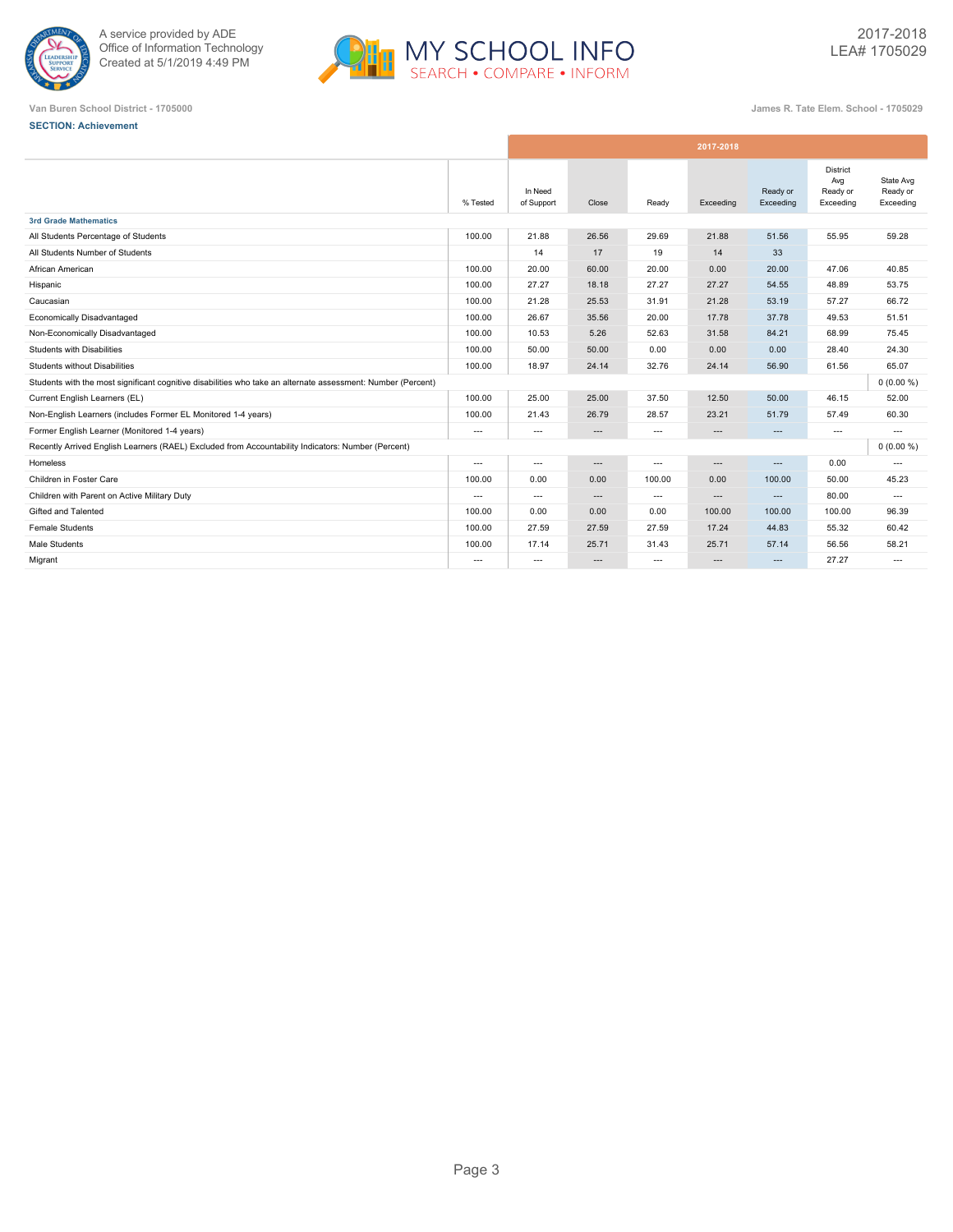A service provided by ADE
Office of Information Technology
Created at 5/1/2019 4:49 PM

MY SCHOOL INFO
SEARCH • COMPARE • INFORM

2017-2018
LEA# 1705029

Van Buren School District - 1705000

James R. Tate Elem. School - 1705029

**SECTION: Achievement**

| | % Tested | 2017-2018 In Need of Support | Close | Ready | Exceeding | Ready or Exceeding | District Avg Ready or Exceeding | State Avg Ready or Exceeding |
|---|---|---|---|---|---|---|---|---|
| **3rd Grade Mathematics** | | | | | | | | |
| All Students Percentage of Students | 100.00 | 21.88 | 26.56 | 29.69 | 21.88 | 51.56 | 55.95 | 59.28 |
| All Students Number of Students | | 14 | 17 | 19 | 14 | 33 | | |
| African American | 100.00 | 20.00 | 60.00 | 20.00 | 0.00 | 20.00 | 47.06 | 40.85 |
| Hispanic | 100.00 | 27.27 | 18.18 | 27.27 | 27.27 | 54.55 | 48.89 | 53.75 |
| Caucasian | 100.00 | 21.28 | 25.53 | 31.91 | 21.28 | 53.19 | 57.27 | 66.72 |
| Economically Disadvantaged | 100.00 | 26.67 | 35.56 | 20.00 | 17.78 | 37.78 | 49.53 | 51.51 |
| Non-Economically Disadvantaged | 100.00 | 10.53 | 5.26 | 52.63 | 31.58 | 84.21 | 68.99 | 75.45 |
| Students with Disabilities | 100.00 | 50.00 | 50.00 | 0.00 | 0.00 | 0.00 | 28.40 | 24.30 |
| Students without Disabilities | 100.00 | 18.97 | 24.14 | 32.76 | 24.14 | 56.90 | 61.56 | 65.07 |
| Students with the most significant cognitive disabilities who take an alternate assessment: Number (Percent) | | | | | | | | 0 (0.00 %) |
| Current English Learners (EL) | 100.00 | 25.00 | 25.00 | 37.50 | 12.50 | 50.00 | 46.15 | 52.00 |
| Non-English Learners (includes Former EL Monitored 1-4 years) | 100.00 | 21.43 | 26.79 | 28.57 | 23.21 | 51.79 | 57.49 | 60.30 |
| Former English Learner (Monitored 1-4 years) | --- | --- | --- | --- | --- | --- | --- | --- |
| Recently Arrived English Learners (RAEL) Excluded from Accountability Indicators: Number (Percent) | | | | | | | | 0 (0.00 %) |
| Homeless | --- | --- | --- | --- | --- | --- | 0.00 | --- |
| Children in Foster Care | 100.00 | 0.00 | 0.00 | 100.00 | 0.00 | 100.00 | 50.00 | 45.23 |
| Children with Parent on Active Military Duty | --- | --- | --- | --- | --- | --- | 80.00 | --- |
| Gifted and Talented | 100.00 | 0.00 | 0.00 | 0.00 | 100.00 | 100.00 | 100.00 | 96.39 |
| Female Students | 100.00 | 27.59 | 27.59 | 27.59 | 17.24 | 44.83 | 55.32 | 60.42 |
| Male Students | 100.00 | 17.14 | 25.71 | 31.43 | 25.71 | 57.14 | 56.56 | 58.21 |
| Migrant | --- | --- | --- | --- | --- | --- | 27.27 | --- |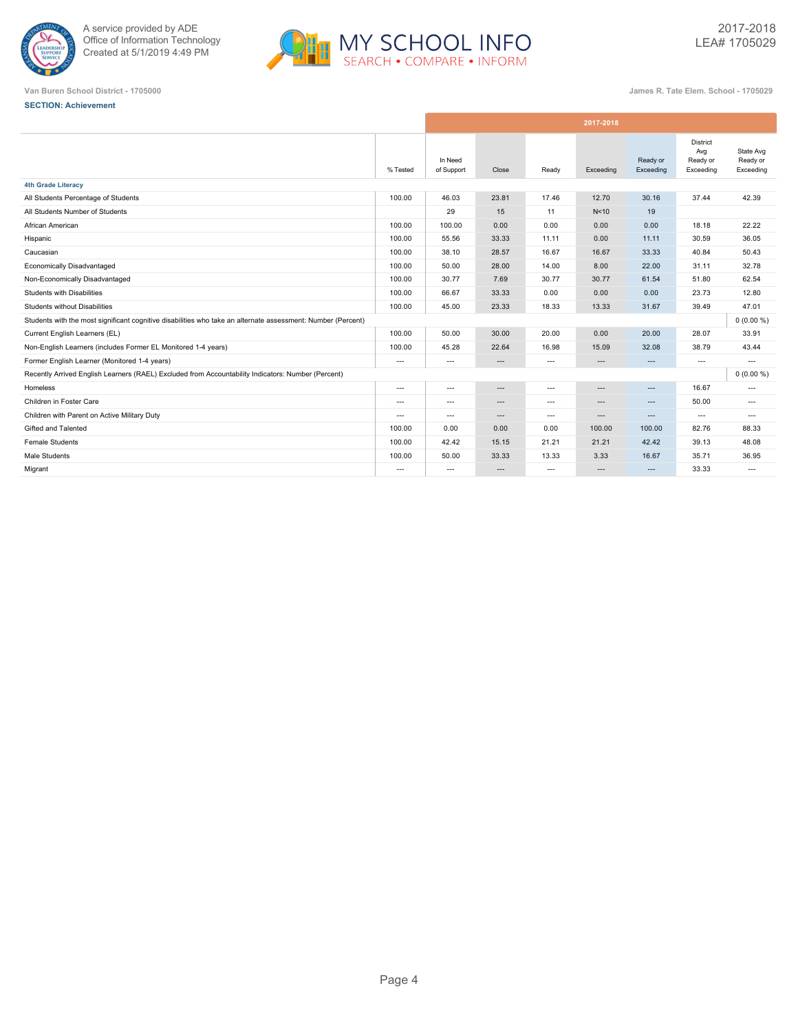Van Buren School District - 1705000

James R. Tate Elem. School - 1705029

**SECTION: Achievement**

| | % Tested | In Need of Support | Close | Ready | Exceeding | Ready or Exceeding | District Avg Ready or Exceeding | State Avg Ready or Exceeding |
|---|---|---|---|---|---|---|---|---|
| | 2017-2018 | | | | | | | |
| **4th Grade Literacy** | | | | | | | | |
| All Students Percentage of Students | 100.00 | 46.03 | 23.81 | 17.46 | 12.70 | 30.16 | 37.44 | 42.39 |
| All Students Number of Students | | 29 | 15 | 11 | N<10 | 19 | | |
| African American | 100.00 | 100.00 | 0.00 | 0.00 | 0.00 | 0.00 | 18.18 | 22.22 |
| Hispanic | 100.00 | 55.56 | 33.33 | 11.11 | 0.00 | 11.11 | 30.59 | 36.05 |
| Caucasian | 100.00 | 38.10 | 28.57 | 16.67 | 16.67 | 33.33 | 40.84 | 50.43 |
| Economically Disadvantaged | 100.00 | 50.00 | 28.00 | 14.00 | 8.00 | 22.00 | 31.11 | 32.78 |
| Non-Economically Disadvantaged | 100.00 | 30.77 | 7.69 | 30.77 | 30.77 | 61.54 | 51.80 | 62.54 |
| Students with Disabilities | 100.00 | 66.67 | 33.33 | 0.00 | 0.00 | 0.00 | 23.73 | 12.80 |
| Students without Disabilities | 100.00 | 45.00 | 23.33 | 18.33 | 13.33 | 31.67 | 39.49 | 47.01 |
| Students with the most significant cognitive disabilities who take an alternate assessment: Number (Percent) | | | | | | | | 0 (0.00 %) |
| Current English Learners (EL) | 100.00 | 50.00 | 30.00 | 20.00 | 0.00 | 20.00 | 28.07 | 33.91 |
| Non-English Learners (includes Former EL Monitored 1-4 years) | 100.00 | 45.28 | 22.64 | 16.98 | 15.09 | 32.08 | 38.79 | 43.44 |
| Former English Learner (Monitored 1-4 years) | --- | --- | --- | --- | --- | --- | --- | --- |
| Recently Arrived English Learners (RAEL) Excluded from Accountability Indicators: Number (Percent) | | | | | | | | 0 (0.00 %) |
| Homeless | --- | --- | --- | --- | --- | --- | 16.67 | --- |
| Children in Foster Care | --- | --- | --- | --- | --- | --- | 50.00 | --- |
| Children with Parent on Active Military Duty | --- | --- | --- | --- | --- | --- | --- | --- |
| Gifted and Talented | 100.00 | 0.00 | 0.00 | 0.00 | 100.00 | 100.00 | 82.76 | 88.33 |
| Female Students | 100.00 | 42.42 | 15.15 | 21.21 | 21.21 | 42.42 | 39.13 | 48.08 |
| Male Students | 100.00 | 50.00 | 33.33 | 13.33 | 3.33 | 16.67 | 35.71 | 36.95 |
| Migrant | --- | --- | --- | --- | --- | --- | 33.33 | --- |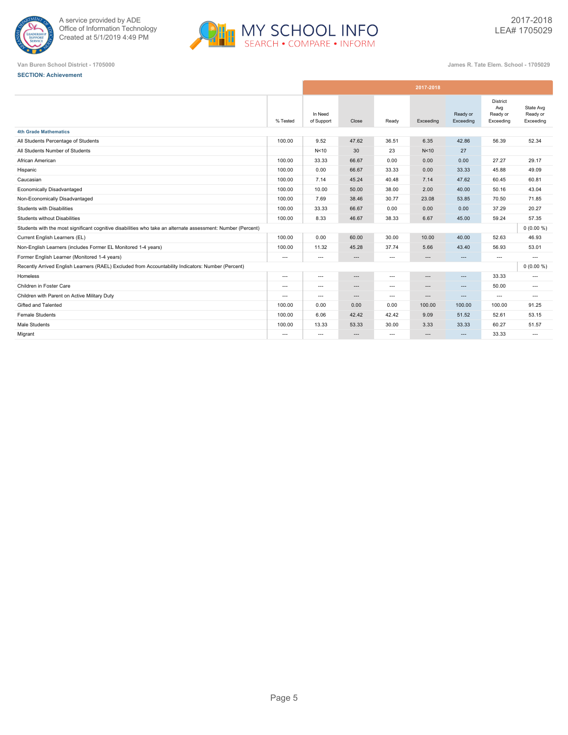Van Buren School District - 1705000

James R. Tate Elem. School - 1705029

**SECTION: Achievement**

| | % Tested | In Need of Support | Close | Ready | Exceeding | Ready or Exceeding | District Avg Ready or Exceeding | State Avg Ready or Exceeding |
|---|---|---|---|---|---|---|---|---|
| | 2017-2018 | | | | | | | |
| **4th Grade Mathematics** | | | | | | | | |
| All Students Percentage of Students | 100.00 | 9.52 | 47.62 | 36.51 | 6.35 | 42.86 | 56.39 | 52.34 |
| All Students Number of Students | | N<10 | 30 | 23 | N<10 | 27 | | |
| African American | 100.00 | 33.33 | 66.67 | 0.00 | 0.00 | 0.00 | 27.27 | 29.17 |
| Hispanic | 100.00 | 0.00 | 66.67 | 33.33 | 0.00 | 33.33 | 45.88 | 49.09 |
| Caucasian | 100.00 | 7.14 | 45.24 | 40.48 | 7.14 | 47.62 | 60.45 | 60.81 |
| Economically Disadvantaged | 100.00 | 10.00 | 50.00 | 38.00 | 2.00 | 40.00 | 50.16 | 43.04 |
| Non-Economically Disadvantaged | 100.00 | 7.69 | 38.46 | 30.77 | 23.08 | 53.85 | 70.50 | 71.85 |
| Students with Disabilities | 100.00 | 33.33 | 66.67 | 0.00 | 0.00 | 0.00 | 37.29 | 20.27 |
| Students without Disabilities | 100.00 | 8.33 | 46.67 | 38.33 | 6.67 | 45.00 | 59.24 | 57.35 |
| Students with the most significant cognitive disabilities who take an alternate assessment: Number (Percent) | | | | | | | | 0 (0.00 %) |
| Current English Learners (EL) | 100.00 | 0.00 | 60.00 | 30.00 | 10.00 | 40.00 | 52.63 | 46.93 |
| Non-English Learners (includes Former EL Monitored 1-4 years) | 100.00 | 11.32 | 45.28 | 37.74 | 5.66 | 43.40 | 56.93 | 53.01 |
| Former English Learner (Monitored 1-4 years) | --- | --- | --- | --- | --- | --- | --- | --- |
| Recently Arrived English Learners (RAEL) Excluded from Accountability Indicators: Number (Percent) | | | | | | | | 0 (0.00 %) |
| Homeless | --- | --- | --- | --- | --- | --- | 33.33 | --- |
| Children in Foster Care | --- | --- | --- | --- | --- | --- | 50.00 | --- |
| Children with Parent on Active Military Duty | --- | --- | --- | --- | --- | --- | --- | --- |
| Gifted and Talented | 100.00 | 0.00 | 0.00 | 0.00 | 100.00 | 100.00 | 100.00 | 91.25 |
| Female Students | 100.00 | 6.06 | 42.42 | 42.42 | 9.09 | 51.52 | 52.61 | 53.15 |
| Male Students | 100.00 | 13.33 | 53.33 | 30.00 | 3.33 | 33.33 | 60.27 | 51.57 |
| Migrant | --- | --- | --- | --- | --- | --- | 33.33 | --- |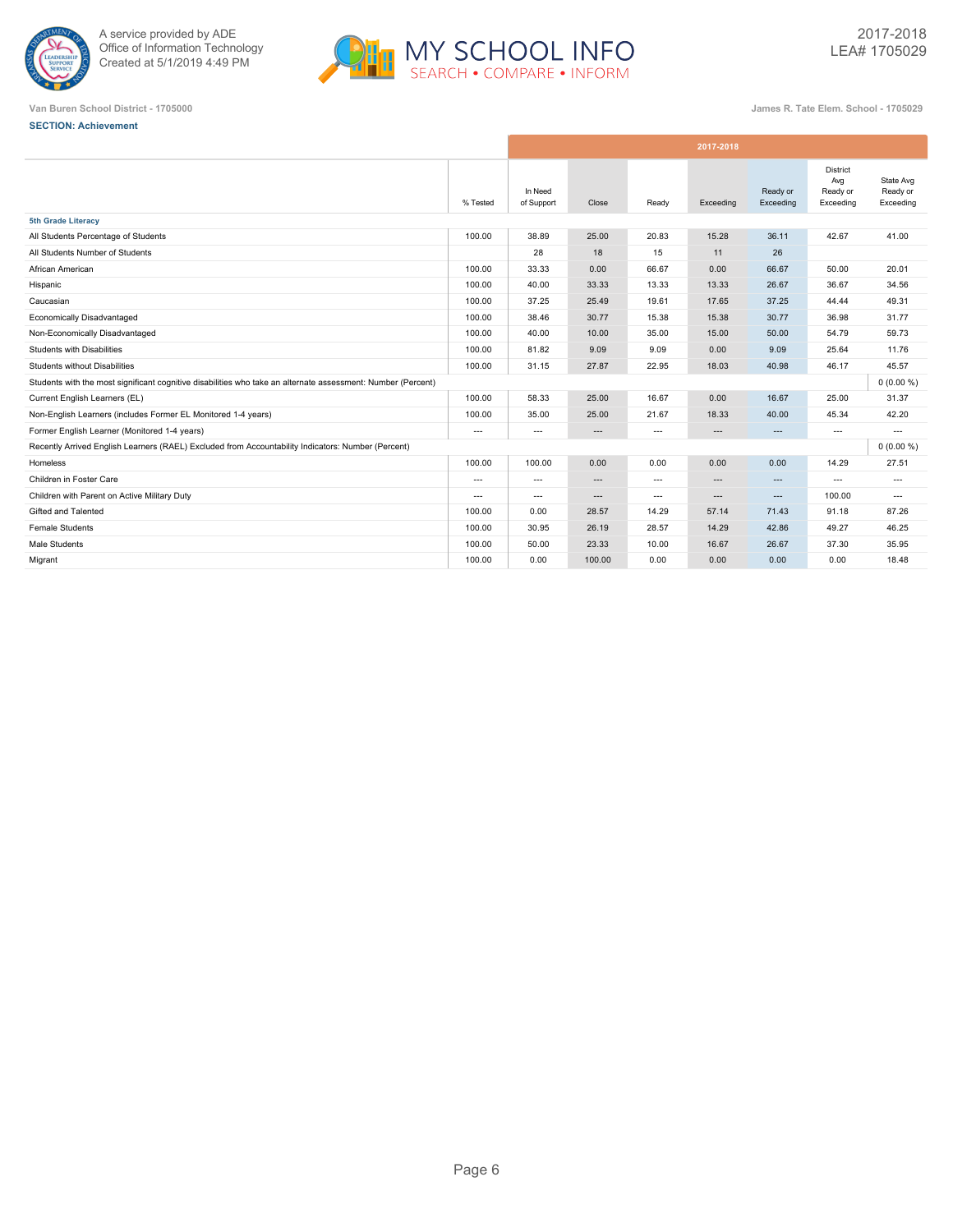A service provided by ADE
Office of Information Technology
Created at 5/1/2019 4:49 PM

MY SCHOOL INFO
SEARCH • COMPARE • INFORM

2017-2018
LEA# 1705029

Van Buren School District - 1705000

James R. Tate Elem. School - 1705029

**SECTION: Achievement**

| | % Tested | In Need of Support | Close | Ready | Exceeding | Ready or Exceeding | District Avg Ready or Exceeding | State Avg Ready or Exceeding |
|---|---|---|---|---|---|---|---|---|
| | 2017-2018 | | | | | | | |
| **5th Grade Literacy** | | | | | | | | |
| All Students Percentage of Students | 100.00 | 38.89 | 25.00 | 20.83 | 15.28 | 36.11 | 42.67 | 41.00 |
| All Students Number of Students | | 28 | 18 | 15 | 11 | 26 | | |
| African American | 100.00 | 33.33 | 0.00 | 66.67 | 0.00 | 66.67 | 50.00 | 20.01 |
| Hispanic | 100.00 | 40.00 | 33.33 | 13.33 | 13.33 | 26.67 | 36.67 | 34.56 |
| Caucasian | 100.00 | 37.25 | 25.49 | 19.61 | 17.65 | 37.25 | 44.44 | 49.31 |
| Economically Disadvantaged | 100.00 | 38.46 | 30.77 | 15.38 | 15.38 | 30.77 | 36.98 | 31.77 |
| Non-Economically Disadvantaged | 100.00 | 40.00 | 10.00 | 35.00 | 15.00 | 50.00 | 54.79 | 59.73 |
| Students with Disabilities | 100.00 | 81.82 | 9.09 | 9.09 | 0.00 | 9.09 | 25.64 | 11.76 |
| Students without Disabilities | 100.00 | 31.15 | 27.87 | 22.95 | 18.03 | 40.98 | 46.17 | 45.57 |
| Students with the most significant cognitive disabilities who take an alternate assessment: Number (Percent) | | | | | | | | 0 (0.00 %) |
| Current English Learners (EL) | 100.00 | 58.33 | 25.00 | 16.67 | 0.00 | 16.67 | 25.00 | 31.37 |
| Non-English Learners (includes Former EL Monitored 1-4 years) | 100.00 | 35.00 | 25.00 | 21.67 | 18.33 | 40.00 | 45.34 | 42.20 |
| Former English Learner (Monitored 1-4 years) | --- | --- | --- | --- | --- | --- | --- | --- |
| Recently Arrived English Learners (RAEL) Excluded from Accountability Indicators: Number (Percent) | | | | | | | | 0 (0.00 %) |
| Homeless | 100.00 | 100.00 | 0.00 | 0.00 | 0.00 | 0.00 | 14.29 | 27.51 |
| Children in Foster Care | --- | --- | --- | --- | --- | --- | --- | --- |
| Children with Parent on Active Military Duty | --- | --- | --- | --- | --- | --- | 100.00 | --- |
| Gifted and Talented | 100.00 | 0.00 | 28.57 | 14.29 | 57.14 | 71.43 | 91.18 | 87.26 |
| Female Students | 100.00 | 30.95 | 26.19 | 28.57 | 14.29 | 42.86 | 49.27 | 46.25 |
| Male Students | 100.00 | 50.00 | 23.33 | 10.00 | 16.67 | 26.67 | 37.30 | 35.95 |
| Migrant | 100.00 | 0.00 | 100.00 | 0.00 | 0.00 | 0.00 | 0.00 | 18.48 |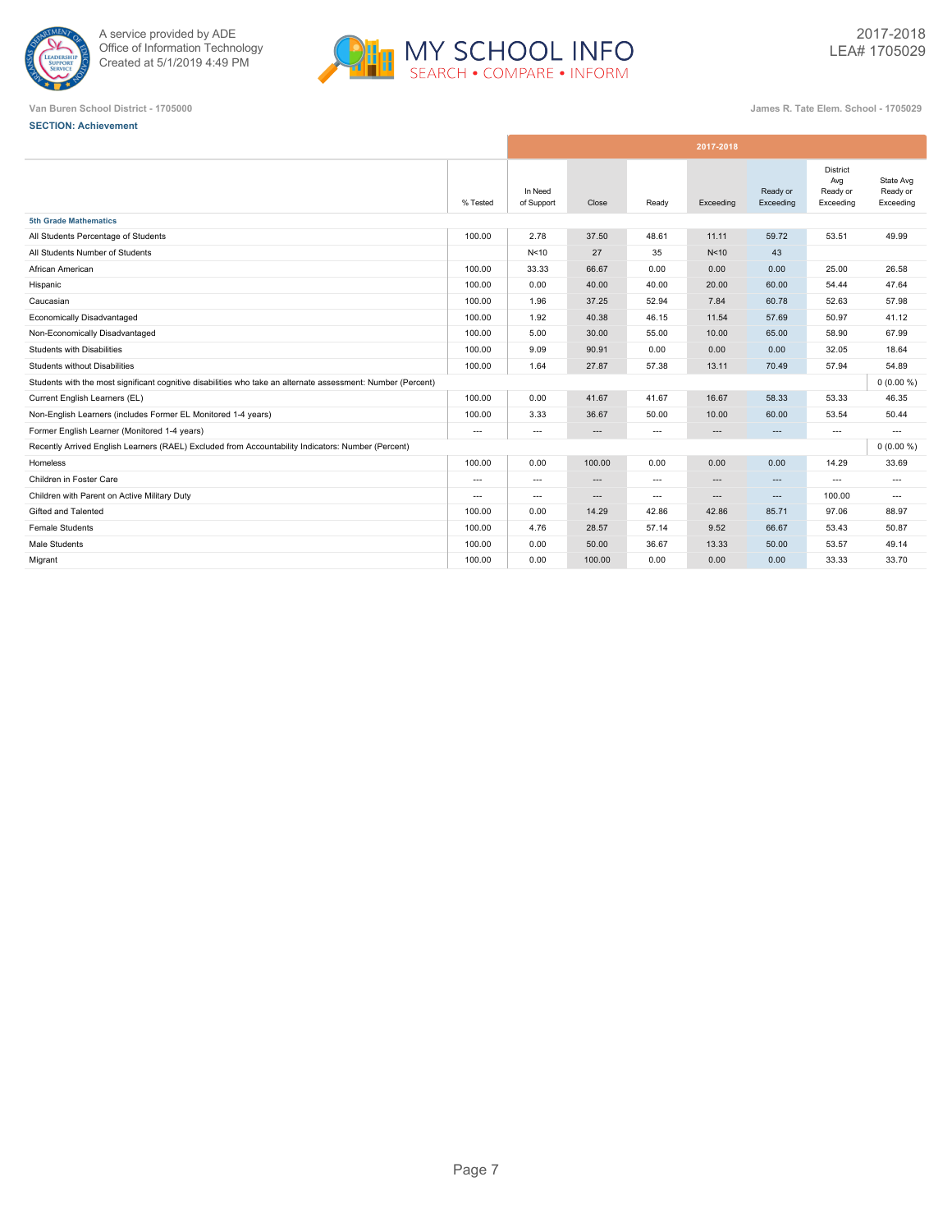A service provided by ADE
Office of Information Technology
Created at 5/1/2019 4:49 PM

MY SCHOOL INFO
SEARCH • COMPARE • INFORM

2017-2018
LEA# 1705029

Van Buren School District - 1705000

James R. Tate Elem. School - 1705029

**SECTION: Achievement**

| | 2017-2018 | | | | | | | |
|---|---|---|---|---|---|---|---|---|
| | % Tested | In Need of Support | Close | Ready | Exceeding | Ready or Exceeding | District Avg Ready or Exceeding | State Avg Ready or Exceeding |
| **5th Grade Mathematics** | | | | | | | | |
| All Students Percentage of Students | 100.00 | 2.78 | 37.50 | 48.61 | 11.11 | 59.72 | 53.51 | 49.99 |
| All Students Number of Students | | N<10 | 27 | 35 | N<10 | 43 | | |
| African American | 100.00 | 33.33 | 66.67 | 0.00 | 0.00 | 0.00 | 25.00 | 26.58 |
| Hispanic | 100.00 | 0.00 | 40.00 | 40.00 | 20.00 | 60.00 | 54.44 | 47.64 |
| Caucasian | 100.00 | 1.96 | 37.25 | 52.94 | 7.84 | 60.78 | 52.63 | 57.98 |
| Economically Disadvantaged | 100.00 | 1.92 | 40.38 | 46.15 | 11.54 | 57.69 | 50.97 | 41.12 |
| Non-Economically Disadvantaged | 100.00 | 5.00 | 30.00 | 55.00 | 10.00 | 65.00 | 58.90 | 67.99 |
| Students with Disabilities | 100.00 | 9.09 | 90.91 | 0.00 | 0.00 | 0.00 | 32.05 | 18.64 |
| Students without Disabilities | 100.00 | 1.64 | 27.87 | 57.38 | 13.11 | 70.49 | 57.94 | 54.89 |
| Students with the most significant cognitive disabilities who take an alternate assessment: Number (Percent) | | | | | | | | 0 (0.00 %) |
| Current English Learners (EL) | 100.00 | 0.00 | 41.67 | 41.67 | 16.67 | 58.33 | 53.33 | 46.35 |
| Non-English Learners (includes Former EL Monitored 1-4 years) | 100.00 | 3.33 | 36.67 | 50.00 | 10.00 | 60.00 | 53.54 | 50.44 |
| Former English Learner (Monitored 1-4 years) | --- | --- | --- | --- | --- | --- | --- | --- |
| Recently Arrived English Learners (RAEL) Excluded from Accountability Indicators: Number (Percent) | | | | | | | | 0 (0.00 %) |
| Homeless | 100.00 | 0.00 | 100.00 | 0.00 | 0.00 | 0.00 | 14.29 | 33.69 |
| Children in Foster Care | --- | --- | --- | --- | --- | --- | --- | --- |
| Children with Parent on Active Military Duty | --- | --- | --- | --- | --- | --- | 100.00 | --- |
| Gifted and Talented | 100.00 | 0.00 | 14.29 | 42.86 | 42.86 | 85.71 | 97.06 | 88.97 |
| Female Students | 100.00 | 4.76 | 28.57 | 57.14 | 9.52 | 66.67 | 53.43 | 50.87 |
| Male Students | 100.00 | 0.00 | 50.00 | 36.67 | 13.33 | 50.00 | 53.57 | 49.14 |
| Migrant | 100.00 | 0.00 | 100.00 | 0.00 | 0.00 | 0.00 | 33.33 | 33.70 |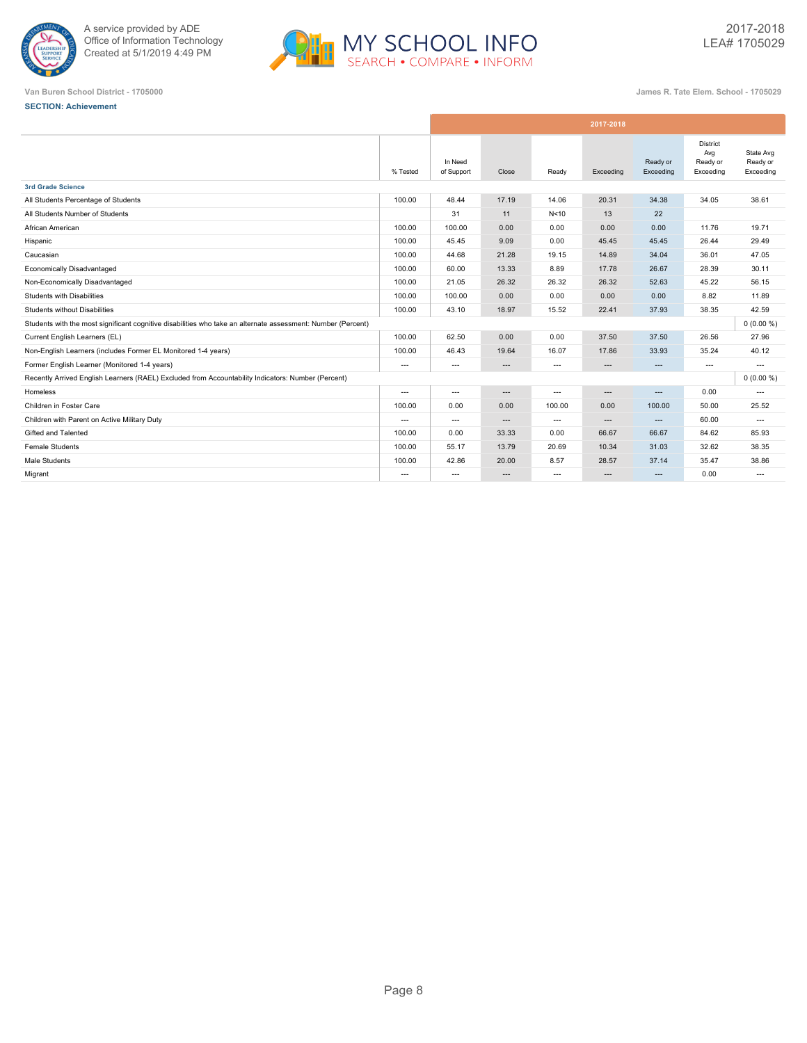A service provided by ADE
Office of Information Technology
Created at 5/1/2019 4:49 PM

2017-2018
LEA# 1705029

Van Buren School District - 1705000

James R. Tate Elem. School - 1705029

**SECTION: Achievement**

| | % Tested | In Need of Support | Close | Ready | Exceeding | Ready or Exceeding | District Avg Ready or Exceeding | State Avg Ready or Exceeding |
|---|---|---|---|---|---|---|---|---|
| | 2017-2018 | | | | | | | |
| **3rd Grade Science** | | | | | | | | |
| All Students Percentage of Students | 100.00 | 48.44 | 17.19 | 14.06 | 20.31 | 34.38 | 34.05 | 38.61 |
| All Students Number of Students | | 31 | 11 | N<10 | 13 | 22 | | |
| African American | 100.00 | 100.00 | 0.00 | 0.00 | 0.00 | 0.00 | 11.76 | 19.71 |
| Hispanic | 100.00 | 45.45 | 9.09 | 0.00 | 45.45 | 45.45 | 26.44 | 29.49 |
| Caucasian | 100.00 | 44.68 | 21.28 | 19.15 | 14.89 | 34.04 | 36.01 | 47.05 |
| Economically Disadvantaged | 100.00 | 60.00 | 13.33 | 8.89 | 17.78 | 26.67 | 28.39 | 30.11 |
| Non-Economically Disadvantaged | 100.00 | 21.05 | 26.32 | 26.32 | 26.32 | 52.63 | 45.22 | 56.15 |
| Students with Disabilities | 100.00 | 100.00 | 0.00 | 0.00 | 0.00 | 0.00 | 8.82 | 11.89 |
| Students without Disabilities | 100.00 | 43.10 | 18.97 | 15.52 | 22.41 | 37.93 | 38.35 | 42.59 |
| Students with the most significant cognitive disabilities who take an alternate assessment: Number (Percent) | | | | | | | | 0 (0.00 %) |
| Current English Learners (EL) | 100.00 | 62.50 | 0.00 | 0.00 | 37.50 | 37.50 | 26.56 | 27.96 |
| Non-English Learners (includes Former EL Monitored 1-4 years) | 100.00 | 46.43 | 19.64 | 16.07 | 17.86 | 33.93 | 35.24 | 40.12 |
| Former English Learner (Monitored 1-4 years) | --- | --- | --- | --- | --- | --- | --- | --- |
| Recently Arrived English Learners (RAEL) Excluded from Accountability Indicators: Number (Percent) | | | | | | | | 0 (0.00 %) |
| Homeless | --- | --- | --- | --- | --- | --- | 0.00 | --- |
| Children in Foster Care | 100.00 | 0.00 | 0.00 | 100.00 | 0.00 | 100.00 | 50.00 | 25.52 |
| Children with Parent on Active Military Duty | --- | --- | --- | --- | --- | --- | 60.00 | --- |
| Gifted and Talented | 100.00 | 0.00 | 33.33 | 0.00 | 66.67 | 66.67 | 84.62 | 85.93 |
| Female Students | 100.00 | 55.17 | 13.79 | 20.69 | 10.34 | 31.03 | 32.62 | 38.35 |
| Male Students | 100.00 | 42.86 | 20.00 | 8.57 | 28.57 | 37.14 | 35.47 | 38.86 |
| Migrant | --- | --- | --- | --- | --- | --- | 0.00 | --- |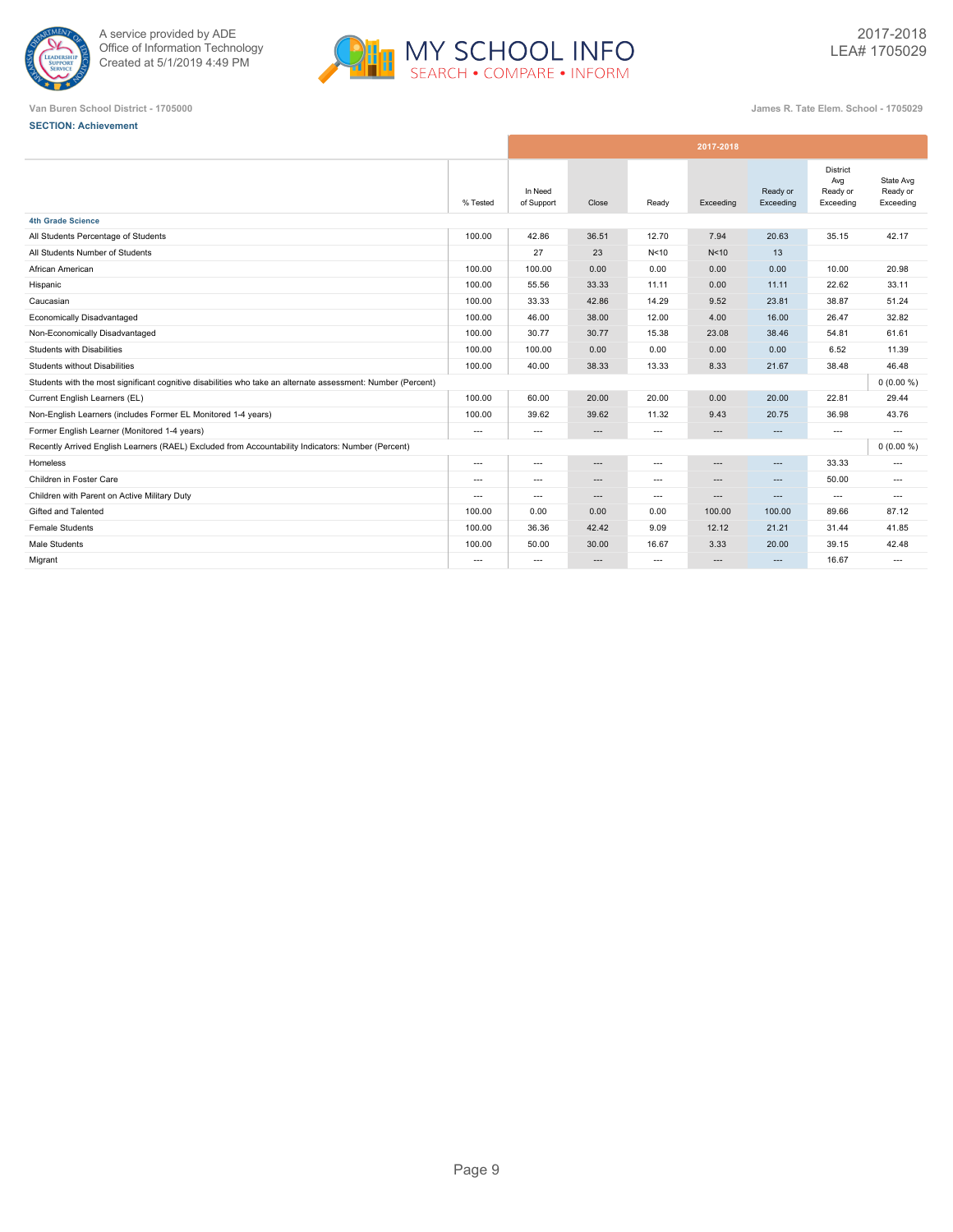Van Buren School District - 1705000

James R. Tate Elem. School - 1705029

2017-2018
LEA# 1705029

**SECTION: Achievement**

| | | 2017-2018 | | | | | | |
|---|---|---|---|---|---|---|---|---|
| | % Tested | In Need of Support | Close | Ready | Exceeding | Ready or Exceeding | District Avg Ready or Exceeding | State Avg Ready or Exceeding |
| **4th Grade Science** | | | | | | | | |
| All Students Percentage of Students | 100.00 | 42.86 | 36.51 | 12.70 | 7.94 | 20.63 | 35.15 | 42.17 |
| All Students Number of Students | | 27 | 23 | N<10 | N<10 | 13 | | |
| African American | 100.00 | 100.00 | 0.00 | 0.00 | 0.00 | 0.00 | 10.00 | 20.98 |
| Hispanic | 100.00 | 55.56 | 33.33 | 11.11 | 0.00 | 11.11 | 22.62 | 33.11 |
| Caucasian | 100.00 | 33.33 | 42.86 | 14.29 | 9.52 | 23.81 | 38.87 | 51.24 |
| Economically Disadvantaged | 100.00 | 46.00 | 38.00 | 12.00 | 4.00 | 16.00 | 26.47 | 32.82 |
| Non-Economically Disadvantaged | 100.00 | 30.77 | 30.77 | 15.38 | 23.08 | 38.46 | 54.81 | 61.61 |
| Students with Disabilities | 100.00 | 100.00 | 0.00 | 0.00 | 0.00 | 0.00 | 6.52 | 11.39 |
| Students without Disabilities | 100.00 | 40.00 | 38.33 | 13.33 | 8.33 | 21.67 | 38.48 | 46.48 |
| Students with the most significant cognitive disabilities who take an alternate assessment: Number (Percent) | | | | | | | | 0 (0.00 %) |
| Current English Learners (EL) | 100.00 | 60.00 | 20.00 | 20.00 | 0.00 | 20.00 | 22.81 | 29.44 |
| Non-English Learners (includes Former EL Monitored 1-4 years) | 100.00 | 39.62 | 39.62 | 11.32 | 9.43 | 20.75 | 36.98 | 43.76 |
| Former English Learner (Monitored 1-4 years) | --- | --- | --- | --- | --- | --- | --- | --- |
| Recently Arrived English Learners (RAEL) Excluded from Accountability Indicators: Number (Percent) | | | | | | | | 0 (0.00 %) |
| Homeless | --- | --- | --- | --- | --- | --- | 33.33 | --- |
| Children in Foster Care | --- | --- | --- | --- | --- | --- | 50.00 | --- |
| Children with Parent on Active Military Duty | --- | --- | --- | --- | --- | --- | --- | --- |
| Gifted and Talented | 100.00 | 0.00 | 0.00 | 0.00 | 100.00 | 100.00 | 89.66 | 87.12 |
| Female Students | 100.00 | 36.36 | 42.42 | 9.09 | 12.12 | 21.21 | 31.44 | 41.85 |
| Male Students | 100.00 | 50.00 | 30.00 | 16.67 | 3.33 | 20.00 | 39.15 | 42.48 |
| Migrant | --- | --- | --- | --- | --- | --- | 16.67 | --- |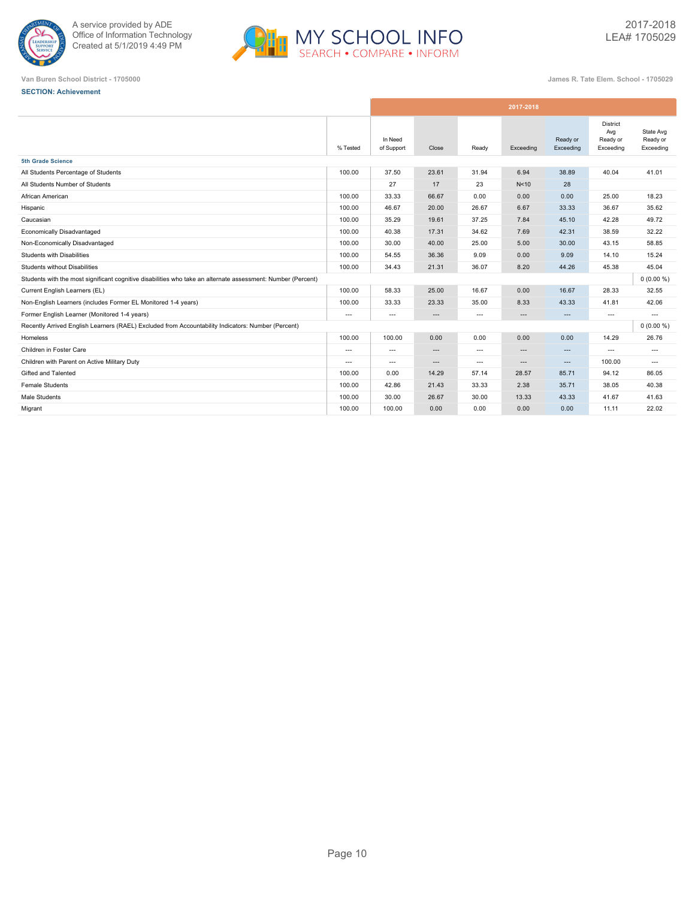Van Buren School District - 1705000

James R. Tate Elem. School - 1705029

**SECTION: Achievement**

| | % Tested | In Need of Support | Close | Ready | Exceeding | Ready or Exceeding | District Avg Ready or Exceeding | State Avg Ready or Exceeding |
|---|---|---|---|---|---|---|---|---|
| | 2017-2018 | | | | | | | |
| **5th Grade Science** | | | | | | | | |
| All Students Percentage of Students | 100.00 | 37.50 | 23.61 | 31.94 | 6.94 | 38.89 | 40.04 | 41.01 |
| All Students Number of Students | | 27 | 17 | 23 | N<10 | 28 | | |
| African American | 100.00 | 33.33 | 66.67 | 0.00 | 0.00 | 0.00 | 25.00 | 18.23 |
| Hispanic | 100.00 | 46.67 | 20.00 | 26.67 | 6.67 | 33.33 | 36.67 | 35.62 |
| Caucasian | 100.00 | 35.29 | 19.61 | 37.25 | 7.84 | 45.10 | 42.28 | 49.72 |
| Economically Disadvantaged | 100.00 | 40.38 | 17.31 | 34.62 | 7.69 | 42.31 | 38.59 | 32.22 |
| Non-Economically Disadvantaged | 100.00 | 30.00 | 40.00 | 25.00 | 5.00 | 30.00 | 43.15 | 58.85 |
| Students with Disabilities | 100.00 | 54.55 | 36.36 | 9.09 | 0.00 | 9.09 | 14.10 | 15.24 |
| Students without Disabilities | 100.00 | 34.43 | 21.31 | 36.07 | 8.20 | 44.26 | 45.38 | 45.04 |
| Students with the most significant cognitive disabilities who take an alternate assessment: Number (Percent) | | | | | | | | 0 (0.00 %) |
| Current English Learners (EL) | 100.00 | 58.33 | 25.00 | 16.67 | 0.00 | 16.67 | 28.33 | 32.55 |
| Non-English Learners (includes Former EL Monitored 1-4 years) | 100.00 | 33.33 | 23.33 | 35.00 | 8.33 | 43.33 | 41.81 | 42.06 |
| Former English Learner (Monitored 1-4 years) | --- | --- | --- | --- | --- | --- | --- | --- |
| Recently Arrived English Learners (RAEL) Excluded from Accountability Indicators: Number (Percent) | | | | | | | | 0 (0.00 %) |
| Homeless | 100.00 | 100.00 | 0.00 | 0.00 | 0.00 | 0.00 | 14.29 | 26.76 |
| Children in Foster Care | --- | --- | --- | --- | --- | --- | --- | --- |
| Children with Parent on Active Military Duty | --- | --- | --- | --- | --- | --- | 100.00 | --- |
| Gifted and Talented | 100.00 | 0.00 | 14.29 | 57.14 | 28.57 | 85.71 | 94.12 | 86.05 |
| Female Students | 100.00 | 42.86 | 21.43 | 33.33 | 2.38 | 35.71 | 38.05 | 40.38 |
| Male Students | 100.00 | 30.00 | 26.67 | 30.00 | 13.33 | 43.33 | 41.67 | 41.63 |
| Migrant | 100.00 | 100.00 | 0.00 | 0.00 | 0.00 | 0.00 | 11.11 | 22.02 |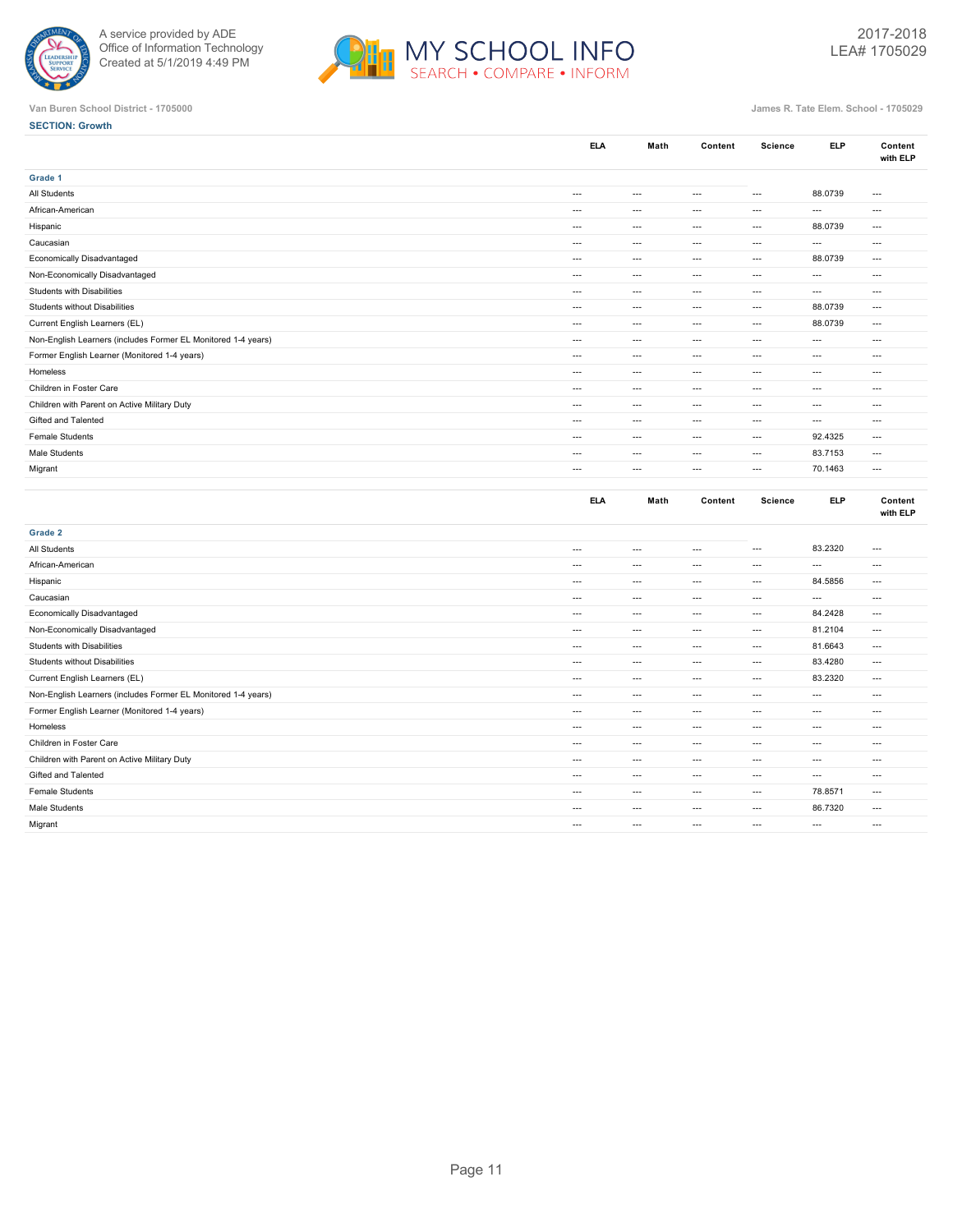Van Buren School District - 1705000

James R. Tate Elem. School - 1705029

**SECTION: Growth**

| | ELA | Math | Content | Science | ELP | Content with ELP |
|---|---|---|---|---|---|---|
| **Grade 1** | | | | | | |
| All Students | --- | --- | --- | --- | 88.0739 | --- |
| African-American | --- | --- | --- | --- | --- | --- |
| Hispanic | --- | --- | --- | --- | 88.0739 | --- |
| Caucasian | --- | --- | --- | --- | --- | --- |
| Economically Disadvantaged | --- | --- | --- | --- | 88.0739 | --- |
| Non-Economically Disadvantaged | --- | --- | --- | --- | --- | --- |
| Students with Disabilities | --- | --- | --- | --- | --- | --- |
| Students without Disabilities | --- | --- | --- | --- | 88.0739 | --- |
| Current English Learners (EL) | --- | --- | --- | --- | 88.0739 | --- |
| Non-English Learners (includes Former EL Monitored 1-4 years) | --- | --- | --- | --- | --- | --- |
| Former English Learner (Monitored 1-4 years) | --- | --- | --- | --- | --- | --- |
| Homeless | --- | --- | --- | --- | --- | --- |
| Children in Foster Care | --- | --- | --- | --- | --- | --- |
| Children with Parent on Active Military Duty | --- | --- | --- | --- | --- | --- |
| Gifted and Talented | --- | --- | --- | --- | --- | --- |
| Female Students | --- | --- | --- | --- | 92.4325 | --- |
| Male Students | --- | --- | --- | --- | 83.7153 | --- |
| Migrant | --- | --- | --- | --- | 70.1463 | --- |

| | ELA | Math | Content | Science | ELP | Content with ELP |
|---|---|---|---|---|---|---|
| **Grade 2** | | | | | | |
| All Students | --- | --- | --- | --- | 83.2320 | --- |
| African-American | --- | --- | --- | --- | --- | --- |
| Hispanic | --- | --- | --- | --- | 84.5856 | --- |
| Caucasian | --- | --- | --- | --- | --- | --- |
| Economically Disadvantaged | --- | --- | --- | --- | 84.2428 | --- |
| Non-Economically Disadvantaged | --- | --- | --- | --- | 81.2104 | --- |
| Students with Disabilities | --- | --- | --- | --- | 81.6643 | --- |
| Students without Disabilities | --- | --- | --- | --- | 83.4280 | --- |
| Current English Learners (EL) | --- | --- | --- | --- | 83.2320 | --- |
| Non-English Learners (includes Former EL Monitored 1-4 years) | --- | --- | --- | --- | --- | --- |
| Former English Learner (Monitored 1-4 years) | --- | --- | --- | --- | --- | --- |
| Homeless | --- | --- | --- | --- | --- | --- |
| Children in Foster Care | --- | --- | --- | --- | --- | --- |
| Children with Parent on Active Military Duty | --- | --- | --- | --- | --- | --- |
| Gifted and Talented | --- | --- | --- | --- | --- | --- |
| Female Students | --- | --- | --- | --- | 78.8571 | --- |
| Male Students | --- | --- | --- | --- | 86.7320 | --- |
| Migrant | --- | --- | --- | --- | --- | --- |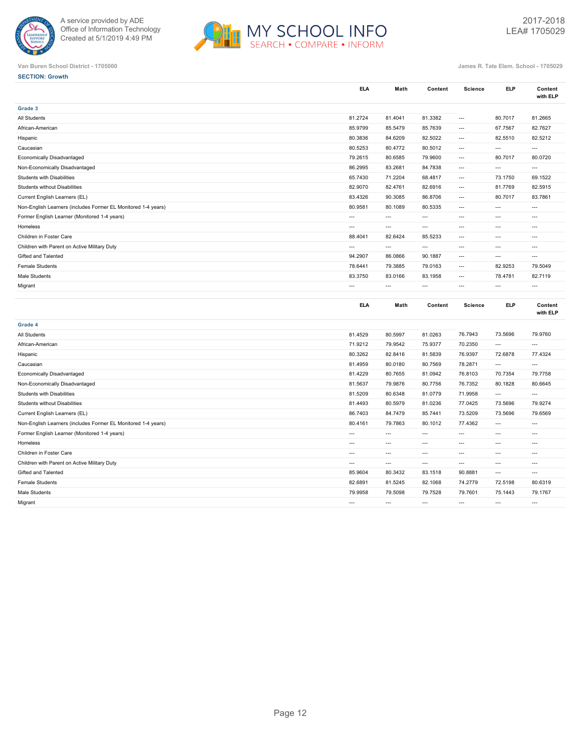Van Buren School District - 1705000

James R. Tate Elem. School - 1705029

**SECTION: Growth**

| | ELA | Math | Content | Science | ELP | Content with ELP |
|---|---|---|---|---|---|---|
| **Grade 3** | | | | | | |
| All Students | 81.2724 | 81.4041 | 81.3382 | --- | 80.7017 | 81.2665 |
| African-American | 85.9799 | 85.5479 | 85.7639 | --- | 67.7567 | 82.7627 |
| Hispanic | 80.3836 | 84.6209 | 82.5022 | --- | 82.5510 | 82.5212 |
| Caucasian | 80.5253 | 80.4772 | 80.5012 | --- | --- | --- |
| Economically Disadvantaged | 79.2615 | 80.6585 | 79.9600 | --- | 80.7017 | 80.0720 |
| Non-Economically Disadvantaged | 86.2995 | 83.2681 | 84.7838 | --- | --- | --- |
| Students with Disabilities | 65.7430 | 71.2204 | 68.4817 | --- | 73.1750 | 69.1522 |
| Students without Disabilities | 82.9070 | 82.4761 | 82.6916 | --- | 81.7769 | 82.5915 |
| Current English Learners (EL) | 83.4326 | 90.3085 | 86.8706 | --- | 80.7017 | 83.7861 |
| Non-English Learners (includes Former EL Monitored 1-4 years) | 80.9581 | 80.1089 | 80.5335 | --- | --- | --- |
| Former English Learner (Monitored 1-4 years) | --- | --- | --- | --- | --- | --- |
| Homeless | --- | --- | --- | --- | --- | --- |
| Children in Foster Care | 88.4041 | 82.6424 | 85.5233 | --- | --- | --- |
| Children with Parent on Active Military Duty | --- | --- | --- | --- | --- | --- |
| Gifted and Talented | 94.2907 | 86.0866 | 90.1887 | --- | --- | --- |
| Female Students | 78.6441 | 79.3885 | 79.0163 | --- | 82.9253 | 79.5049 |
| Male Students | 83.3750 | 83.0166 | 83.1958 | --- | 78.4781 | 82.7119 |
| Migrant | --- | --- | --- | --- | --- | --- |

| | ELA | Math | Content | Science | ELP | Content with ELP |
|---|---|---|---|---|---|---|
| **Grade 4** | | | | | | |
| All Students | 81.4529 | 80.5997 | 81.0263 | 76.7943 | 73.5696 | 79.9760 |
| African-American | 71.9212 | 79.9542 | 75.9377 | 70.2350 | --- | --- |
| Hispanic | 80.3262 | 82.8416 | 81.5839 | 76.9397 | 72.6878 | 77.4324 |
| Caucasian | 81.4959 | 80.0180 | 80.7569 | 78.2871 | --- | --- |
| Economically Disadvantaged | 81.4229 | 80.7655 | 81.0942 | 76.8103 | 70.7354 | 79.7758 |
| Non-Economically Disadvantaged | 81.5637 | 79.9876 | 80.7756 | 76.7352 | 80.1828 | 80.6645 |
| Students with Disabilities | 81.5209 | 80.6348 | 81.0779 | 71.9958 | --- | --- |
| Students without Disabilities | 81.4493 | 80.5979 | 81.0236 | 77.0425 | 73.5696 | 79.9274 |
| Current English Learners (EL) | 86.7403 | 84.7479 | 85.7441 | 73.5209 | 73.5696 | 79.6569 |
| Non-English Learners (includes Former EL Monitored 1-4 years) | 80.4161 | 79.7863 | 80.1012 | 77.4362 | --- | --- |
| Former English Learner (Monitored 1-4 years) | --- | --- | --- | --- | --- | --- |
| Homeless | --- | --- | --- | --- | --- | --- |
| Children in Foster Care | --- | --- | --- | --- | --- | --- |
| Children with Parent on Active Military Duty | --- | --- | --- | --- | --- | --- |
| Gifted and Talented | 85.9604 | 80.3432 | 83.1518 | 90.8881 | --- | --- |
| Female Students | 82.6891 | 81.5245 | 82.1068 | 74.2779 | 72.5198 | 80.6319 |
| Male Students | 79.9958 | 79.5098 | 79.7528 | 79.7601 | 75.1443 | 79.1767 |
| Migrant | --- | --- | --- | --- | --- | --- |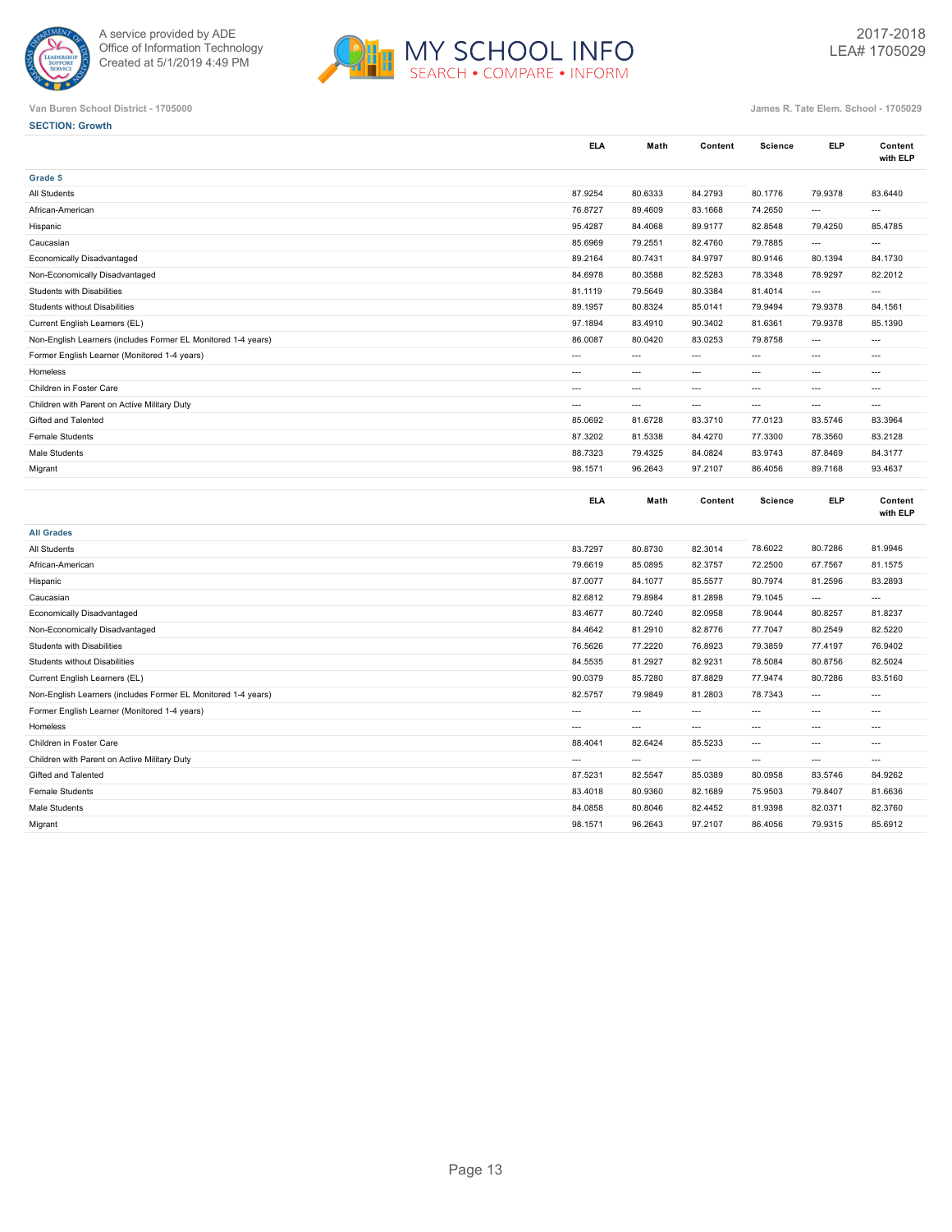Van Buren School District - 1705000

James R. Tate Elem. School - 1705029

**SECTION: Growth**

| | ELA | Math | Content | Science | ELP | Content with ELP |
|---|---|---|---|---|---|---|
| **Grade 5** | | | | | | |
| All Students | 87.9254 | 80.6333 | 84.2793 | 80.1776 | 79.9378 | 83.6440 |
| African-American | 76.8727 | 89.4609 | 83.1668 | 74.2650 | --- | --- |
| Hispanic | 95.4287 | 84.4068 | 89.9177 | 82.8548 | 79.4250 | 85.4785 |
| Caucasian | 85.6969 | 79.2551 | 82.4760 | 79.7885 | --- | --- |
| Economically Disadvantaged | 89.2164 | 80.7431 | 84.9797 | 80.9146 | 80.1394 | 84.1730 |
| Non-Economically Disadvantaged | 84.6978 | 80.3588 | 82.5283 | 78.3348 | 78.9297 | 82.2012 |
| Students with Disabilities | 81.1119 | 79.5649 | 80.3384 | 81.4014 | --- | --- |
| Students without Disabilities | 89.1957 | 80.8324 | 85.0141 | 79.9494 | 79.9378 | 84.1561 |
| Current English Learners (EL) | 97.1894 | 83.4910 | 90.3402 | 81.6361 | 79.9378 | 85.1390 |
| Non-English Learners (includes Former EL Monitored 1-4 years) | 86.0087 | 80.0420 | 83.0253 | 79.8758 | --- | --- |
| Former English Learner (Monitored 1-4 years) | --- | --- | --- | --- | --- | --- |
| Homeless | --- | --- | --- | --- | --- | --- |
| Children in Foster Care | --- | --- | --- | --- | --- | --- |
| Children with Parent on Active Military Duty | --- | --- | --- | --- | --- | --- |
| Gifted and Talented | 85.0692 | 81.6728 | 83.3710 | 77.0123 | 83.5746 | 83.3964 |
| Female Students | 87.3202 | 81.5338 | 84.4270 | 77.3300 | 78.3560 | 83.2128 |
| Male Students | 88.7323 | 79.4325 | 84.0824 | 83.9743 | 87.8469 | 84.3177 |
| Migrant | 98.1571 | 96.2643 | 97.2107 | 86.4056 | 89.7168 | 93.4637 |

| | ELA | Math | Content | Science | ELP | Content with ELP |
|---|---|---|---|---|---|---|
| **All Grades** | | | | | | |
| All Students | 83.7297 | 80.8730 | 82.3014 | 78.6022 | 80.7286 | 81.9946 |
| African-American | 79.6619 | 85.0895 | 82.3757 | 72.2500 | 67.7567 | 81.1575 |
| Hispanic | 87.0077 | 84.1077 | 85.5577 | 80.7974 | 81.2596 | 83.2893 |
| Caucasian | 82.6812 | 79.8984 | 81.2898 | 79.1045 | --- | --- |
| Economically Disadvantaged | 83.4677 | 80.7240 | 82.0958 | 78.9044 | 80.8257 | 81.8237 |
| Non-Economically Disadvantaged | 84.4642 | 81.2910 | 82.8776 | 77.7047 | 80.2549 | 82.5220 |
| Students with Disabilities | 76.5626 | 77.2220 | 76.8923 | 79.3859 | 77.4197 | 76.9402 |
| Students without Disabilities | 84.5535 | 81.2927 | 82.9231 | 78.5084 | 80.8756 | 82.5024 |
| Current English Learners (EL) | 90.0379 | 85.7280 | 87.8829 | 77.9474 | 80.7286 | 83.5160 |
| Non-English Learners (includes Former EL Monitored 1-4 years) | 82.5757 | 79.9849 | 81.2803 | 78.7343 | --- | --- |
| Former English Learner (Monitored 1-4 years) | --- | --- | --- | --- | --- | --- |
| Homeless | --- | --- | --- | --- | --- | --- |
| Children in Foster Care | 88.4041 | 82.6424 | 85.5233 | --- | --- | --- |
| Children with Parent on Active Military Duty | --- | --- | --- | --- | --- | --- |
| Gifted and Talented | 87.5231 | 82.5547 | 85.0389 | 80.0958 | 83.5746 | 84.9262 |
| Female Students | 83.4018 | 80.9360 | 82.1689 | 75.9503 | 79.8407 | 81.6636 |
| Male Students | 84.0858 | 80.8046 | 82.4452 | 81.9398 | 82.0371 | 82.3760 |
| Migrant | 98.1571 | 96.2643 | 97.2107 | 86.4056 | 79.9315 | 85.6912 |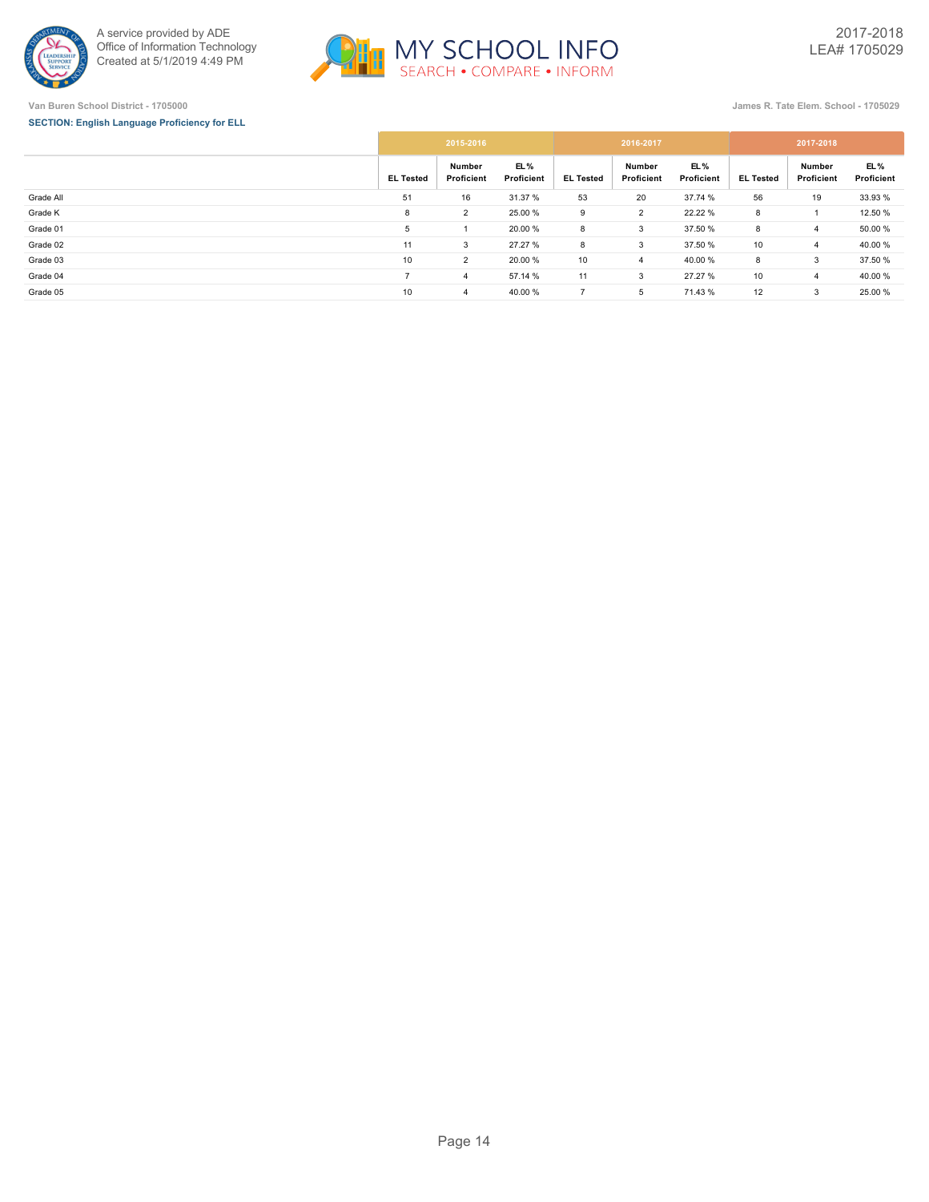Van Buren School District - 1705000

James R. Tate Elem. School - 1705029

**SECTION: English Language Proficiency for ELL**

| | 2015-2016 | | | 2016-2017 | | | 2017-2018 | | |
|---|---|---|---|---|---|---|---|---|---|
| | EL Tested | Number Proficient | EL % Proficient | EL Tested | Number Proficient | EL % Proficient | EL Tested | Number Proficient | EL % Proficient |
| Grade All | 51 | 16 | 31.37 % | 53 | 20 | 37.74 % | 56 | 19 | 33.93 % |
| Grade K | 8 | 2 | 25.00 % | 9 | 2 | 22.22 % | 8 | 1 | 12.50 % |
| Grade 01 | 5 | 1 | 20.00 % | 8 | 3 | 37.50 % | 8 | 4 | 50.00 % |
| Grade 02 | 11 | 3 | 27.27 % | 8 | 3 | 37.50 % | 10 | 4 | 40.00 % |
| Grade 03 | 10 | 2 | 20.00 % | 10 | 4 | 40.00 % | 8 | 3 | 37.50 % |
| Grade 04 | 7 | 4 | 57.14 % | 11 | 3 | 27.27 % | 10 | 4 | 40.00 % |
| Grade 05 | 10 | 4 | 40.00 % | 7 | 5 | 71.43 % | 12 | 3 | 25.00 % |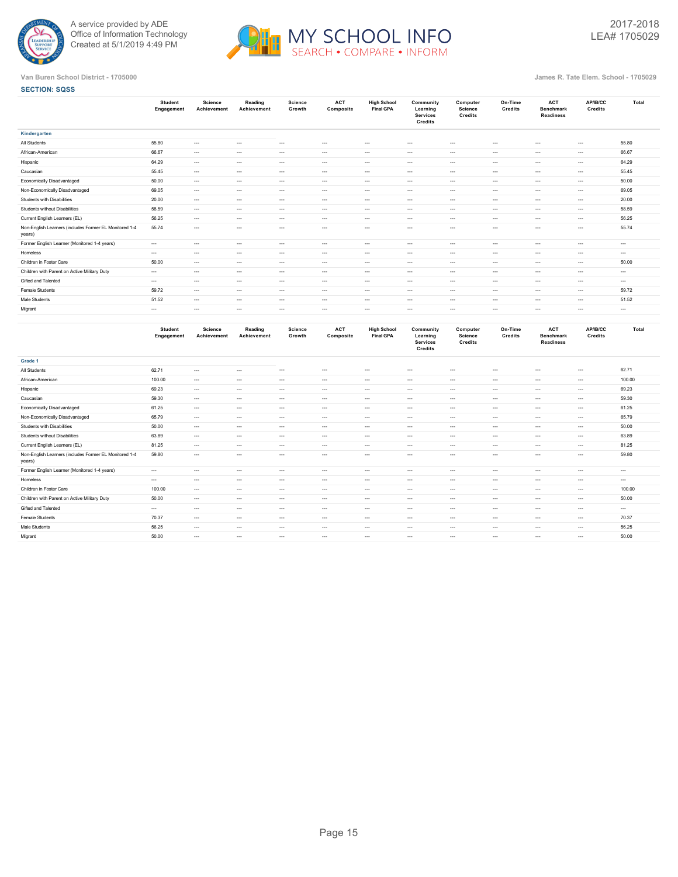Van Buren School District - 1705000

James R. Tate Elem. School - 1705029

**SECTION: SQSS**

| | Student Engagement | Science Achievement | Reading Achievement | Science Growth | ACT Composite | High School Final GPA | Community Learning Services Credits | Computer Science Credits | On-Time Credits | ACT Benchmark Readiness | AP/IB/CC Credits | Total |
|---|---|---|---|---|---|---|---|---|---|---|---|---|
| **Kindergarten** | | | | | | | | | | | | |
| All Students | 55.80 | --- | --- | --- | --- | --- | --- | --- | --- | --- | --- | 55.80 |
| African-American | 66.67 | --- | --- | --- | --- | --- | --- | --- | --- | --- | --- | 66.67 |
| Hispanic | 64.29 | --- | --- | --- | --- | --- | --- | --- | --- | --- | --- | 64.29 |
| Caucasian | 55.45 | --- | --- | --- | --- | --- | --- | --- | --- | --- | --- | 55.45 |
| Economically Disadvantaged | 50.00 | --- | --- | --- | --- | --- | --- | --- | --- | --- | --- | 50.00 |
| Non-Economically Disadvantaged | 69.05 | --- | --- | --- | --- | --- | --- | --- | --- | --- | --- | 69.05 |
| Students with Disabilities | 20.00 | --- | --- | --- | --- | --- | --- | --- | --- | --- | --- | 20.00 |
| Students without Disabilities | 58.59 | --- | --- | --- | --- | --- | --- | --- | --- | --- | --- | 58.59 |
| Current English Learners (EL) | 56.25 | --- | --- | --- | --- | --- | --- | --- | --- | --- | --- | 56.25 |
| Non-English Learners (includes Former EL Monitored 1-4 years) | 55.74 | --- | --- | --- | --- | --- | --- | --- | --- | --- | --- | 55.74 |
| Former English Learner (Monitored 1-4 years) | --- | --- | --- | --- | --- | --- | --- | --- | --- | --- | --- | --- |
| Homeless | --- | --- | --- | --- | --- | --- | --- | --- | --- | --- | --- | --- |
| Children in Foster Care | 50.00 | --- | --- | --- | --- | --- | --- | --- | --- | --- | --- | 50.00 |
| Children with Parent on Active Military Duty | --- | --- | --- | --- | --- | --- | --- | --- | --- | --- | --- | --- |
| Gifted and Talented | --- | --- | --- | --- | --- | --- | --- | --- | --- | --- | --- | --- |
| Female Students | 59.72 | --- | --- | --- | --- | --- | --- | --- | --- | --- | --- | 59.72 |
| Male Students | 51.52 | --- | --- | --- | --- | --- | --- | --- | --- | --- | --- | 51.52 |
| Migrant | --- | --- | --- | --- | --- | --- | --- | --- | --- | --- | --- | --- |

| | Student Engagement | Science Achievement | Reading Achievement | Science Growth | ACT Composite | High School Final GPA | Community Learning Services Credits | Computer Science Credits | On-Time Credits | ACT Benchmark Readiness | AP/IB/CC Credits | Total |
|---|---|---|---|---|---|---|---|---|---|---|---|---|
| **Grade 1** | | | | | | | | | | | | |
| All Students | 62.71 | --- | --- | --- | --- | --- | --- | --- | --- | --- | --- | 62.71 |
| African-American | 100.00 | --- | --- | --- | --- | --- | --- | --- | --- | --- | --- | 100.00 |
| Hispanic | 69.23 | --- | --- | --- | --- | --- | --- | --- | --- | --- | --- | 69.23 |
| Caucasian | 59.30 | --- | --- | --- | --- | --- | --- | --- | --- | --- | --- | 59.30 |
| Economically Disadvantaged | 61.25 | --- | --- | --- | --- | --- | --- | --- | --- | --- | --- | 61.25 |
| Non-Economically Disadvantaged | 65.79 | --- | --- | --- | --- | --- | --- | --- | --- | --- | --- | 65.79 |
| Students with Disabilities | 50.00 | --- | --- | --- | --- | --- | --- | --- | --- | --- | --- | 50.00 |
| Students without Disabilities | 63.89 | --- | --- | --- | --- | --- | --- | --- | --- | --- | --- | 63.89 |
| Current English Learners (EL) | 81.25 | --- | --- | --- | --- | --- | --- | --- | --- | --- | --- | 81.25 |
| Non-English Learners (includes Former EL Monitored 1-4 years) | 59.80 | --- | --- | --- | --- | --- | --- | --- | --- | --- | --- | 59.80 |
| Former English Learner (Monitored 1-4 years) | --- | --- | --- | --- | --- | --- | --- | --- | --- | --- | --- | --- |
| Homeless | --- | --- | --- | --- | --- | --- | --- | --- | --- | --- | --- | --- |
| Children in Foster Care | 100.00 | --- | --- | --- | --- | --- | --- | --- | --- | --- | --- | 100.00 |
| Children with Parent on Active Military Duty | 50.00 | --- | --- | --- | --- | --- | --- | --- | --- | --- | --- | 50.00 |
| Gifted and Talented | --- | --- | --- | --- | --- | --- | --- | --- | --- | --- | --- | --- |
| Female Students | 70.37 | --- | --- | --- | --- | --- | --- | --- | --- | --- | --- | 70.37 |
| Male Students | 56.25 | --- | --- | --- | --- | --- | --- | --- | --- | --- | --- | 56.25 |
| Migrant | 50.00 | --- | --- | --- | --- | --- | --- | --- | --- | --- | --- | 50.00 |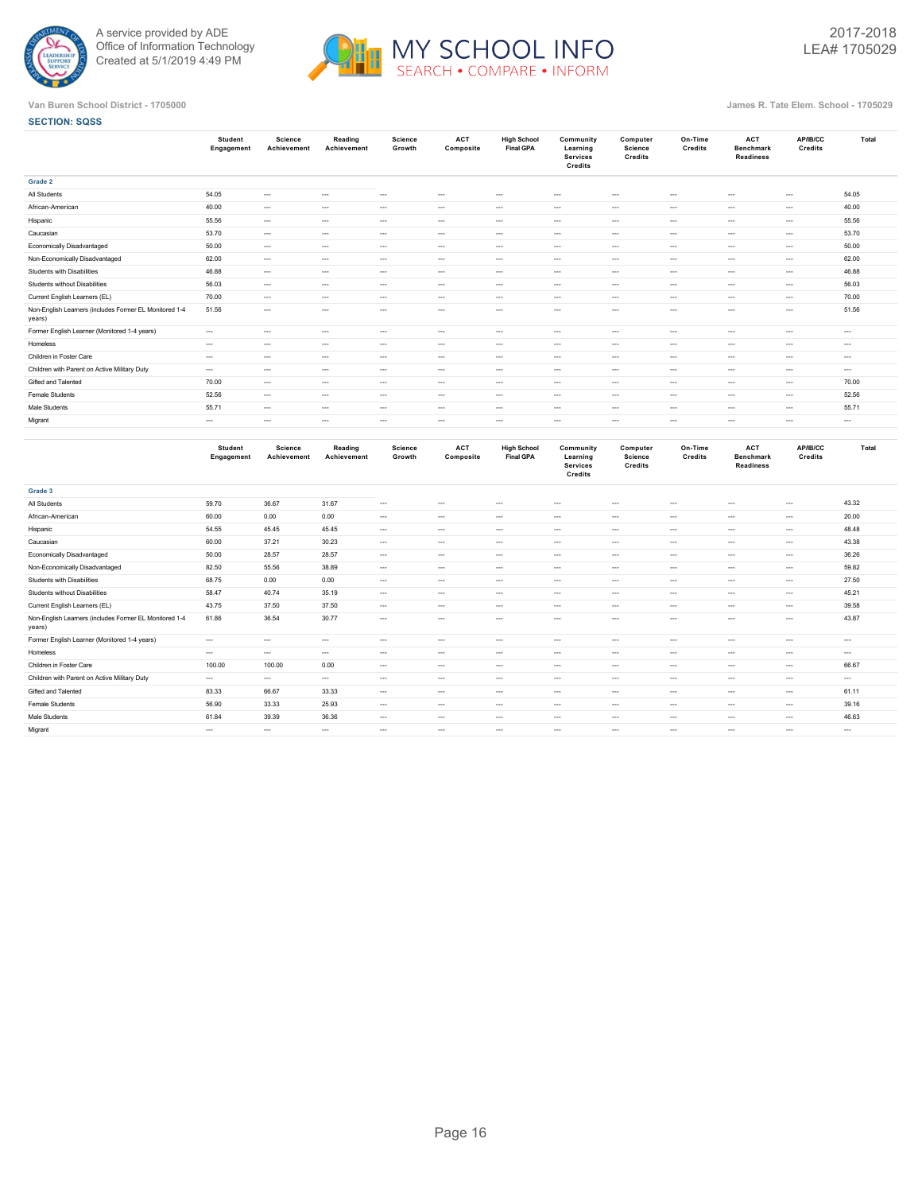Van Buren School District - 1705000

James R. Tate Elem. School - 1705029

**SECTION: SQSS**

| | Student Engagement | Science Achievement | Reading Achievement | Science Growth | ACT Composite | High School Final GPA | Community Learning Services Credits | Computer Science Credits | On-Time Credits | ACT Benchmark Readiness | AP/IB/CC Credits | Total |
|---|---|---|---|---|---|---|---|---|---|---|---|---|
| **Grade 2** | | | | | | | | | | | | |
| All Students | 54.05 | --- | --- | --- | --- | --- | --- | --- | --- | --- | --- | 54.05 |
| African-American | 40.00 | --- | --- | --- | --- | --- | --- | --- | --- | --- | --- | 40.00 |
| Hispanic | 55.56 | --- | --- | --- | --- | --- | --- | --- | --- | --- | --- | 55.56 |
| Caucasian | 53.70 | --- | --- | --- | --- | --- | --- | --- | --- | --- | --- | 53.70 |
| Economically Disadvantaged | 50.00 | --- | --- | --- | --- | --- | --- | --- | --- | --- | --- | 50.00 |
| Non-Economically Disadvantaged | 62.00 | --- | --- | --- | --- | --- | --- | --- | --- | --- | --- | 62.00 |
| Students with Disabilities | 46.88 | --- | --- | --- | --- | --- | --- | --- | --- | --- | --- | 46.88 |
| Students without Disabilities | 56.03 | --- | --- | --- | --- | --- | --- | --- | --- | --- | --- | 56.03 |
| Current English Learners (EL) | 70.00 | --- | --- | --- | --- | --- | --- | --- | --- | --- | --- | 70.00 |
| Non-English Learners (includes Former EL Monitored 1-4 years) | 51.56 | --- | --- | --- | --- | --- | --- | --- | --- | --- | --- | 51.56 |
| Former English Learner (Monitored 1-4 years) | --- | --- | --- | --- | --- | --- | --- | --- | --- | --- | --- | --- |
| Homeless | --- | --- | --- | --- | --- | --- | --- | --- | --- | --- | --- | --- |
| Children in Foster Care | --- | --- | --- | --- | --- | --- | --- | --- | --- | --- | --- | --- |
| Children with Parent on Active Military Duty | --- | --- | --- | --- | --- | --- | --- | --- | --- | --- | --- | --- |
| Gifted and Talented | 70.00 | --- | --- | --- | --- | --- | --- | --- | --- | --- | --- | 70.00 |
| Female Students | 52.56 | --- | --- | --- | --- | --- | --- | --- | --- | --- | --- | 52.56 |
| Male Students | 55.71 | --- | --- | --- | --- | --- | --- | --- | --- | --- | --- | 55.71 |
| Migrant | --- | --- | --- | --- | --- | --- | --- | --- | --- | --- | --- | --- |

| | Student Engagement | Science Achievement | Reading Achievement | Science Growth | ACT Composite | High School Final GPA | Community Learning Services Credits | Computer Science Credits | On-Time Credits | ACT Benchmark Readiness | AP/IB/CC Credits | Total |
|---|---|---|---|---|---|---|---|---|---|---|---|---|
| **Grade 3** | | | | | | | | | | | | |
| All Students | 59.70 | 36.67 | 31.67 | --- | --- | --- | --- | --- | --- | --- | --- | 43.32 |
| African-American | 60.00 | 0.00 | 0.00 | --- | --- | --- | --- | --- | --- | --- | --- | 20.00 |
| Hispanic | 54.55 | 45.45 | 45.45 | --- | --- | --- | --- | --- | --- | --- | --- | 48.48 |
| Caucasian | 60.00 | 37.21 | 30.23 | --- | --- | --- | --- | --- | --- | --- | --- | 43.38 |
| Economically Disadvantaged | 50.00 | 28.57 | 28.57 | --- | --- | --- | --- | --- | --- | --- | --- | 36.26 |
| Non-Economically Disadvantaged | 82.50 | 55.56 | 38.89 | --- | --- | --- | --- | --- | --- | --- | --- | 59.82 |
| Students with Disabilities | 68.75 | 0.00 | 0.00 | --- | --- | --- | --- | --- | --- | --- | --- | 27.50 |
| Students without Disabilities | 58.47 | 40.74 | 35.19 | --- | --- | --- | --- | --- | --- | --- | --- | 45.21 |
| Current English Learners (EL) | 43.75 | 37.50 | 37.50 | --- | --- | --- | --- | --- | --- | --- | --- | 39.58 |
| Non-English Learners (includes Former EL Monitored 1-4 years) | 61.86 | 36.54 | 30.77 | --- | --- | --- | --- | --- | --- | --- | --- | 43.87 |
| Former English Learner (Monitored 1-4 years) | --- | --- | --- | --- | --- | --- | --- | --- | --- | --- | --- | --- |
| Homeless | --- | --- | --- | --- | --- | --- | --- | --- | --- | --- | --- | --- |
| Children in Foster Care | 100.00 | 100.00 | 0.00 | --- | --- | --- | --- | --- | --- | --- | --- | 66.67 |
| Children with Parent on Active Military Duty | --- | --- | --- | --- | --- | --- | --- | --- | --- | --- | --- | --- |
| Gifted and Talented | 83.33 | 66.67 | 33.33 | --- | --- | --- | --- | --- | --- | --- | --- | 61.11 |
| Female Students | 56.90 | 33.33 | 25.93 | --- | --- | --- | --- | --- | --- | --- | --- | 39.16 |
| Male Students | 61.84 | 39.39 | 36.36 | --- | --- | --- | --- | --- | --- | --- | --- | 46.63 |
| Migrant | --- | --- | --- | --- | --- | --- | --- | --- | --- | --- | --- | --- |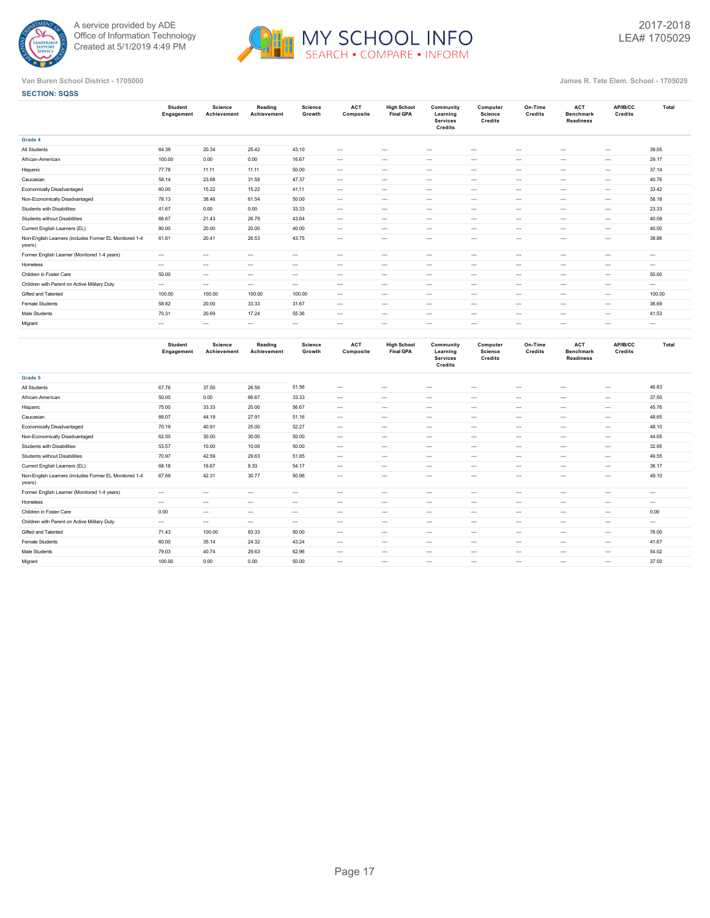Van Buren School District - 1705000

James R. Tate Elem. School - 1705029

### SECTION: SQSS

| | Student Engagement | Science Achievement | Reading Achievement | Science Growth | ACT Composite | High School Final GPA | Community Learning Services Credits | Computer Science Credits | On-Time Credits | ACT Benchmark Readiness | AP/IB/CC Credits | Total |
|---|---|---|---|---|---|---|---|---|---|---|---|---|
| **Grade 4** | | | | | | | | | | | | |
| All Students | 64.39 | 20.34 | 25.42 | 43.10 | --- | --- | --- | --- | --- | --- | --- | 39.05 |
| African-American | 100.00 | 0.00 | 0.00 | 16.67 | --- | --- | --- | --- | --- | --- | --- | 29.17 |
| Hispanic | 77.78 | 11.11 | 11.11 | 50.00 | --- | --- | --- | --- | --- | --- | --- | 37.14 |
| Caucasian | 58.14 | 23.68 | 31.58 | 47.37 | --- | --- | --- | --- | --- | --- | --- | 40.76 |
| Economically Disadvantaged | 60.00 | 15.22 | 15.22 | 41.11 | --- | --- | --- | --- | --- | --- | --- | 33.42 |
| Non-Economically Disadvantaged | 78.13 | 38.46 | 61.54 | 50.00 | --- | --- | --- | --- | --- | --- | --- | 58.18 |
| Students with Disabilities | 41.67 | 0.00 | 0.00 | 33.33 | --- | --- | --- | --- | --- | --- | --- | 23.33 |
| Students without Disabilities | 66.67 | 21.43 | 26.79 | 43.64 | --- | --- | --- | --- | --- | --- | --- | 40.09 |
| Current English Learners (EL) | 80.00 | 20.00 | 20.00 | 40.00 | --- | --- | --- | --- | --- | --- | --- | 40.00 |
| Non-English Learners (includes Former EL Monitored 1-4 years) | 61.61 | 20.41 | 26.53 | 43.75 | --- | --- | --- | --- | --- | --- | --- | 38.86 |
| Former English Learner (Monitored 1-4 years) | --- | --- | --- | --- | --- | --- | --- | --- | --- | --- | --- | --- |
| Homeless | --- | --- | --- | --- | --- | --- | --- | --- | --- | --- | --- | --- |
| Children in Foster Care | 50.00 | --- | --- | --- | --- | --- | --- | --- | --- | --- | --- | 50.00 |
| Children with Parent on Active Military Duty | --- | --- | --- | --- | --- | --- | --- | --- | --- | --- | --- | --- |
| Gifted and Talented | 100.00 | 100.00 | 100.00 | 100.00 | --- | --- | --- | --- | --- | --- | --- | 100.00 |
| Female Students | 58.82 | 20.00 | 33.33 | 31.67 | --- | --- | --- | --- | --- | --- | --- | 36.69 |
| Male Students | 70.31 | 20.69 | 17.24 | 55.36 | --- | --- | --- | --- | --- | --- | --- | 41.53 |
| Migrant | --- | --- | --- | --- | --- | --- | --- | --- | --- | --- | --- | --- |

| | Student Engagement | Science Achievement | Reading Achievement | Science Growth | ACT Composite | High School Final GPA | Community Learning Services Credits | Computer Science Credits | On-Time Credits | ACT Benchmark Readiness | AP/IB/CC Credits | Total |
|---|---|---|---|---|---|---|---|---|---|---|---|---|
| **Grade 5** | | | | | | | | | | | | |
| All Students | 67.76 | 37.50 | 26.56 | 51.56 | --- | --- | --- | --- | --- | --- | --- | 46.83 |
| African-American | 50.00 | 0.00 | 66.67 | 33.33 | --- | --- | --- | --- | --- | --- | --- | 37.50 |
| Hispanic | 75.00 | 33.33 | 20.00 | 56.67 | --- | --- | --- | --- | --- | --- | --- | 45.76 |
| Caucasian | 66.07 | 44.19 | 27.91 | 51.16 | --- | --- | --- | --- | --- | --- | --- | 48.65 |
| Economically Disadvantaged | 70.19 | 40.91 | 25.00 | 52.27 | --- | --- | --- | --- | --- | --- | --- | 48.10 |
| Non-Economically Disadvantaged | 62.50 | 30.00 | 30.00 | 50.00 | --- | --- | --- | --- | --- | --- | --- | 44.05 |
| Students with Disabilities | 53.57 | 10.00 | 10.00 | 50.00 | --- | --- | --- | --- | --- | --- | --- | 32.95 |
| Students without Disabilities | 70.97 | 42.59 | 29.63 | 51.85 | --- | --- | --- | --- | --- | --- | --- | 49.55 |
| Current English Learners (EL) | 68.18 | 16.67 | 8.33 | 54.17 | --- | --- | --- | --- | --- | --- | --- | 36.17 |
| Non-English Learners (includes Former EL Monitored 1-4 years) | 67.69 | 42.31 | 30.77 | 50.96 | --- | --- | --- | --- | --- | --- | --- | 49.10 |
| Former English Learner (Monitored 1-4 years) | --- | --- | --- | --- | --- | --- | --- | --- | --- | --- | --- | --- |
| Homeless | --- | --- | --- | --- | --- | --- | --- | --- | --- | --- | --- | --- |
| Children in Foster Care | 0.00 | --- | --- | --- | --- | --- | --- | --- | --- | --- | --- | 0.00 |
| Children with Parent on Active Military Duty | --- | --- | --- | --- | --- | --- | --- | --- | --- | --- | --- | --- |
| Gifted and Talented | 71.43 | 100.00 | 83.33 | 50.00 | --- | --- | --- | --- | --- | --- | --- | 76.00 |
| Female Students | 60.00 | 35.14 | 24.32 | 43.24 | --- | --- | --- | --- | --- | --- | --- | 41.67 |
| Male Students | 79.03 | 40.74 | 29.63 | 62.96 | --- | --- | --- | --- | --- | --- | --- | 54.02 |
| Migrant | 100.00 | 0.00 | 0.00 | 50.00 | --- | --- | --- | --- | --- | --- | --- | 37.50 |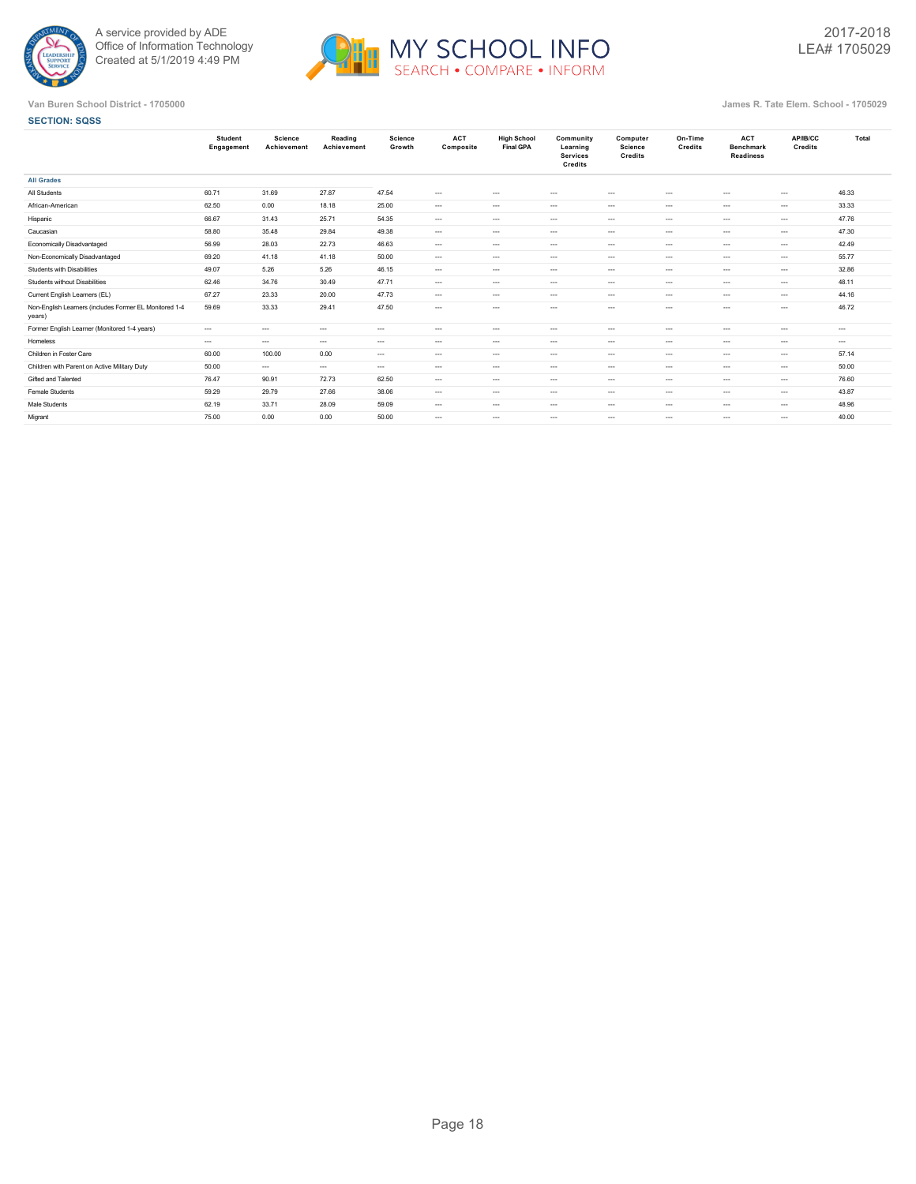Van Buren School District - 1705000

James R. Tate Elem. School - 1705029

**SECTION: SQSS**

| | Student Engagement | Science Achievement | Reading Achievement | Science Growth | ACT Composite | High School Final GPA | Community Learning Services Credits | Computer Science Credits | On-Time Credits | ACT Benchmark Readiness | AP/IB/CC Credits | Total |
|---|---|---|---|---|---|---|---|---|---|---|---|---|
| **All Grades** | | | | | | | | | | | | |
| All Students | 60.71 | 31.69 | 27.87 | 47.54 | --- | --- | --- | --- | --- | --- | --- | 46.33 |
| African-American | 62.50 | 0.00 | 18.18 | 25.00 | --- | --- | --- | --- | --- | --- | --- | 33.33 |
| Hispanic | 66.67 | 31.43 | 25.71 | 54.35 | --- | --- | --- | --- | --- | --- | --- | 47.76 |
| Caucasian | 58.80 | 35.48 | 29.84 | 49.38 | --- | --- | --- | --- | --- | --- | --- | 47.30 |
| Economically Disadvantaged | 56.99 | 28.03 | 22.73 | 46.63 | --- | --- | --- | --- | --- | --- | --- | 42.49 |
| Non-Economically Disadvantaged | 69.20 | 41.18 | 41.18 | 50.00 | --- | --- | --- | --- | --- | --- | --- | 55.77 |
| Students with Disabilities | 49.07 | 5.26 | 5.26 | 46.15 | --- | --- | --- | --- | --- | --- | --- | 32.86 |
| Students without Disabilities | 62.46 | 34.76 | 30.49 | 47.71 | --- | --- | --- | --- | --- | --- | --- | 48.11 |
| Current English Learners (EL) | 67.27 | 23.33 | 20.00 | 47.73 | --- | --- | --- | --- | --- | --- | --- | 44.16 |
| Non-English Learners (includes Former EL Monitored 1-4 years) | 59.69 | 33.33 | 29.41 | 47.50 | --- | --- | --- | --- | --- | --- | --- | 46.72 |
| Former English Learner (Monitored 1-4 years) | --- | --- | --- | --- | --- | --- | --- | --- | --- | --- | --- | --- |
| Homeless | --- | --- | --- | --- | --- | --- | --- | --- | --- | --- | --- | --- |
| Children in Foster Care | 60.00 | 100.00 | 0.00 | --- | --- | --- | --- | --- | --- | --- | --- | 57.14 |
| Children with Parent on Active Military Duty | 50.00 | --- | --- | --- | --- | --- | --- | --- | --- | --- | --- | 50.00 |
| Gifted and Talented | 76.47 | 90.91 | 72.73 | 62.50 | --- | --- | --- | --- | --- | --- | --- | 76.60 |
| Female Students | 59.29 | 29.79 | 27.66 | 38.06 | --- | --- | --- | --- | --- | --- | --- | 43.87 |
| Male Students | 62.19 | 33.71 | 28.09 | 59.09 | --- | --- | --- | --- | --- | --- | --- | 48.96 |
| Migrant | 75.00 | 0.00 | 0.00 | 50.00 | --- | --- | --- | --- | --- | --- | --- | 40.00 |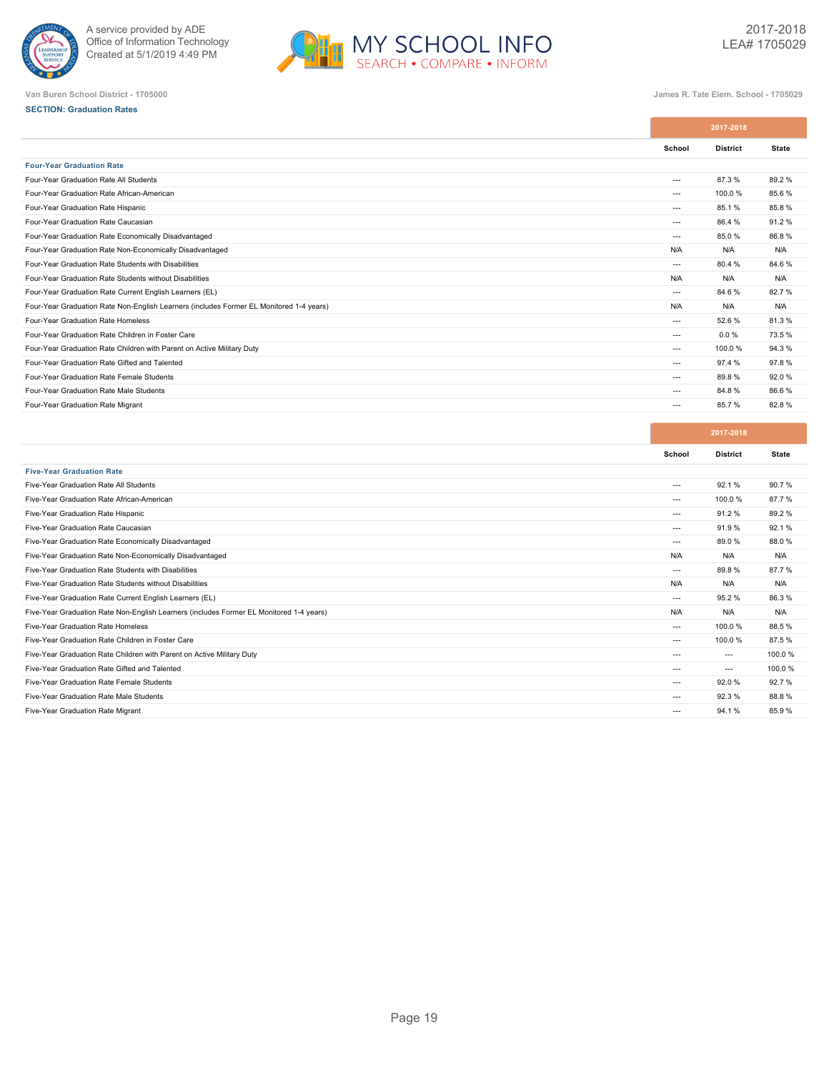A service provided by ADE
Office of Information Technology
Created at 5/1/2019 4:49 PM

MY SCHOOL INFO
SEARCH • COMPARE • INFORM

2017-2018
LEA# 1705029

Van Buren School District - 1705000

James R. Tate Elem. School - 1705029

**SECTION: Graduation Rates**

| | 2017-2018 | | |
|---|---|---|---|
| | School | District | State |
| **Four-Year Graduation Rate** | | | |
| Four-Year Graduation Rate All Students | --- | 87.3 % | 89.2 % |
| Four-Year Graduation Rate African-American | --- | 100.0 % | 85.6 % |
| Four-Year Graduation Rate Hispanic | --- | 85.1 % | 85.8 % |
| Four-Year Graduation Rate Caucasian | --- | 86.4 % | 91.2 % |
| Four-Year Graduation Rate Economically Disadvantaged | --- | 85.0 % | 86.8 % |
| Four-Year Graduation Rate Non-Economically Disadvantaged | N/A | N/A | N/A |
| Four-Year Graduation Rate Students with Disabilities | --- | 80.4 % | 84.6 % |
| Four-Year Graduation Rate Students without Disabilities | N/A | N/A | N/A |
| Four-Year Graduation Rate Current English Learners (EL) | --- | 84.6 % | 82.7 % |
| Four-Year Graduation Rate Non-English Learners (includes Former EL Monitored 1-4 years) | N/A | N/A | N/A |
| Four-Year Graduation Rate Homeless | --- | 52.6 % | 81.3 % |
| Four-Year Graduation Rate Children in Foster Care | --- | 0.0 % | 73.5 % |
| Four-Year Graduation Rate Children with Parent on Active Military Duty | --- | 100.0 % | 94.3 % |
| Four-Year Graduation Rate Gifted and Talented | --- | 97.4 % | 97.8 % |
| Four-Year Graduation Rate Female Students | --- | 89.8 % | 92.0 % |
| Four-Year Graduation Rate Male Students | --- | 84.8 % | 86.6 % |
| Four-Year Graduation Rate Migrant | --- | 85.7 % | 82.8 % |

| | 2017-2018 | | |
|---|---|---|---|
| | School | District | State |
| **Five-Year Graduation Rate** | | | |
| Five-Year Graduation Rate All Students | --- | 92.1 % | 90.7 % |
| Five-Year Graduation Rate African-American | --- | 100.0 % | 87.7 % |
| Five-Year Graduation Rate Hispanic | --- | 91.2 % | 89.2 % |
| Five-Year Graduation Rate Caucasian | --- | 91.9 % | 92.1 % |
| Five-Year Graduation Rate Economically Disadvantaged | --- | 89.0 % | 88.0 % |
| Five-Year Graduation Rate Non-Economically Disadvantaged | N/A | N/A | N/A |
| Five-Year Graduation Rate Students with Disabilities | --- | 89.8 % | 87.7 % |
| Five-Year Graduation Rate Students without Disabilities | N/A | N/A | N/A |
| Five-Year Graduation Rate Current English Learners (EL) | --- | 95.2 % | 86.3 % |
| Five-Year Graduation Rate Non-English Learners (includes Former EL Monitored 1-4 years) | N/A | N/A | N/A |
| Five-Year Graduation Rate Homeless | --- | 100.0 % | 88.5 % |
| Five-Year Graduation Rate Children in Foster Care | --- | 100.0 % | 87.5 % |
| Five-Year Graduation Rate Children with Parent on Active Military Duty | --- | --- | 100.0 % |
| Five-Year Graduation Rate Gifted and Talented | --- | --- | 100.0 % |
| Five-Year Graduation Rate Female Students | --- | 92.0 % | 92.7 % |
| Five-Year Graduation Rate Male Students | --- | 92.3 % | 88.8 % |
| Five-Year Graduation Rate Migrant | --- | 94.1 % | 85.9 % |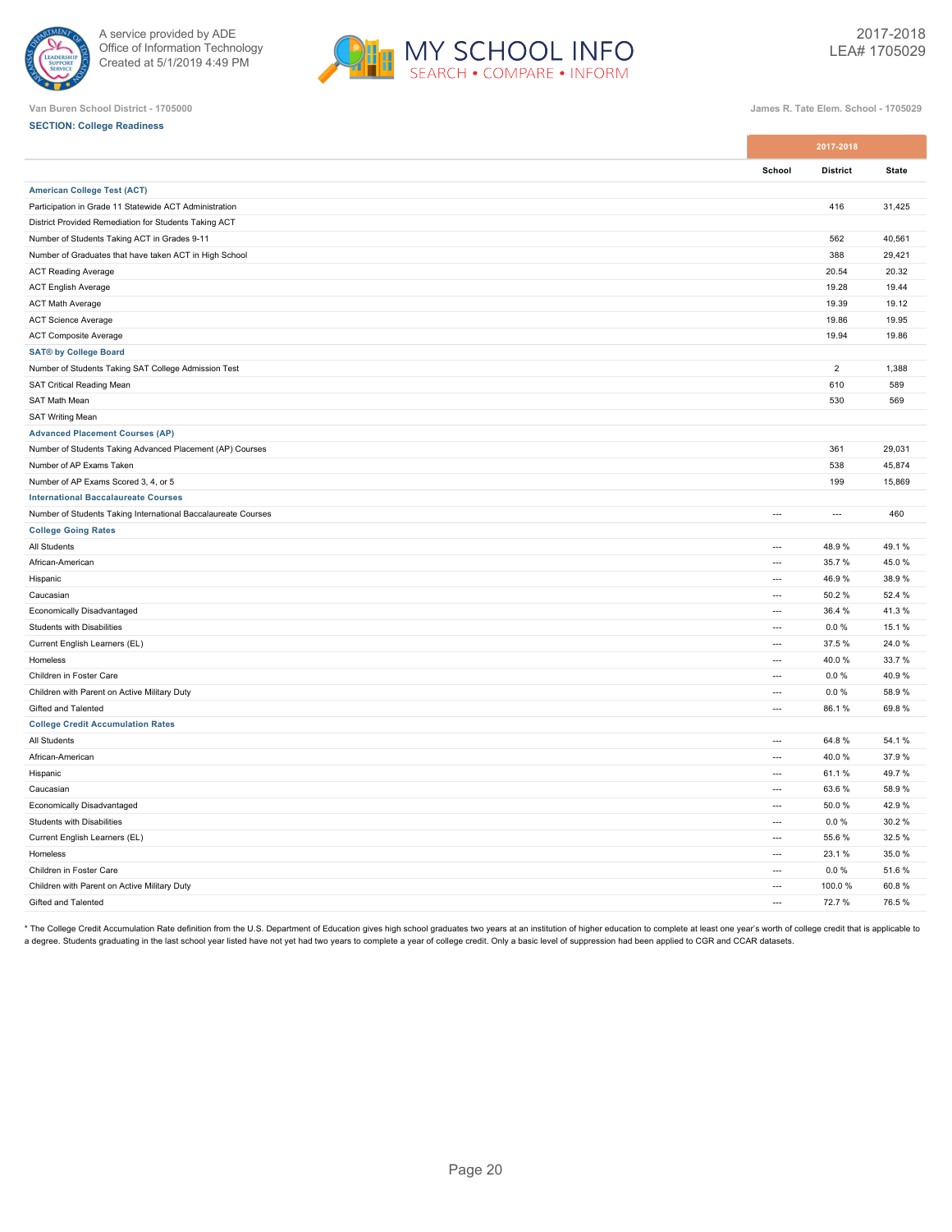Van Buren School District - 1705000

James R. Tate Elem. School - 1705029

**SECTION: College Readiness**

| | 2017-2018 | | |
|---|---|---|---|
| | School | District | State |
| **American College Test (ACT)** | | | |
| Participation in Grade 11 Statewide ACT Administration | | 416 | 31,425 |
| District Provided Remediation for Students Taking ACT | | | |
| Number of Students Taking ACT in Grades 9-11 | | 562 | 40,561 |
| Number of Graduates that have taken ACT in High School | | 388 | 29,421 |
| ACT Reading Average | | 20.54 | 20.32 |
| ACT English Average | | 19.28 | 19.44 |
| ACT Math Average | | 19.39 | 19.12 |
| ACT Science Average | | 19.86 | 19.95 |
| ACT Composite Average | | 19.94 | 19.86 |
| **SAT® by College Board** | | | |
| Number of Students Taking SAT College Admission Test | | 2 | 1,388 |
| SAT Critical Reading Mean | | 610 | 589 |
| SAT Math Mean | | 530 | 569 |
| SAT Writing Mean | | | |
| **Advanced Placement Courses (AP)** | | | |
| Number of Students Taking Advanced Placement (AP) Courses | | 361 | 29,031 |
| Number of AP Exams Taken | | 538 | 45,874 |
| Number of AP Exams Scored 3, 4, or 5 | | 199 | 15,869 |
| **International Baccalaureate Courses** | | | |
| Number of Students Taking International Baccalaureate Courses | --- | --- | 460 |
| **College Going Rates** | | | |
| All Students | --- | 48.9 % | 49.1 % |
| African-American | --- | 35.7 % | 45.0 % |
| Hispanic | --- | 46.9 % | 38.9 % |
| Caucasian | --- | 50.2 % | 52.4 % |
| Economically Disadvantaged | --- | 36.4 % | 41.3 % |
| Students with Disabilities | --- | 0.0 % | 15.1 % |
| Current English Learners (EL) | --- | 37.5 % | 24.0 % |
| Homeless | --- | 40.0 % | 33.7 % |
| Children in Foster Care | --- | 0.0 % | 40.9 % |
| Children with Parent on Active Military Duty | --- | 0.0 % | 58.9 % |
| Gifted and Talented | --- | 86.1 % | 69.8 % |
| **College Credit Accumulation Rates** | | | |
| All Students | --- | 64.8 % | 54.1 % |
| African-American | --- | 40.0 % | 37.9 % |
| Hispanic | --- | 61.1 % | 49.7 % |
| Caucasian | --- | 63.6 % | 58.9 % |
| Economically Disadvantaged | --- | 50.0 % | 42.9 % |
| Students with Disabilities | --- | 0.0 % | 30.2 % |
| Current English Learners (EL) | --- | 55.6 % | 32.5 % |
| Homeless | --- | 23.1 % | 35.0 % |
| Children in Foster Care | --- | 0.0 % | 51.6 % |
| Children with Parent on Active Military Duty | --- | 100.0 % | 60.8 % |
| Gifted and Talented | --- | 72.7 % | 76.5 % |

* The College Credit Accumulation Rate definition from the U.S. Department of Education gives high school graduates two years at an institution of higher education to complete at least one year's worth of college credit that is applicable to a degree. Students graduating in the last school year listed have not yet had two years to complete a year of college credit. Only a basic level of suppression had been applied to CGR and CCAR datasets.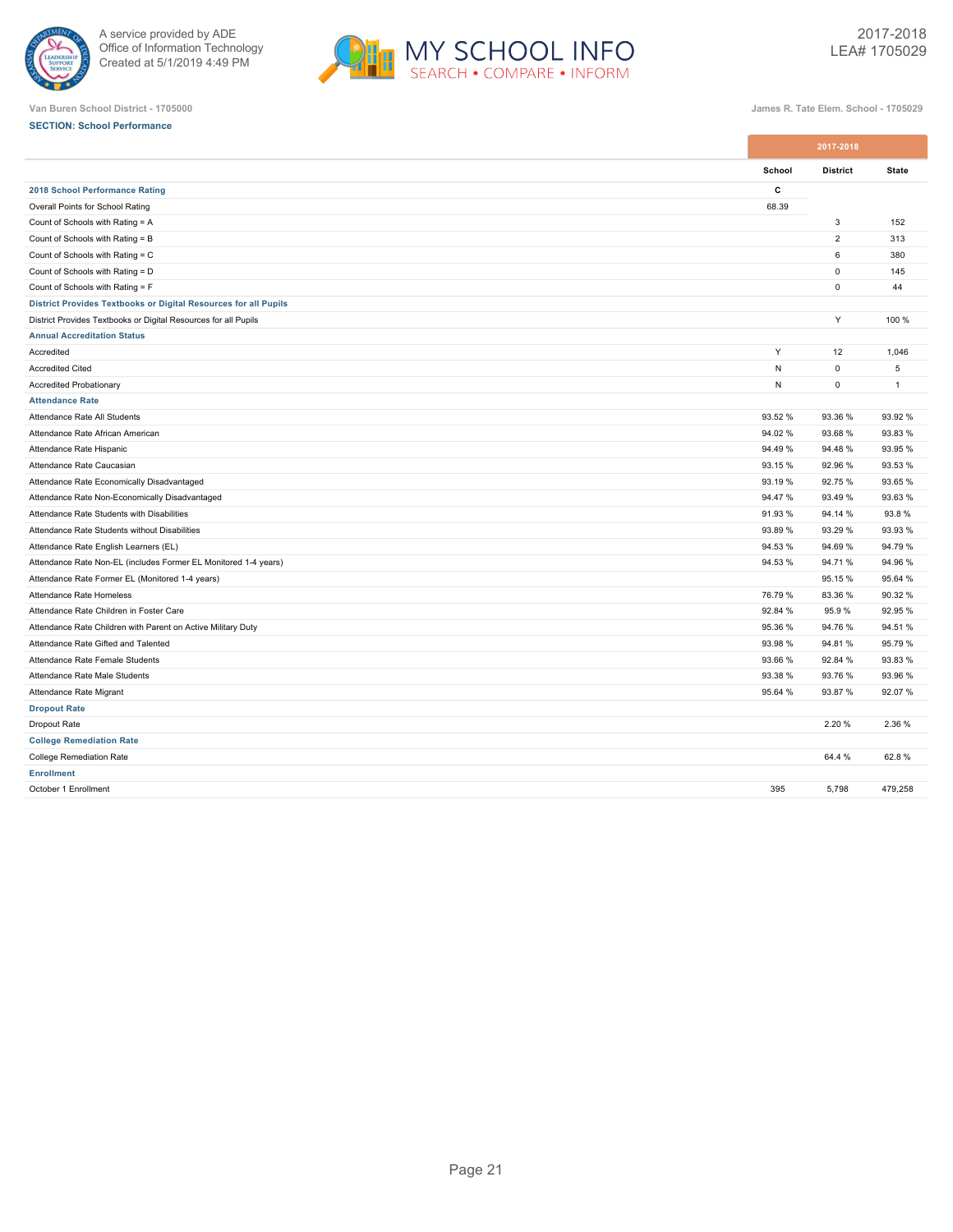Van Buren School District - 1705000

James R. Tate Elem. School - 1705029

**SECTION: School Performance**

| | 2017-2018 | | |
|---|---|---|---|
| | School | District | State |
| **2018 School Performance Rating** | C | | |
| Overall Points for School Rating | 68.39 | | |
| Count of Schools with Rating = A | | 3 | 152 |
| Count of Schools with Rating = B | | 2 | 313 |
| Count of Schools with Rating = C | | 6 | 380 |
| Count of Schools with Rating = D | | 0 | 145 |
| Count of Schools with Rating = F | | 0 | 44 |
| **District Provides Textbooks or Digital Resources for all Pupils** | | | |
| District Provides Textbooks or Digital Resources for all Pupils | | Y | 100 % |
| **Annual Accreditation Status** | | | |
| Accredited | Y | 12 | 1,046 |
| Accredited Cited | N | 0 | 5 |
| Accredited Probationary | N | 0 | 1 |
| **Attendance Rate** | | | |
| Attendance Rate All Students | 93.52 % | 93.36 % | 93.92 % |
| Attendance Rate African American | 94.02 % | 93.68 % | 93.83 % |
| Attendance Rate Hispanic | 94.49 % | 94.48 % | 93.95 % |
| Attendance Rate Caucasian | 93.15 % | 92.96 % | 93.53 % |
| Attendance Rate Economically Disadvantaged | 93.19 % | 92.75 % | 93.65 % |
| Attendance Rate Non-Economically Disadvantaged | 94.47 % | 93.49 % | 93.63 % |
| Attendance Rate Students with Disabilities | 91.93 % | 94.14 % | 93.8 % |
| Attendance Rate Students without Disabilities | 93.89 % | 93.29 % | 93.93 % |
| Attendance Rate English Learners (EL) | 94.53 % | 94.69 % | 94.79 % |
| Attendance Rate Non-EL (includes Former EL Monitored 1-4 years) | 94.53 % | 94.71 % | 94.96 % |
| Attendance Rate Former EL (Monitored 1-4 years) | | 95.15 % | 95.64 % |
| Attendance Rate Homeless | 76.79 % | 83.36 % | 90.32 % |
| Attendance Rate Children in Foster Care | 92.84 % | 95.9 % | 92.95 % |
| Attendance Rate Children with Parent on Active Military Duty | 95.36 % | 94.76 % | 94.51 % |
| Attendance Rate Gifted and Talented | 93.98 % | 94.81 % | 95.79 % |
| Attendance Rate Female Students | 93.66 % | 92.84 % | 93.83 % |
| Attendance Rate Male Students | 93.38 % | 93.76 % | 93.96 % |
| Attendance Rate Migrant | 95.64 % | 93.87 % | 92.07 % |
| **Dropout Rate** | | | |
| Dropout Rate | | 2.20 % | 2.36 % |
| **College Remediation Rate** | | | |
| College Remediation Rate | | 64.4 % | 62.8 % |
| **Enrollment** | | | |
| October 1 Enrollment | 395 | 5,798 | 479,258 |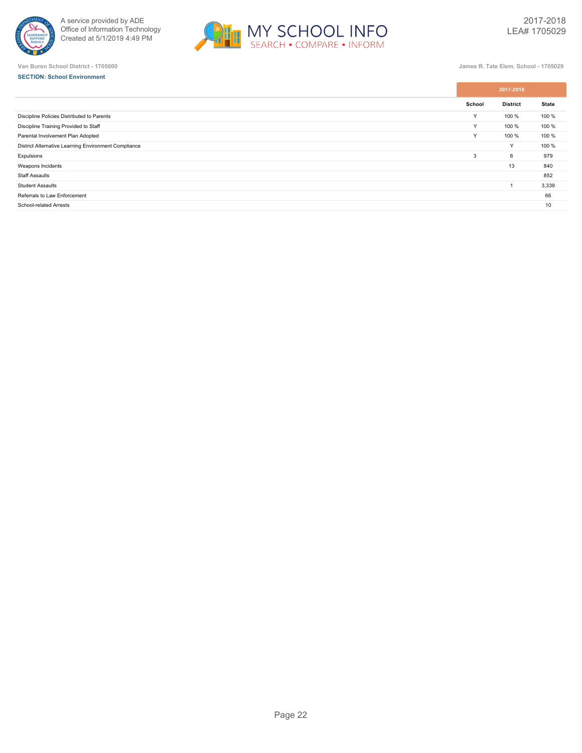Van Buren School District - 1705000

James R. Tate Elem. School - 1705029

**SECTION: School Environment**

| | 2017-2018 | | |
|---|---|---|---|
| | School | District | State |
| Discipline Policies Distributed to Parents | Y | 100 % | 100 % |
| Discipline Training Provided to Staff | Y | 100 % | 100 % |
| Parental Involvement Plan Adopted | Y | 100 % | 100 % |
| District Alternative Learning Environment Compliance | | Y | 100 % |
| Expulsions | 3 | 6 | 979 |
| Weapons Incidents | | 13 | 840 |
| Staff Assaults | | | 852 |
| Student Assaults | | 1 | 3,339 |
| Referrals to Law Enforcement | | | 66 |
| School-related Arrests | | | 10 |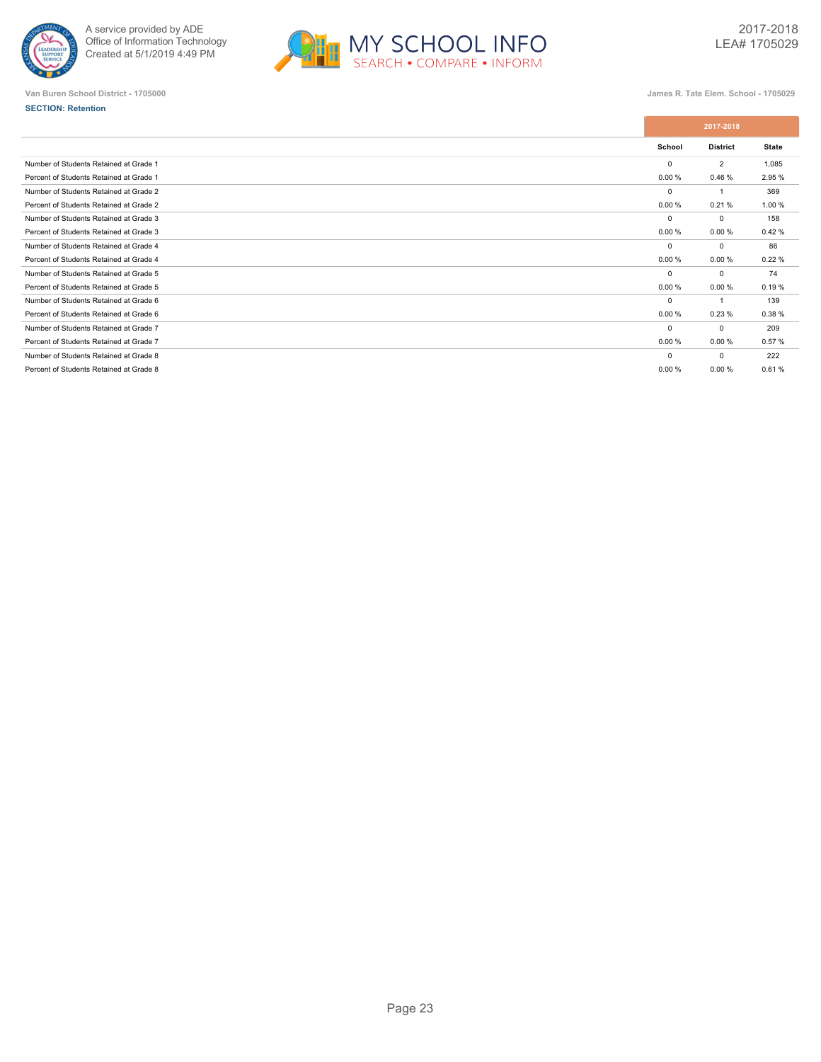Van Buren School District - 1705000

James R. Tate Elem. School - 1705029

**SECTION: Retention**

| | 2017-2018 | | |
|---|---|---|---|
| | School | District | State |
| Number of Students Retained at Grade 1 | 0 | 2 | 1,085 |
| Percent of Students Retained at Grade 1 | 0.00 % | 0.46 % | 2.95 % |
| Number of Students Retained at Grade 2 | 0 | 1 | 369 |
| Percent of Students Retained at Grade 2 | 0.00 % | 0.21 % | 1.00 % |
| Number of Students Retained at Grade 3 | 0 | 0 | 158 |
| Percent of Students Retained at Grade 3 | 0.00 % | 0.00 % | 0.42 % |
| Number of Students Retained at Grade 4 | 0 | 0 | 86 |
| Percent of Students Retained at Grade 4 | 0.00 % | 0.00 % | 0.22 % |
| Number of Students Retained at Grade 5 | 0 | 0 | 74 |
| Percent of Students Retained at Grade 5 | 0.00 % | 0.00 % | 0.19 % |
| Number of Students Retained at Grade 6 | 0 | 1 | 139 |
| Percent of Students Retained at Grade 6 | 0.00 % | 0.23 % | 0.38 % |
| Number of Students Retained at Grade 7 | 0 | 0 | 209 |
| Percent of Students Retained at Grade 7 | 0.00 % | 0.00 % | 0.57 % |
| Number of Students Retained at Grade 8 | 0 | 0 | 222 |
| Percent of Students Retained at Grade 8 | 0.00 % | 0.00 % | 0.61 % |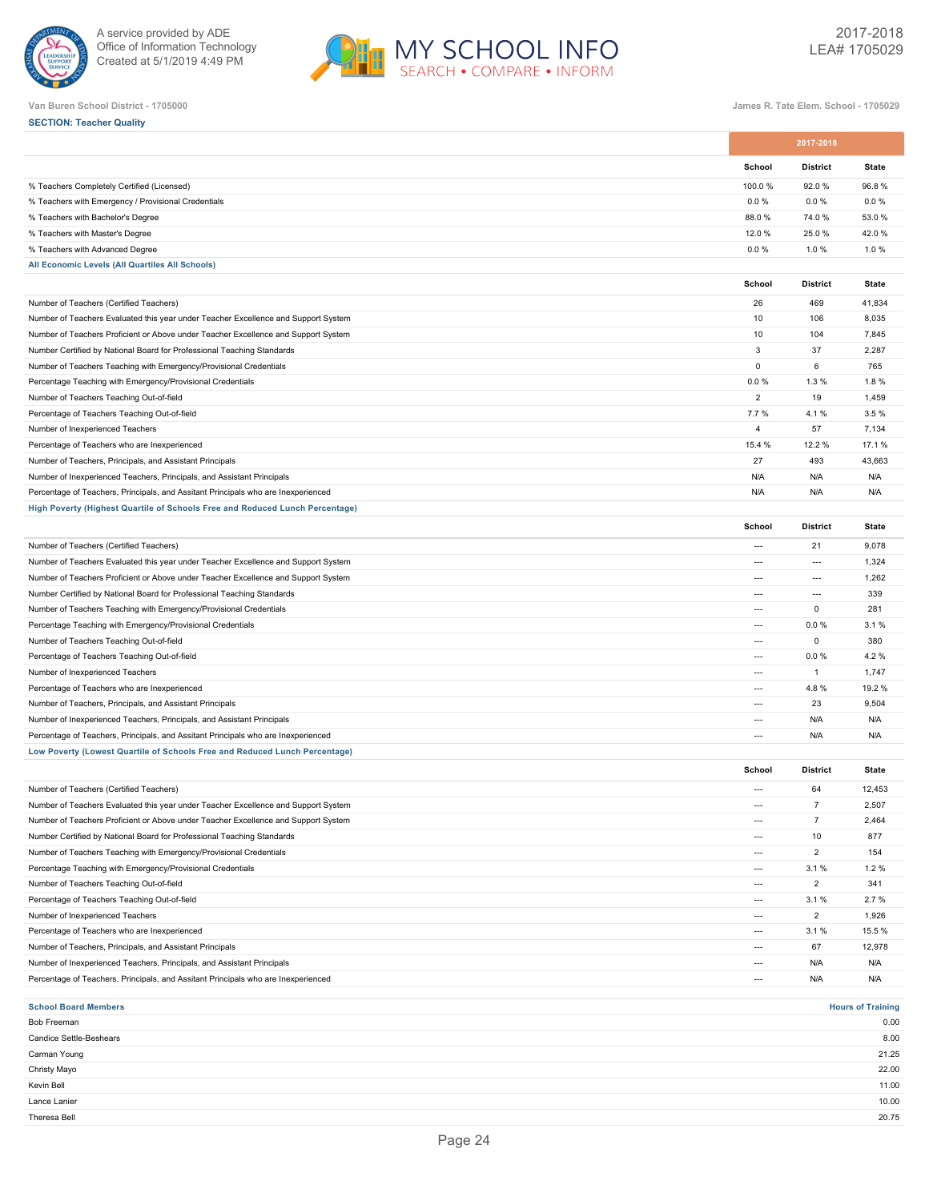A service provided by ADE
Office of Information Technology
Created at 5/1/2019 4:49 PM

MY SCHOOL INFO
SEARCH • COMPARE • INFORM

2017-2018
LEA# 1705029

Van Buren School District - 1705000

James R. Tate Elem. School - 1705029

**SECTION: Teacher Quality**

| | 2017-2018 | | |
|---|---|---|---|
| | School | District | State |
| % Teachers Completely Certified (Licensed) | 100.0 % | 92.0 % | 96.8 % |
| % Teachers with Emergency / Provisional Credentials | 0.0 % | 0.0 % | 0.0 % |
| % Teachers with Bachelor's Degree | 88.0 % | 74.0 % | 53.0 % |
| % Teachers with Master's Degree | 12.0 % | 25.0 % | 42.0 % |
| % Teachers with Advanced Degree | 0.0 % | 1.0 % | 1.0 % |

**All Economic Levels (All Quartiles All Schools)**

| | School | District | State |
|---|---|---|---|
| Number of Teachers (Certified Teachers) | 26 | 469 | 41,834 |
| Number of Teachers Evaluated this year under Teacher Excellence and Support System | 10 | 106 | 8,035 |
| Number of Teachers Proficient or Above under Teacher Excellence and Support System | 10 | 104 | 7,845 |
| Number Certified by National Board for Professional Teaching Standards | 3 | 37 | 2,287 |
| Number of Teachers Teaching with Emergency/Provisional Credentials | 0 | 6 | 765 |
| Percentage Teaching with Emergency/Provisional Credentials | 0.0 % | 1.3 % | 1.8 % |
| Number of Teachers Teaching Out-of-field | 2 | 19 | 1,459 |
| Percentage of Teachers Teaching Out-of-field | 7.7 % | 4.1 % | 3.5 % |
| Number of Inexperienced Teachers | 4 | 57 | 7,134 |
| Percentage of Teachers who are Inexperienced | 15.4 % | 12.2 % | 17.1 % |
| Number of Teachers, Principals, and Assistant Principals | 27 | 493 | 43,663 |
| Number of Inexperienced Teachers, Principals, and Assistant Principals | N/A | N/A | N/A |
| Percentage of Teachers, Principals, and Assitant Principals who are Inexperienced | N/A | N/A | N/A |

**High Poverty (Highest Quartile of Schools Free and Reduced Lunch Percentage)**

| | School | District | State |
|---|---|---|---|
| Number of Teachers (Certified Teachers) | --- | 21 | 9,078 |
| Number of Teachers Evaluated this year under Teacher Excellence and Support System | --- | --- | 1,324 |
| Number of Teachers Proficient or Above under Teacher Excellence and Support System | --- | --- | 1,262 |
| Number Certified by National Board for Professional Teaching Standards | --- | --- | 339 |
| Number of Teachers Teaching with Emergency/Provisional Credentials | --- | 0 | 281 |
| Percentage Teaching with Emergency/Provisional Credentials | --- | 0.0 % | 3.1 % |
| Number of Teachers Teaching Out-of-field | --- | 0 | 380 |
| Percentage of Teachers Teaching Out-of-field | --- | 0.0 % | 4.2 % |
| Number of Inexperienced Teachers | --- | 1 | 1,747 |
| Percentage of Teachers who are Inexperienced | --- | 4.8 % | 19.2 % |
| Number of Teachers, Principals, and Assistant Principals | --- | 23 | 9,504 |
| Number of Inexperienced Teachers, Principals, and Assistant Principals | --- | N/A | N/A |
| Percentage of Teachers, Principals, and Assitant Principals who are Inexperienced | --- | N/A | N/A |

**Low Poverty (Lowest Quartile of Schools Free and Reduced Lunch Percentage)**

| | School | District | State |
|---|---|---|---|
| Number of Teachers (Certified Teachers) | --- | 64 | 12,453 |
| Number of Teachers Evaluated this year under Teacher Excellence and Support System | --- | 7 | 2,507 |
| Number of Teachers Proficient or Above under Teacher Excellence and Support System | --- | 7 | 2,464 |
| Number Certified by National Board for Professional Teaching Standards | --- | 10 | 877 |
| Number of Teachers Teaching with Emergency/Provisional Credentials | --- | 2 | 154 |
| Percentage Teaching with Emergency/Provisional Credentials | --- | 3.1 % | 1.2 % |
| Number of Teachers Teaching Out-of-field | --- | 2 | 341 |
| Percentage of Teachers Teaching Out-of-field | --- | 3.1 % | 2.7 % |
| Number of Inexperienced Teachers | --- | 2 | 1,926 |
| Percentage of Teachers who are Inexperienced | --- | 3.1 % | 15.5 % |
| Number of Teachers, Principals, and Assistant Principals | --- | 67 | 12,978 |
| Number of Inexperienced Teachers, Principals, and Assistant Principals | --- | N/A | N/A |
| Percentage of Teachers, Principals, and Assitant Principals who are Inexperienced | --- | N/A | N/A |

| School Board Members | Hours of Training |
|---|---|
| Bob Freeman | 0.00 |
| Candice Settle-Beshears | 8.00 |
| Carman Young | 21.25 |
| Christy Mayo | 22.00 |
| Kevin Bell | 11.00 |
| Lance Lanier | 10.00 |
| Theresa Bell | 20.75 |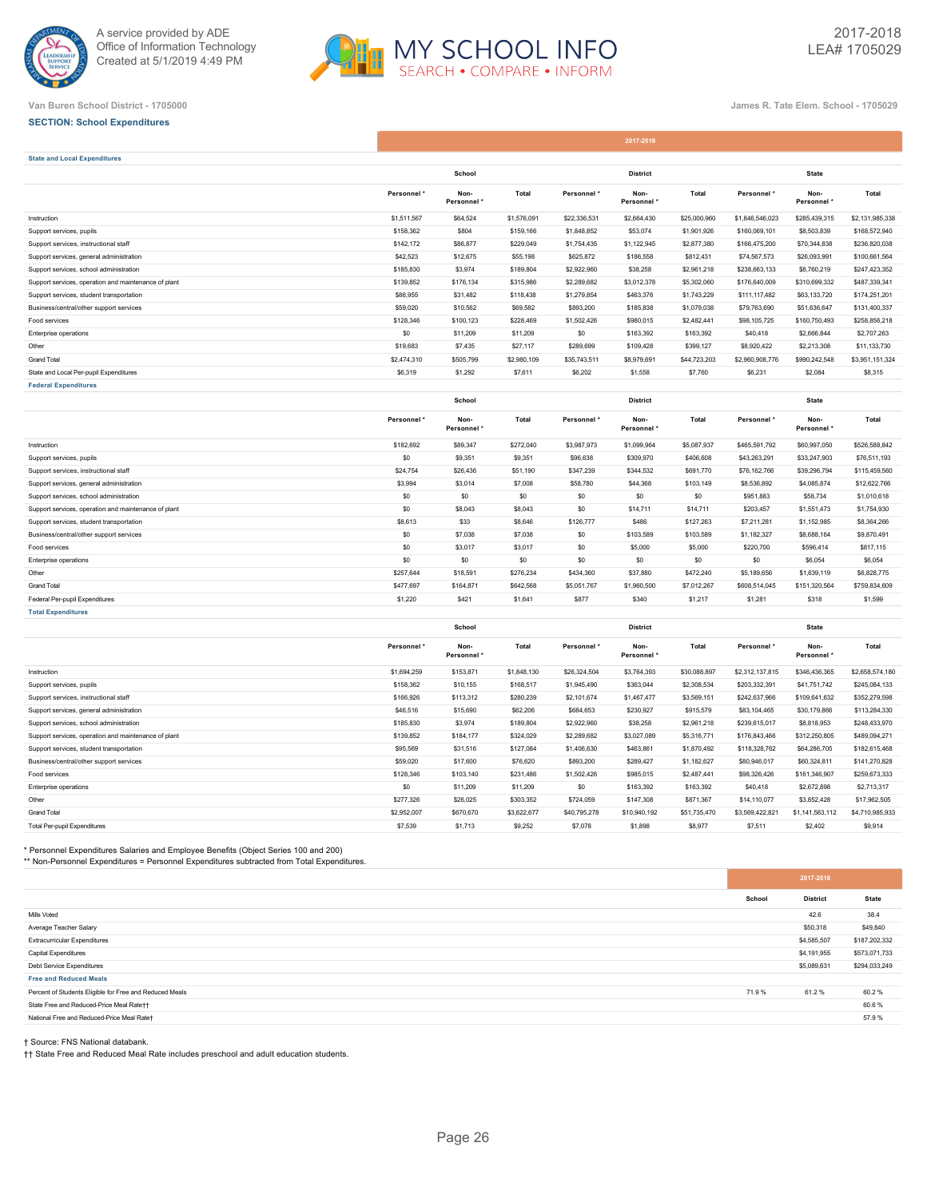Van Buren School District - 1705000

James R. Tate Elem. School - 1705029

2017-2018
LEA# 1705029

### SECTION: School Expenditures

| | 2017-2018 | | | | | | | | |
|---|---|---|---|---|---|---|---|---|---|
| **State and Local Expenditures** | School | | | District | | | State | | |
| | Personnel * | Non-Personnel * | Total | Personnel * | Non-Personnel * | Total | Personnel * | Non-Personnel * | Total |
| Instruction | $1,511,567 | $64,524 | $1,576,091 | $22,336,531 | $2,664,430 | $25,000,960 | $1,846,546,023 | $285,439,315 | $2,131,985,338 |
| Support services, pupils | $158,362 | $804 | $159,166 | $1,848,852 | $53,074 | $1,901,926 | $160,069,101 | $8,503,839 | $168,572,940 |
| Support services, instructional staff | $142,172 | $86,877 | $229,049 | $1,754,435 | $1,122,945 | $2,877,380 | $166,475,200 | $70,344,838 | $236,820,038 |
| Support services, general administration | $42,523 | $12,675 | $55,198 | $625,872 | $186,558 | $812,431 | $74,567,573 | $26,093,991 | $100,661,564 |
| Support services, school administration | $185,830 | $3,974 | $189,804 | $2,922,960 | $38,258 | $2,961,218 | $238,663,133 | $8,760,219 | $247,423,352 |
| Support services, operation and maintenance of plant | $139,852 | $176,134 | $315,986 | $2,289,682 | $3,012,378 | $5,302,060 | $176,640,009 | $310,699,332 | $487,339,341 |
| Support services, student transportation | $86,955 | $31,482 | $118,438 | $1,279,854 | $463,376 | $1,743,229 | $111,117,482 | $63,133,720 | $174,251,201 |
| Business/central/other support services | $59,020 | $10,562 | $69,582 | $893,200 | $185,838 | $1,079,038 | $79,763,690 | $51,636,647 | $131,400,337 |
| Food services | $128,346 | $100,123 | $228,469 | $1,502,426 | $980,015 | $2,482,441 | $98,105,725 | $160,750,493 | $258,856,218 |
| Enterprise operations | $0 | $11,209 | $11,209 | $0 | $163,392 | $163,392 | $40,418 | $2,666,844 | $2,707,263 |
| Other | $19,683 | $7,435 | $27,117 | $289,699 | $109,428 | $399,127 | $8,920,422 | $2,213,308 | $11,133,730 |
| Grand Total | $2,474,310 | $505,799 | $2,980,109 | $35,743,511 | $8,979,691 | $44,723,203 | $2,960,908,776 | $990,242,548 | $3,951,151,324 |
| State and Local Per-pupil Expenditures | $6,319 | $1,292 | $7,611 | $6,202 | $1,558 | $7,760 | $6,231 | $2,084 | $8,315 |
| **Federal Expenditures** | School | | | District | | | State | | |
| | Personnel * | Non-Personnel * | Total | Personnel * | Non-Personnel * | Total | Personnel * | Non-Personnel * | Total |
| Instruction | $182,692 | $89,347 | $272,040 | $3,987,973 | $1,099,964 | $5,087,937 | $465,591,792 | $60,997,050 | $526,588,842 |
| Support services, pupils | $0 | $9,351 | $9,351 | $96,638 | $309,970 | $406,608 | $43,263,291 | $33,247,903 | $76,511,193 |
| Support services, instructional staff | $24,754 | $26,436 | $51,190 | $347,239 | $344,532 | $691,770 | $76,162,766 | $39,296,794 | $115,459,560 |
| Support services, general administration | $3,994 | $3,014 | $7,008 | $58,780 | $44,368 | $103,149 | $8,536,892 | $4,085,874 | $12,622,766 |
| Support services, school administration | $0 | $0 | $0 | $0 | $0 | $0 | $951,883 | $58,734 | $1,010,618 |
| Support services, operation and maintenance of plant | $0 | $8,043 | $8,043 | $0 | $14,711 | $14,711 | $203,457 | $1,551,473 | $1,754,930 |
| Support services, student transportation | $8,613 | $33 | $8,646 | $126,777 | $486 | $127,263 | $7,211,281 | $1,152,985 | $8,364,266 |
| Business/central/other support services | $0 | $7,038 | $7,038 | $0 | $103,589 | $103,589 | $1,182,327 | $8,688,164 | $9,870,491 |
| Food services | $0 | $3,017 | $3,017 | $0 | $5,000 | $5,000 | $220,700 | $596,414 | $817,115 |
| Enterprise operations | $0 | $0 | $0 | $0 | $0 | $0 | $0 | $6,054 | $6,054 |
| Other | $257,644 | $18,591 | $276,234 | $434,360 | $37,880 | $472,240 | $5,189,656 | $1,639,119 | $6,828,775 |
| Grand Total | $477,697 | $164,871 | $642,568 | $5,051,767 | $1,960,500 | $7,012,267 | $608,514,045 | $151,320,564 | $759,834,609 |
| Federal Per-pupil Expenditures | $1,220 | $421 | $1,641 | $877 | $340 | $1,217 | $1,281 | $318 | $1,599 |
| **Total Expenditures** | School | | | District | | | State | | |
| | Personnel * | Non-Personnel * | Total | Personnel * | Non-Personnel * | Total | Personnel * | Non-Personnel * | Total |
| Instruction | $1,694,259 | $153,871 | $1,848,130 | $26,324,504 | $3,764,393 | $30,088,897 | $2,312,137,815 | $346,436,365 | $2,658,574,180 |
| Support services, pupils | $158,362 | $10,155 | $168,517 | $1,945,490 | $363,044 | $2,308,534 | $203,332,391 | $41,751,742 | $245,084,133 |
| Support services, instructional staff | $166,926 | $113,312 | $280,239 | $2,101,674 | $1,467,477 | $3,569,151 | $242,637,966 | $109,641,632 | $352,279,598 |
| Support services, general administration | $46,516 | $15,690 | $62,206 | $684,653 | $230,927 | $915,579 | $83,104,465 | $30,179,866 | $113,284,330 |
| Support services, school administration | $185,830 | $3,974 | $189,804 | $2,922,960 | $38,258 | $2,961,218 | $239,615,017 | $8,818,953 | $248,433,970 |
| Support services, operation and maintenance of plant | $139,852 | $184,177 | $324,029 | $2,289,682 | $3,027,089 | $5,316,771 | $176,843,466 | $312,250,805 | $489,094,271 |
| Support services, student transportation | $95,569 | $31,516 | $127,084 | $1,406,630 | $463,861 | $1,870,492 | $118,328,762 | $64,286,705 | $182,615,468 |
| Business/central/other support services | $59,020 | $17,600 | $76,620 | $893,200 | $289,427 | $1,182,627 | $80,946,017 | $60,324,811 | $141,270,828 |
| Food services | $128,346 | $103,140 | $231,486 | $1,502,426 | $985,015 | $2,487,441 | $98,326,426 | $161,346,907 | $259,673,333 |
| Enterprise operations | $0 | $11,209 | $11,209 | $0 | $163,392 | $163,392 | $40,418 | $2,672,898 | $2,713,317 |
| Other | $277,326 | $26,025 | $303,352 | $724,059 | $147,308 | $871,367 | $14,110,077 | $3,852,428 | $17,962,505 |
| Grand Total | $2,952,007 | $670,670 | $3,622,677 | $40,795,278 | $10,940,192 | $51,735,470 | $3,569,422,821 | $1,141,563,112 | $4,710,985,933 |
| Total Per-pupil Expenditures | $7,539 | $1,713 | $9,252 | $7,078 | $1,898 | $8,977 | $7,511 | $2,402 | $9,914 |

* Personnel Expenditures Salaries and Employee Benefits (Object Series 100 and 200)
** Non-Personnel Expenditures = Personnel Expenditures subtracted from Total Expenditures.

| | 2017-2018 | | |
|---|---|---|---|
| | School | District | State |
| Mills Voted | | 42.6 | 38.4 |
| Average Teacher Salary | | $50,318 | $49,840 |
| Extracurricular Expenditures | | $4,585,507 | $187,202,332 |
| Capital Expenditures | | $4,191,955 | $573,071,733 |
| Debt Service Expenditures | | $5,089,631 | $294,033,249 |
| **Free and Reduced Meals** | | | |
| Percent of Students Eligible for Free and Reduced Meals | 71.9 % | 61.2 % | 60.2 % |
| State Free and Reduced-Price Meal Rate†† | | | 60.6 % |
| National Free and Reduced-Price Meal Rate† | | | 57.9 % |

† Source: FNS National databank.
†† State Free and Reduced Meal Rate includes preschool and adult education students.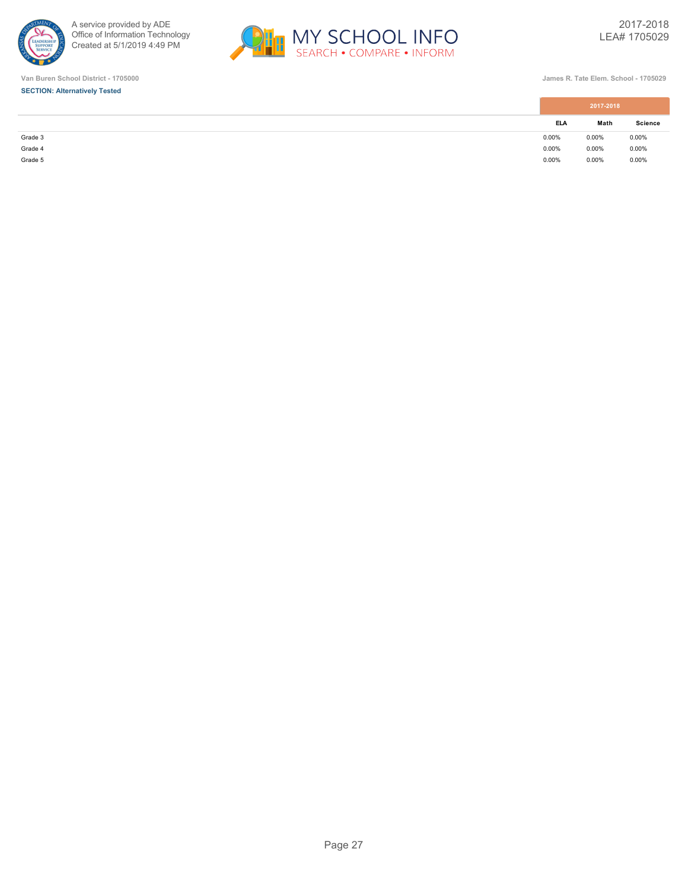Van Buren School District - 1705000

James R. Tate Elem. School - 1705029

**SECTION: Alternatively Tested**

| | 2017-2018 | | |
|---|---|---|---|
| | ELA | Math | Science |
| Grade 3 | 0.00% | 0.00% | 0.00% |
| Grade 4 | 0.00% | 0.00% | 0.00% |
| Grade 5 | 0.00% | 0.00% | 0.00% |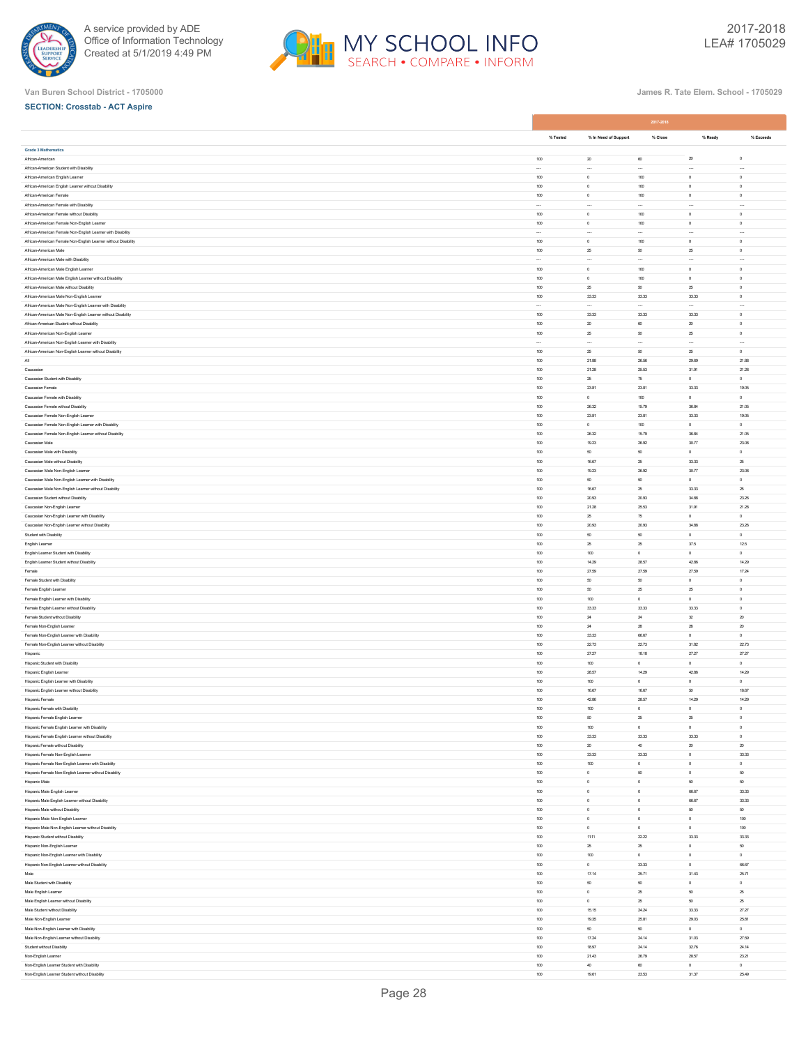Van Buren School District - 1705000

James R. Tate Elem. School - 1705029

**SECTION: Crosstab - ACT Aspire**

| | 2017-2018 | | | | |
|---|---|---|---|---|---|
| | % Tested | % In Need of Support | % Close | % Ready | % Exceeds |
| **Grade 3 Mathematics** | | | | | |
| African-American | 100 | 20 | 60 | 20 | 0 |
| African-American Student with Disability | --- | --- | --- | --- | --- |
| African-American English Learner | 100 | 0 | 100 | 0 | 0 |
| African-American English Learner without Disability | 100 | 0 | 100 | 0 | 0 |
| African-American Female | 100 | 0 | 100 | 0 | 0 |
| African-American Female with Disability | --- | --- | --- | --- | --- |
| African-American Female without Disability | 100 | 0 | 100 | 0 | 0 |
| African-American Female Non-English Learner | 100 | 0 | 100 | 0 | 0 |
| African-American Female Non-English Learner with Disability | --- | --- | --- | --- | --- |
| African-American Female Non-English Learner without Disability | 100 | 0 | 100 | 0 | 0 |
| African-American Male | 100 | 25 | 50 | 25 | 0 |
| African-American Male with Disability | --- | --- | --- | --- | --- |
| African-American Male English Learner | 100 | 0 | 100 | 0 | 0 |
| African-American Male English Learner without Disability | 100 | 0 | 100 | 0 | 0 |
| African-American Male without Disability | 100 | 25 | 50 | 25 | 0 |
| African-American Male Non-English Learner | 100 | 33.33 | 33.33 | 33.33 | 0 |
| African-American Male Non-English Learner with Disability | --- | --- | --- | --- | --- |
| African-American Male Non-English Learner without Disability | 100 | 33.33 | 33.33 | 33.33 | 0 |
| African-American Student without Disability | 100 | 20 | 60 | 20 | 0 |
| African-American Non-English Learner | 100 | 25 | 50 | 25 | 0 |
| African-American Non-English Learner with Disability | --- | --- | --- | --- | --- |
| African-American Non-English Learner without Disability | 100 | 25 | 50 | 25 | 0 |
| All | 100 | 21.88 | 26.56 | 29.69 | 21.88 |
| Caucasian | 100 | 21.28 | 25.53 | 31.91 | 21.28 |
| Caucasian Student with Disability | 100 | 25 | 75 | 0 | 0 |
| Caucasian Female | 100 | 23.81 | 23.81 | 33.33 | 19.05 |
| Caucasian Female with Disability | 100 | 0 | 100 | 0 | 0 |
| Caucasian Female without Disability | 100 | 26.32 | 15.79 | 36.84 | 21.05 |
| Caucasian Female Non-English Learner | 100 | 23.81 | 23.81 | 33.33 | 19.05 |
| Caucasian Female Non-English Learner with Disability | 100 | 0 | 100 | 0 | 0 |
| Caucasian Female Non-English Learner without Disability | 100 | 26.32 | 15.79 | 36.84 | 21.05 |
| Caucasian Male | 100 | 19.23 | 26.92 | 30.77 | 23.08 |
| Caucasian Male with Disability | 100 | 50 | 50 | 0 | 0 |
| Caucasian Male without Disability | 100 | 16.67 | 25 | 33.33 | 25 |
| Caucasian Male Non-English Learner | 100 | 19.23 | 26.92 | 30.77 | 23.08 |
| Caucasian Male Non-English Learner with Disability | 100 | 50 | 50 | 0 | 0 |
| Caucasian Male Non-English Learner without Disability | 100 | 16.67 | 25 | 33.33 | 25 |
| Caucasian Student without Disability | 100 | 20.93 | 20.93 | 34.88 | 23.26 |
| Caucasian Non-English Learner | 100 | 21.28 | 25.53 | 31.91 | 21.28 |
| Caucasian Non-English Learner with Disability | 100 | 25 | 75 | 0 | 0 |
| Caucasian Non-English Learner without Disability | 100 | 20.93 | 20.93 | 34.88 | 23.26 |
| Student with Disability | 100 | 50 | 50 | 0 | 0 |
| English Learner | 100 | 25 | 25 | 37.5 | 12.5 |
| English Learner Student with Disability | 100 | 100 | 0 | 0 | 0 |
| English Learner Student without Disability | 100 | 14.29 | 28.57 | 42.86 | 14.29 |
| Female | 100 | 27.59 | 27.59 | 27.59 | 17.24 |
| Female Student with Disability | 100 | 50 | 50 | 0 | 0 |
| Female English Learner | 100 | 50 | 25 | 25 | 0 |
| Female English Learner with Disability | 100 | 100 | 0 | 0 | 0 |
| Female English Learner without Disability | 100 | 33.33 | 33.33 | 33.33 | 0 |
| Female Student without Disability | 100 | 24 | 24 | 32 | 20 |
| Female Non-English Learner | 100 | 24 | 28 | 28 | 20 |
| Female Non-English Learner with Disability | 100 | 33.33 | 66.67 | 0 | 0 |
| Female Non-English Learner without Disability | 100 | 22.73 | 22.73 | 31.82 | 22.73 |
| Hispanic | 100 | 27.27 | 18.18 | 27.27 | 27.27 |
| Hispanic Student with Disability | 100 | 100 | 0 | 0 | 0 |
| Hispanic English Learner | 100 | 28.57 | 14.29 | 42.86 | 14.29 |
| Hispanic English Learner with Disability | 100 | 100 | 0 | 0 | 0 |
| Hispanic English Learner without Disability | 100 | 16.67 | 16.67 | 50 | 16.67 |
| Hispanic Female | 100 | 42.86 | 28.57 | 14.29 | 14.29 |
| Hispanic Female with Disability | 100 | 100 | 0 | 0 | 0 |
| Hispanic Female English Learner | 100 | 50 | 25 | 25 | 0 |
| Hispanic Female English Learner with Disability | 100 | 100 | 0 | 0 | 0 |
| Hispanic Female English Learner without Disability | 100 | 33.33 | 33.33 | 33.33 | 0 |
| Hispanic Female without Disability | 100 | 20 | 40 | 20 | 20 |
| Hispanic Female Non-English Learner | 100 | 33.33 | 33.33 | 0 | 33.33 |
| Hispanic Female Non-English Learner with Disability | 100 | 100 | 0 | 0 | 0 |
| Hispanic Female Non-English Learner without Disability | 100 | 0 | 50 | 0 | 50 |
| Hispanic Male | 100 | 0 | 0 | 50 | 50 |
| Hispanic Male English Learner | 100 | 0 | 0 | 66.67 | 33.33 |
| Hispanic Male English Learner without Disability | 100 | 0 | 0 | 66.67 | 33.33 |
| Hispanic Male without Disability | 100 | 0 | 0 | 50 | 50 |
| Hispanic Male Non-English Learner | 100 | 0 | 0 | 0 | 100 |
| Hispanic Male Non-English Learner without Disability | 100 | 0 | 0 | 0 | 100 |
| Hispanic Student without Disability | 100 | 11.11 | 22.22 | 33.33 | 33.33 |
| Hispanic Non-English Learner | 100 | 25 | 25 | 0 | 50 |
| Hispanic Non-English Learner with Disability | 100 | 100 | 0 | 0 | 0 |
| Hispanic Non-English Learner without Disability | 100 | 0 | 33.33 | 0 | 66.67 |
| Male | 100 | 17.14 | 25.71 | 31.43 | 25.71 |
| Male Student with Disability | 100 | 50 | 50 | 0 | 0 |
| Male English Learner | 100 | 0 | 25 | 50 | 25 |
| Male English Learner without Disability | 100 | 0 | 25 | 50 | 25 |
| Male Student without Disability | 100 | 15.15 | 24.24 | 33.33 | 27.27 |
| Male Non-English Learner | 100 | 19.35 | 25.81 | 29.03 | 25.81 |
| Male Non-English Learner with Disability | 100 | 50 | 50 | 0 | 0 |
| Male Non-English Learner without Disability | 100 | 17.24 | 24.14 | 31.03 | 27.59 |
| Student without Disability | 100 | 18.97 | 24.14 | 32.76 | 24.14 |
| Non-English Learner | 100 | 21.43 | 26.79 | 28.57 | 23.21 |
| Non-English Learner Student with Disability | 100 | 40 | 60 | 0 | 0 |
| Non-English Learner Student without Disability | 100 | 19.61 | 23.53 | 31.37 | 25.49 |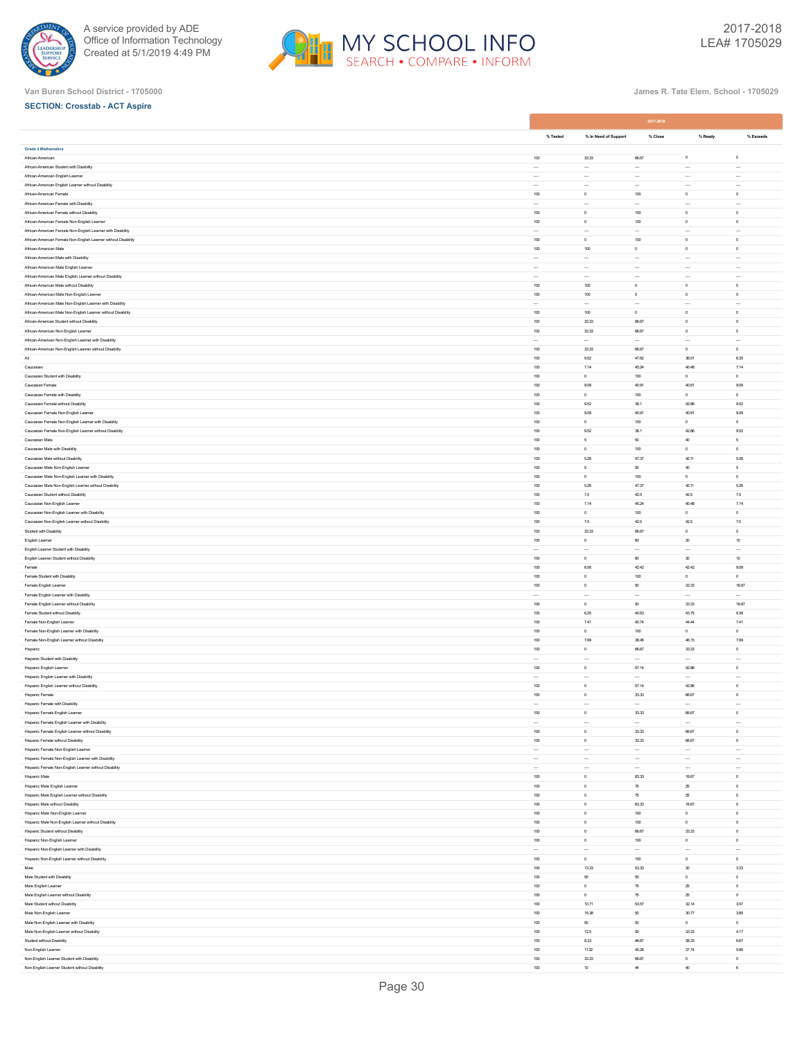Van Buren School District - 1705000

James R. Tate Elem. School - 1705029

**SECTION: Crosstab - ACT Aspire**

| | 2017-2018 | | | | |
|---|---|---|---|---|---|
| | % Tested | % In Need of Support | % Close | % Ready | % Exceeds |
| **Grade 4 Mathematics** | | | | | |
| African-American | 100 | 33.33 | 66.67 | 0 | 0 |
| African-American Student with Disability | --- | --- | --- | --- | --- |
| African-American English Learner | --- | --- | --- | --- | --- |
| African-American English Learner without Disability | --- | --- | --- | --- | --- |
| African-American Female | 100 | 0 | 100 | 0 | 0 |
| African-American Female with Disability | --- | --- | --- | --- | --- |
| African-American Female without Disability | 100 | 0 | 100 | 0 | 0 |
| African-American Female Non-English Learner | 100 | 0 | 100 | 0 | 0 |
| African-American Female Non-English Learner with Disability | --- | --- | --- | --- | --- |
| African-American Female Non-English Learner without Disability | 100 | 0 | 100 | 0 | 0 |
| African-American Male | 100 | 100 | 0 | 0 | 0 |
| African-American Male with Disability | --- | --- | --- | --- | --- |
| African-American Male English Learner | --- | --- | --- | --- | --- |
| African-American Male English Learner without Disability | --- | --- | --- | --- | --- |
| African-American Male without Disability | 100 | 100 | 0 | 0 | 0 |
| African-American Male Non-English Learner | 100 | 100 | 0 | 0 | 0 |
| African-American Male Non-English Learner with Disability | --- | --- | --- | --- | --- |
| African-American Male Non-English Learner without Disability | 100 | 100 | 0 | 0 | 0 |
| African-American Student without Disability | 100 | 33.33 | 66.67 | 0 | 0 |
| African-American Non-English Learner | 100 | 33.33 | 66.67 | 0 | 0 |
| African-American Non-English Learner with Disability | --- | --- | --- | --- | --- |
| African-American Non-English Learner without Disability | 100 | 33.33 | 66.67 | 0 | 0 |
| All | 100 | 9.52 | 47.62 | 36.51 | 6.35 |
| Caucasian | 100 | 7.14 | 45.24 | 40.48 | 7.14 |
| Caucasian Student with Disability | 100 | 0 | 100 | 0 | 0 |
| Caucasian Female | 100 | 9.09 | 40.91 | 40.91 | 9.09 |
| Caucasian Female with Disability | 100 | 0 | 100 | 0 | 0 |
| Caucasian Female without Disability | 100 | 9.52 | 38.1 | 42.86 | 9.52 |
| Caucasian Female Non-English Learner | 100 | 9.09 | 40.91 | 40.91 | 9.09 |
| Caucasian Female Non-English Learner with Disability | 100 | 0 | 100 | 0 | 0 |
| Caucasian Female Non-English Learner without Disability | 100 | 9.52 | 38.1 | 42.86 | 9.52 |
| Caucasian Male | 100 | 5 | 50 | 40 | 5 |
| Caucasian Male with Disability | 100 | 0 | 100 | 0 | 0 |
| Caucasian Male without Disability | 100 | 5.26 | 47.37 | 42.11 | 5.26 |
| Caucasian Male Non-English Learner | 100 | 5 | 50 | 40 | 5 |
| Caucasian Male Non-English Learner with Disability | 100 | 0 | 100 | 0 | 0 |
| Caucasian Male Non-English Learner without Disability | 100 | 5.26 | 47.37 | 42.11 | 5.26 |
| Caucasian Student without Disability | 100 | 7.5 | 42.5 | 42.5 | 7.5 |
| Caucasian Non-English Learner | 100 | 7.14 | 45.24 | 40.48 | 7.14 |
| Caucasian Non-English Learner with Disability | 100 | 0 | 100 | 0 | 0 |
| Caucasian Non-English Learner without Disability | 100 | 7.5 | 42.5 | 42.5 | 7.5 |
| Student with Disability | 100 | 33.33 | 66.67 | 0 | 0 |
| English Learner | 100 | 0 | 60 | 30 | 10 |
| English Learner Student with Disability | --- | --- | --- | --- | --- |
| English Learner Student without Disability | 100 | 0 | 60 | 30 | 10 |
| Female | 100 | 6.06 | 42.42 | 42.42 | 9.09 |
| Female Student with Disability | 100 | 0 | 100 | 0 | 0 |
| Female English Learner | 100 | 0 | 50 | 33.33 | 16.67 |
| Female English Learner with Disability | --- | --- | --- | --- | --- |
| Female English Learner without Disability | 100 | 0 | 50 | 33.33 | 16.67 |
| Female Student without Disability | 100 | 6.25 | 40.63 | 43.75 | 9.38 |
| Female Non-English Learner | 100 | 7.41 | 40.74 | 44.44 | 7.41 |
| Female Non-English Learner with Disability | 100 | 0 | 100 | 0 | 0 |
| Female Non-English Learner without Disability | 100 | 7.69 | 38.46 | 46.15 | 7.69 |
| Hispanic | 100 | 0 | 66.67 | 33.33 | 0 |
| Hispanic Student with Disability | --- | --- | --- | --- | --- |
| Hispanic English Learner | 100 | 0 | 57.14 | 42.86 | 0 |
| Hispanic English Learner with Disability | --- | --- | --- | --- | --- |
| Hispanic English Learner without Disability | 100 | 0 | 57.14 | 42.86 | 0 |
| Hispanic Female | 100 | 0 | 33.33 | 66.67 | 0 |
| Hispanic Female with Disability | --- | --- | --- | --- | --- |
| Hispanic Female English Learner | 100 | 0 | 33.33 | 66.67 | 0 |
| Hispanic Female English Learner with Disability | --- | --- | --- | --- | --- |
| Hispanic Female English Learner without Disability | 100 | 0 | 33.33 | 66.67 | 0 |
| Hispanic Female without Disability | 100 | 0 | 33.33 | 66.67 | 0 |
| Hispanic Female Non-English Learner | --- | --- | --- | --- | --- |
| Hispanic Female Non-English Learner with Disability | --- | --- | --- | --- | --- |
| Hispanic Female Non-English Learner without Disability | --- | --- | --- | --- | --- |
| Hispanic Male | 100 | 0 | 83.33 | 16.67 | 0 |
| Hispanic Male English Learner | 100 | 0 | 75 | 25 | 0 |
| Hispanic Male English Learner without Disability | 100 | 0 | 75 | 25 | 0 |
| Hispanic Male without Disability | 100 | 0 | 83.33 | 16.67 | 0 |
| Hispanic Male Non-English Learner | 100 | 0 | 100 | 0 | 0 |
| Hispanic Male Non-English Learner without Disability | 100 | 0 | 100 | 0 | 0 |
| Hispanic Student without Disability | 100 | 0 | 66.67 | 33.33 | 0 |
| Hispanic Non-English Learner | 100 | 0 | 100 | 0 | 0 |
| Hispanic Non-English Learner with Disability | --- | --- | --- | --- | --- |
| Hispanic Non-English Learner without Disability | 100 | 0 | 100 | 0 | 0 |
| Male | 100 | 13.33 | 53.33 | 30 | 3.33 |
| Male Student with Disability | 100 | 50 | 50 | 0 | 0 |
| Male English Learner | 100 | 0 | 75 | 25 | 0 |
| Male English Learner without Disability | 100 | 0 | 75 | 25 | 0 |
| Male Student without Disability | 100 | 10.71 | 53.57 | 32.14 | 3.57 |
| Male Non-English Learner | 100 | 15.38 | 50 | 30.77 | 3.85 |
| Male Non-English Learner with Disability | 100 | 50 | 50 | 0 | 0 |
| Male Non-English Learner without Disability | 100 | 12.5 | 50 | 33.33 | 4.17 |
| Student without Disability | 100 | 8.33 | 46.67 | 38.33 | 6.67 |
| Non-English Learner | 100 | 11.32 | 45.28 | 37.74 | 5.66 |
| Non-English Learner Student with Disability | 100 | 33.33 | 66.67 | 0 | 0 |
| Non-English Learner Student without Disability | 100 | 10 | 44 | 40 | 6 |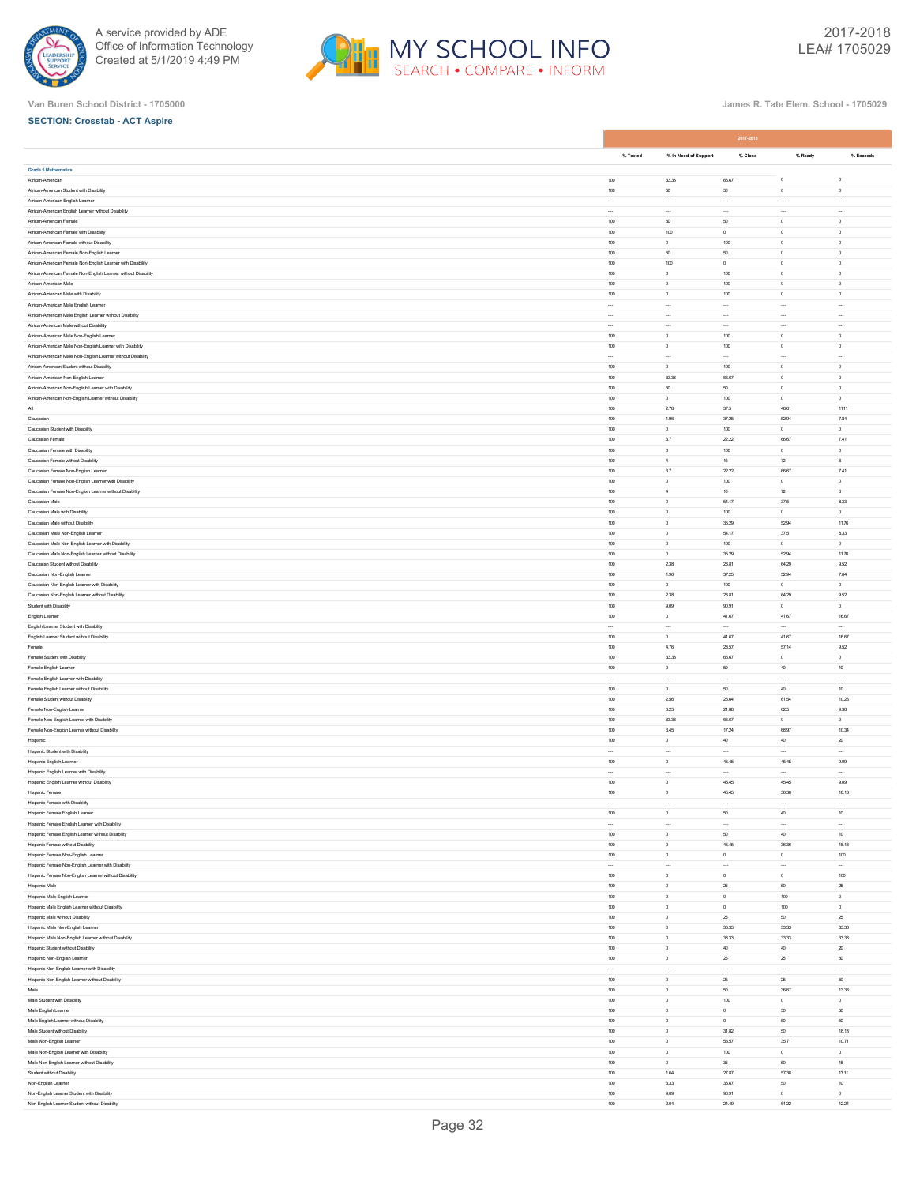Van Buren School District - 1705000

James R. Tate Elem. School - 1705029

**SECTION: Crosstab - ACT Aspire**

| | 2017-2018 | | | | |
|---|---|---|---|---|---|
| | % Tested | % In Need of Support | % Close | % Ready | % Exceeds |
| **Grade 5 Mathematics** | | | | | |
| African-American | 100 | 33.33 | 66.67 | 0 | 0 |
| African-American Student with Disability | 100 | 50 | 50 | 0 | 0 |
| African-American English Learner | --- | --- | --- | --- | --- |
| African-American English Learner without Disability | --- | --- | --- | --- | --- |
| African-American Female | 100 | 50 | 50 | 0 | 0 |
| African-American Female with Disability | 100 | 100 | 0 | 0 | 0 |
| African-American Female without Disability | 100 | 0 | 100 | 0 | 0 |
| African-American Female Non-English Learner | 100 | 50 | 50 | 0 | 0 |
| African-American Female Non-English Learner with Disability | 100 | 100 | 0 | 0 | 0 |
| African-American Female Non-English Learner without Disability | 100 | 0 | 100 | 0 | 0 |
| African-American Male | 100 | 0 | 100 | 0 | 0 |
| African-American Male with Disability | 100 | 0 | 100 | 0 | 0 |
| African-American Male English Learner | --- | --- | --- | --- | --- |
| African-American Male English Learner without Disability | --- | --- | --- | --- | --- |
| African-American Male without Disability | --- | --- | --- | --- | --- |
| African-American Male Non-English Learner | 100 | 0 | 100 | 0 | 0 |
| African-American Male Non-English Learner with Disability | 100 | 0 | 100 | 0 | 0 |
| African-American Male Non-English Learner without Disability | --- | --- | --- | --- | --- |
| African-American Student without Disability | 100 | 0 | 100 | 0 | 0 |
| African-American Non-English Learner | 100 | 33.33 | 66.67 | 0 | 0 |
| African-American Non-English Learner with Disability | 100 | 50 | 50 | 0 | 0 |
| African-American Non-English Learner without Disability | 100 | 0 | 100 | 0 | 0 |
| All | 100 | 2.78 | 37.5 | 48.61 | 11.11 |
| Caucasian | 100 | 1.96 | 37.25 | 52.94 | 7.84 |
| Caucasian Student with Disability | 100 | 0 | 100 | 0 | 0 |
| Caucasian Female | 100 | 3.7 | 22.22 | 66.67 | 7.41 |
| Caucasian Female with Disability | 100 | 0 | 100 | 0 | 0 |
| Caucasian Female without Disability | 100 | 4 | 16 | 72 | 8 |
| Caucasian Female Non-English Learner | 100 | 3.7 | 22.22 | 66.67 | 7.41 |
| Caucasian Female Non-English Learner with Disability | 100 | 0 | 100 | 0 | 0 |
| Caucasian Female Non-English Learner without Disability | 100 | 4 | 16 | 72 | 8 |
| Caucasian Male | 100 | 0 | 54.17 | 37.5 | 8.33 |
| Caucasian Male with Disability | 100 | 0 | 100 | 0 | 0 |
| Caucasian Male without Disability | 100 | 0 | 35.29 | 52.94 | 11.76 |
| Caucasian Male Non-English Learner | 100 | 0 | 54.17 | 37.5 | 8.33 |
| Caucasian Male Non-English Learner with Disability | 100 | 0 | 100 | 0 | 0 |
| Caucasian Male Non-English Learner without Disability | 100 | 0 | 35.29 | 52.94 | 11.76 |
| Caucasian Student without Disability | 100 | 2.38 | 23.81 | 64.29 | 9.52 |
| Caucasian Non-English Learner | 100 | 1.96 | 37.25 | 52.94 | 7.84 |
| Caucasian Non-English Learner with Disability | 100 | 0 | 100 | 0 | 0 |
| Caucasian Non-English Learner without Disability | 100 | 2.38 | 23.81 | 64.29 | 9.52 |
| Student with Disability | 100 | 9.09 | 90.91 | 0 | 0 |
| English Learner | 100 | 0 | 41.67 | 41.67 | 16.67 |
| English Learner Student with Disability | --- | --- | --- | --- | --- |
| English Learner Student without Disability | 100 | 0 | 41.67 | 41.67 | 16.67 |
| Female | 100 | 4.76 | 28.57 | 57.14 | 9.52 |
| Female Student with Disability | 100 | 33.33 | 66.67 | 0 | 0 |
| Female English Learner | 100 | 0 | 50 | 40 | 10 |
| Female English Learner with Disability | --- | --- | --- | --- | --- |
| Female English Learner without Disability | 100 | 0 | 50 | 40 | 10 |
| Female Student without Disability | 100 | 2.56 | 25.64 | 61.54 | 10.26 |
| Female Non-English Learner | 100 | 6.25 | 21.88 | 62.5 | 9.38 |
| Female Non-English Learner with Disability | 100 | 33.33 | 66.67 | 0 | 0 |
| Female Non-English Learner without Disability | 100 | 3.45 | 17.24 | 68.97 | 10.34 |
| Hispanic | 100 | 0 | 40 | 40 | 20 |
| Hispanic Student with Disability | --- | --- | --- | --- | --- |
| Hispanic English Learner | 100 | 0 | 45.45 | 45.45 | 9.09 |
| Hispanic English Learner with Disability | --- | --- | --- | --- | --- |
| Hispanic English Learner without Disability | 100 | 0 | 45.45 | 45.45 | 9.09 |
| Hispanic Female | 100 | 0 | 45.45 | 36.36 | 18.18 |
| Hispanic Female with Disability | --- | --- | --- | --- | --- |
| Hispanic Female English Learner | 100 | 0 | 50 | 40 | 10 |
| Hispanic Female English Learner with Disability | --- | --- | --- | --- | --- |
| Hispanic Female English Learner without Disability | 100 | 0 | 50 | 40 | 10 |
| Hispanic Female without Disability | 100 | 0 | 45.45 | 36.36 | 18.18 |
| Hispanic Female Non-English Learner | 100 | 0 | 0 | 0 | 100 |
| Hispanic Female Non-English Learner with Disability | --- | --- | --- | --- | --- |
| Hispanic Female Non-English Learner without Disability | 100 | 0 | 0 | 0 | 100 |
| Hispanic Male | 100 | 0 | 25 | 50 | 25 |
| Hispanic Male English Learner | 100 | 0 | 0 | 100 | 0 |
| Hispanic Male English Learner without Disability | 100 | 0 | 0 | 100 | 0 |
| Hispanic Male without Disability | 100 | 0 | 25 | 50 | 25 |
| Hispanic Male Non-English Learner | 100 | 0 | 33.33 | 33.33 | 33.33 |
| Hispanic Male Non-English Learner without Disability | 100 | 0 | 33.33 | 33.33 | 33.33 |
| Hispanic Student without Disability | 100 | 0 | 40 | 40 | 20 |
| Hispanic Non-English Learner | 100 | 0 | 25 | 25 | 50 |
| Hispanic Non-English Learner with Disability | --- | --- | --- | --- | --- |
| Hispanic Non-English Learner without Disability | 100 | 0 | 25 | 25 | 50 |
| Male | 100 | 0 | 50 | 36.67 | 13.33 |
| Male Student with Disability | 100 | 0 | 100 | 0 | 0 |
| Male English Learner | 100 | 0 | 0 | 50 | 50 |
| Male English Learner without Disability | 100 | 0 | 0 | 50 | 50 |
| Male Student without Disability | 100 | 0 | 31.82 | 50 | 18.18 |
| Male Non-English Learner | 100 | 0 | 53.57 | 35.71 | 10.71 |
| Male Non-English Learner with Disability | 100 | 0 | 100 | 0 | 0 |
| Male Non-English Learner without Disability | 100 | 0 | 35 | 50 | 15 |
| Student without Disability | 100 | 1.64 | 27.87 | 57.38 | 13.11 |
| Non-English Learner | 100 | 3.33 | 36.67 | 50 | 10 |
| Non-English Learner Student with Disability | 100 | 9.09 | 90.91 | 0 | 0 |
| Non-English Learner Student without Disability | 100 | 2.04 | 24.49 | 61.22 | 12.24 |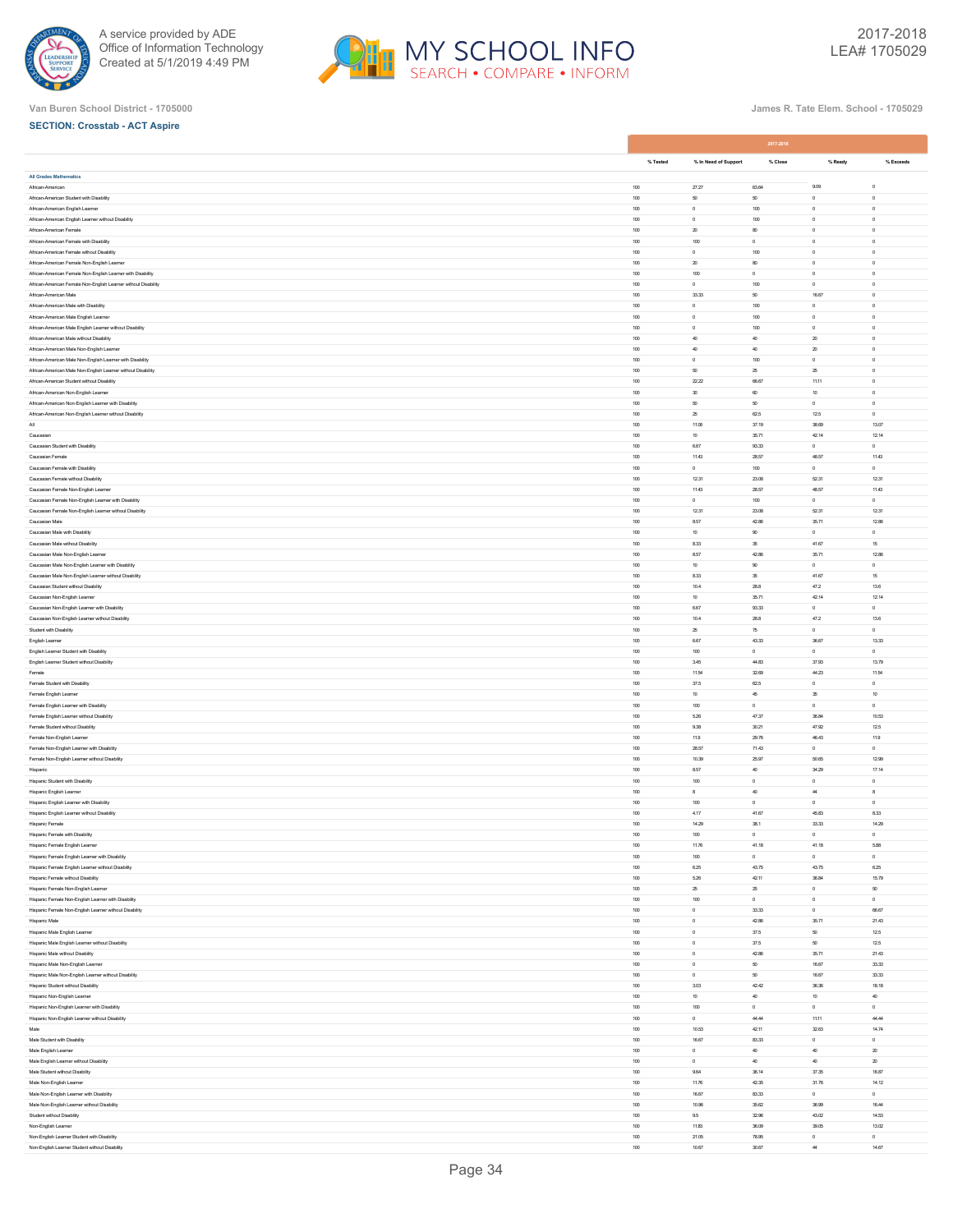A service provided by ADE
Office of Information Technology
Created at 5/1/2019 4:49 PM

2017-2018
LEA# 1705029

Van Buren School District - 1705000

James R. Tate Elem. School - 1705029

**SECTION: Crosstab - ACT Aspire**

| | 2017-2018 | | | | |
|---|---|---|---|---|---|
| | % Tested | % In Need of Support | % Close | % Ready | % Exceeds |
| **All Grades Mathematics** | | | | | |
| African-American | 100 | 27.27 | 63.64 | 9.09 | 0 |
| African-American Student with Disability | 100 | 50 | 50 | 0 | 0 |
| African-American English Learner | 100 | 0 | 100 | 0 | 0 |
| African-American English Learner without Disability | 100 | 0 | 100 | 0 | 0 |
| African-American Female | 100 | 20 | 80 | 0 | 0 |
| African-American Female with Disability | 100 | 100 | 0 | 0 | 0 |
| African-American Female without Disability | 100 | 0 | 100 | 0 | 0 |
| African-American Female Non-English Learner | 100 | 20 | 80 | 0 | 0 |
| African-American Female Non-English Learner with Disability | 100 | 100 | 0 | 0 | 0 |
| African-American Female Non-English Learner without Disability | 100 | 0 | 100 | 0 | 0 |
| African-American Male | 100 | 33.33 | 50 | 16.67 | 0 |
| African-American Male with Disability | 100 | 0 | 100 | 0 | 0 |
| African-American Male English Learner | 100 | 0 | 100 | 0 | 0 |
| African-American Male English Learner without Disability | 100 | 0 | 100 | 0 | 0 |
| African-American Male without Disability | 100 | 40 | 40 | 20 | 0 |
| African-American Male Non-English Learner | 100 | 40 | 40 | 20 | 0 |
| African-American Male Non-English Learner with Disability | 100 | 0 | 100 | 0 | 0 |
| African-American Male Non-English Learner without Disability | 100 | 50 | 25 | 25 | 0 |
| African-American Student without Disability | 100 | 22.22 | 66.67 | 11.11 | 0 |
| African-American Non-English Learner | 100 | 30 | 60 | 10 | 0 |
| African-American Non-English Learner with Disability | 100 | 50 | 50 | 0 | 0 |
| African-American Non-English Learner without Disability | 100 | 25 | 62.5 | 12.5 | 0 |
| All | 100 | 11.06 | 37.19 | 38.69 | 13.07 |
| Caucasian | 100 | 10 | 35.71 | 42.14 | 12.14 |
| Caucasian Student with Disability | 100 | 6.67 | 93.33 | 0 | 0 |
| Caucasian Female | 100 | 11.43 | 28.57 | 48.57 | 11.43 |
| Caucasian Female with Disability | 100 | 0 | 100 | 0 | 0 |
| Caucasian Female without Disability | 100 | 12.31 | 23.08 | 52.31 | 12.31 |
| Caucasian Female Non-English Learner | 100 | 11.43 | 28.57 | 48.57 | 11.43 |
| Caucasian Female Non-English Learner with Disability | 100 | 0 | 100 | 0 | 0 |
| Caucasian Female Non-English Learner without Disability | 100 | 12.31 | 23.08 | 52.31 | 12.31 |
| Caucasian Male | 100 | 8.57 | 42.86 | 35.71 | 12.86 |
| Caucasian Male with Disability | 100 | 10 | 90 | 0 | 0 |
| Caucasian Male without Disability | 100 | 8.33 | 35 | 41.67 | 15 |
| Caucasian Male Non-English Learner | 100 | 8.57 | 42.86 | 35.71 | 12.86 |
| Caucasian Male Non-English Learner with Disability | 100 | 10 | 90 | 0 | 0 |
| Caucasian Male Non-English Learner without Disability | 100 | 8.33 | 35 | 41.67 | 15 |
| Caucasian Student without Disability | 100 | 10.4 | 28.8 | 47.2 | 13.6 |
| Caucasian Non-English Learner | 100 | 10 | 35.71 | 42.14 | 12.14 |
| Caucasian Non-English Learner with Disability | 100 | 6.67 | 93.33 | 0 | 0 |
| Caucasian Non-English Learner without Disability | 100 | 10.4 | 28.8 | 47.2 | 13.6 |
| Student with Disability | 100 | 25 | 75 | 0 | 0 |
| English Learner | 100 | 6.67 | 43.33 | 36.67 | 13.33 |
| English Learner Student with Disability | 100 | 100 | 0 | 0 | 0 |
| English Learner Student without Disability | 100 | 3.45 | 44.83 | 37.93 | 13.79 |
| Female | 100 | 11.54 | 32.69 | 44.23 | 11.54 |
| Female Student with Disability | 100 | 37.5 | 62.5 | 0 | 0 |
| Female English Learner | 100 | 10 | 45 | 35 | 10 |
| Female English Learner with Disability | 100 | 100 | 0 | 0 | 0 |
| Female English Learner without Disability | 100 | 5.26 | 47.37 | 36.84 | 10.53 |
| Female Student without Disability | 100 | 9.38 | 30.21 | 47.92 | 12.5 |
| Female Non-English Learner | 100 | 11.9 | 29.76 | 46.43 | 11.9 |
| Female Non-English Learner with Disability | 100 | 28.57 | 71.43 | 0 | 0 |
| Female Non-English Learner without Disability | 100 | 10.39 | 25.97 | 50.65 | 12.99 |
| Hispanic | 100 | 8.57 | 40 | 34.29 | 17.14 |
| Hispanic Student with Disability | 100 | 100 | 0 | 0 | 0 |
| Hispanic English Learner | 100 | 8 | 40 | 44 | 8 |
| Hispanic English Learner with Disability | 100 | 100 | 0 | 0 | 0 |
| Hispanic English Learner without Disability | 100 | 4.17 | 41.67 | 45.83 | 8.33 |
| Hispanic Female | 100 | 14.29 | 38.1 | 33.33 | 14.29 |
| Hispanic Female with Disability | 100 | 100 | 0 | 0 | 0 |
| Hispanic Female English Learner | 100 | 11.76 | 41.18 | 41.18 | 5.88 |
| Hispanic Female English Learner with Disability | 100 | 100 | 0 | 0 | 0 |
| Hispanic Female English Learner without Disability | 100 | 6.25 | 43.75 | 43.75 | 6.25 |
| Hispanic Female without Disability | 100 | 5.26 | 42.11 | 36.84 | 15.79 |
| Hispanic Female Non-English Learner | 100 | 25 | 25 | 0 | 50 |
| Hispanic Female Non-English Learner with Disability | 100 | 100 | 0 | 0 | 0 |
| Hispanic Female Non-English Learner without Disability | 100 | 0 | 33.33 | 0 | 66.67 |
| Hispanic Male | 100 | 0 | 42.86 | 35.71 | 21.43 |
| Hispanic Male English Learner | 100 | 0 | 37.5 | 50 | 12.5 |
| Hispanic Male English Learner without Disability | 100 | 0 | 37.5 | 50 | 12.5 |
| Hispanic Male without Disability | 100 | 0 | 42.86 | 35.71 | 21.43 |
| Hispanic Male Non-English Learner | 100 | 0 | 50 | 16.67 | 33.33 |
| Hispanic Male Non-English Learner without Disability | 100 | 0 | 50 | 16.67 | 33.33 |
| Hispanic Student without Disability | 100 | 3.03 | 42.42 | 36.36 | 18.18 |
| Hispanic Non-English Learner | 100 | 10 | 40 | 10 | 40 |
| Hispanic Non-English Learner with Disability | 100 | 100 | 0 | 0 | 0 |
| Hispanic Non-English Learner without Disability | 100 | 0 | 44.44 | 11.11 | 44.44 |
| Male | 100 | 10.53 | 42.11 | 32.63 | 14.74 |
| Male Student with Disability | 100 | 16.67 | 83.33 | 0 | 0 |
| Male English Learner | 100 | 0 | 40 | 40 | 20 |
| Male English Learner without Disability | 100 | 0 | 40 | 40 | 20 |
| Male Student without Disability | 100 | 9.64 | 36.14 | 37.35 | 16.87 |
| Male Non-English Learner | 100 | 11.76 | 42.35 | 31.76 | 14.12 |
| Male Non-English Learner with Disability | 100 | 16.67 | 83.33 | 0 | 0 |
| Male Non-English Learner without Disability | 100 | 10.96 | 35.62 | 36.99 | 16.44 |
| Student without Disability | 100 | 9.5 | 32.96 | 43.02 | 14.53 |
| Non-English Learner | 100 | 11.83 | 36.09 | 39.05 | 13.02 |
| Non-English Learner Student with Disability | 100 | 21.05 | 78.95 | 0 | 0 |
| Non-English Learner Student without Disability | 100 | 10.67 | 30.67 | 44 | 14.67 |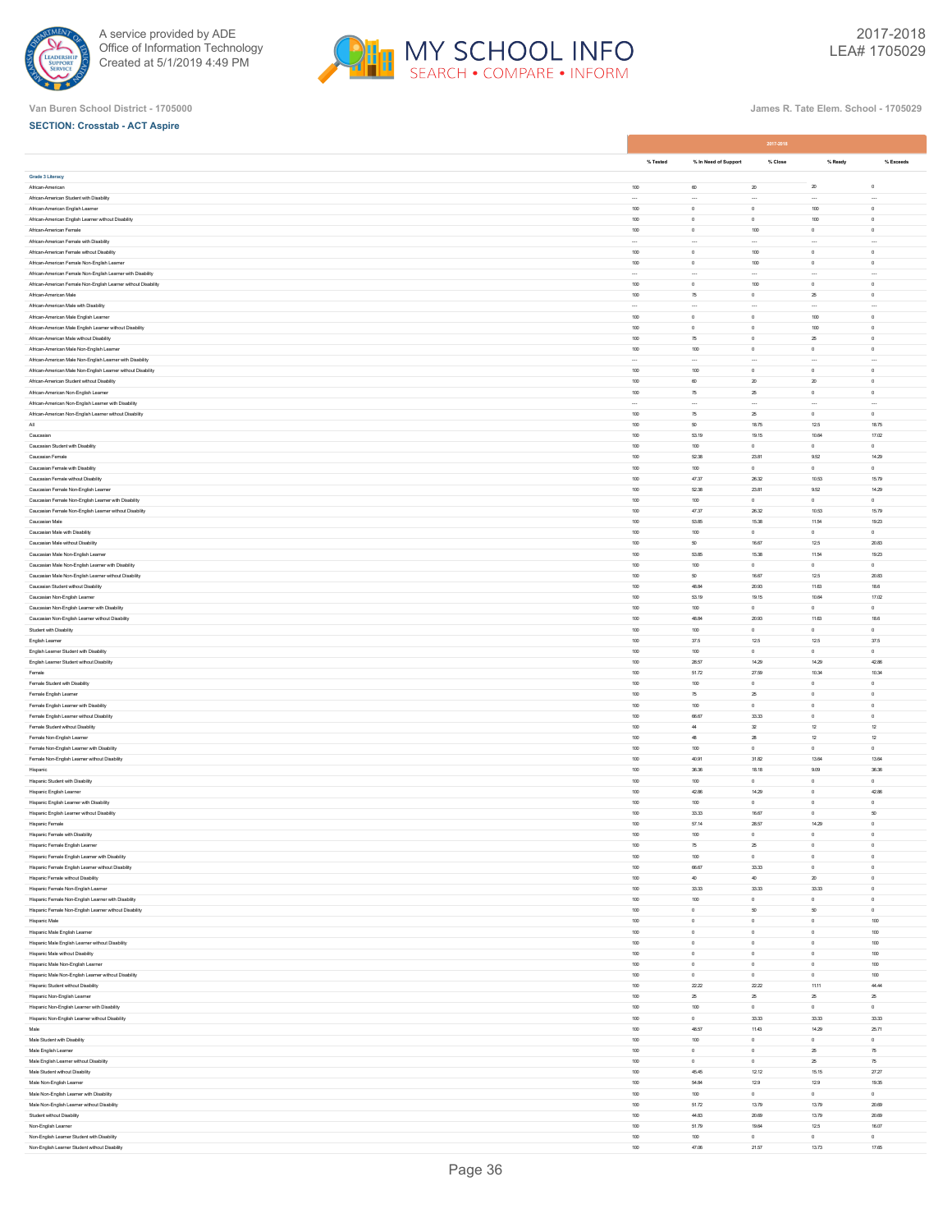Van Buren School District - 1705000

James R. Tate Elem. School - 1705029

**SECTION: Crosstab - ACT Aspire**

| | 2017-2018 | | | | |
|---|---|---|---|---|---|
| | % Tested | % In Need of Support | % Close | % Ready | % Exceeds |
| **Grade 3 Literacy** | | | | | |
| African-American | 100 | 60 | 20 | 20 | 0 |
| African-American Student with Disability | --- | --- | --- | --- | --- |
| African-American English Learner | 100 | 0 | 0 | 100 | 0 |
| African-American English Learner without Disability | 100 | 0 | 0 | 100 | 0 |
| African-American Female | 100 | 0 | 100 | 0 | 0 |
| African-American Female with Disability | --- | --- | --- | --- | --- |
| African-American Female without Disability | 100 | 0 | 100 | 0 | 0 |
| African-American Female Non-English Learner | 100 | 0 | 100 | 0 | 0 |
| African-American Female Non-English Learner with Disability | --- | --- | --- | --- | --- |
| African-American Female Non-English Learner without Disability | 100 | 0 | 100 | 0 | 0 |
| African-American Male | 100 | 75 | 0 | 25 | 0 |
| African-American Male with Disability | --- | --- | --- | --- | --- |
| African-American Male English Learner | 100 | 0 | 0 | 100 | 0 |
| African-American Male English Learner without Disability | 100 | 0 | 0 | 100 | 0 |
| African-American Male without Disability | 100 | 75 | 0 | 25 | 0 |
| African-American Male Non-English Learner | 100 | 100 | 0 | 0 | 0 |
| African-American Male Non-English Learner with Disability | --- | --- | --- | --- | --- |
| African-American Male Non-English Learner without Disability | 100 | 100 | 0 | 0 | 0 |
| African-American Student without Disability | 100 | 60 | 20 | 20 | 0 |
| African-American Non-English Learner | 100 | 75 | 25 | 0 | 0 |
| African-American Non-English Learner with Disability | --- | --- | --- | --- | --- |
| African-American Non-English Learner without Disability | 100 | 75 | 25 | 0 | 0 |
| All | 100 | 50 | 18.75 | 12.5 | 18.75 |
| Caucasian | 100 | 53.19 | 19.15 | 10.64 | 17.02 |
| Caucasian Student with Disability | 100 | 100 | 0 | 0 | 0 |
| Caucasian Female | 100 | 52.38 | 23.81 | 9.52 | 14.29 |
| Caucasian Female with Disability | 100 | 100 | 0 | 0 | 0 |
| Caucasian Female without Disability | 100 | 47.37 | 26.32 | 10.53 | 15.79 |
| Caucasian Female Non-English Learner | 100 | 52.38 | 23.81 | 9.52 | 14.29 |
| Caucasian Female Non-English Learner with Disability | 100 | 100 | 0 | 0 | 0 |
| Caucasian Female Non-English Learner without Disability | 100 | 47.37 | 26.32 | 10.53 | 15.79 |
| Caucasian Male | 100 | 53.85 | 15.38 | 11.54 | 19.23 |
| Caucasian Male with Disability | 100 | 100 | 0 | 0 | 0 |
| Caucasian Male without Disability | 100 | 50 | 16.67 | 12.5 | 20.83 |
| Caucasian Male Non-English Learner | 100 | 53.85 | 15.38 | 11.54 | 19.23 |
| Caucasian Male Non-English Learner with Disability | 100 | 100 | 0 | 0 | 0 |
| Caucasian Male Non-English Learner without Disability | 100 | 50 | 16.67 | 12.5 | 20.83 |
| Caucasian Student without Disability | 100 | 48.84 | 20.93 | 11.63 | 18.6 |
| Caucasian Non-English Learner | 100 | 53.19 | 19.15 | 10.64 | 17.02 |
| Caucasian Non-English Learner with Disability | 100 | 100 | 0 | 0 | 0 |
| Caucasian Non-English Learner without Disability | 100 | 48.84 | 20.93 | 11.63 | 18.6 |
| Student with Disability | 100 | 100 | 0 | 0 | 0 |
| English Learner | 100 | 37.5 | 12.5 | 12.5 | 37.5 |
| English Learner Student with Disability | 100 | 100 | 0 | 0 | 0 |
| English Learner Student without Disability | 100 | 28.57 | 14.29 | 14.29 | 42.86 |
| Female | 100 | 51.72 | 27.59 | 10.34 | 10.34 |
| Female Student with Disability | 100 | 100 | 0 | 0 | 0 |
| Female English Learner | 100 | 75 | 25 | 0 | 0 |
| Female English Learner with Disability | 100 | 100 | 0 | 0 | 0 |
| Female English Learner without Disability | 100 | 66.67 | 33.33 | 0 | 0 |
| Female Student without Disability | 100 | 44 | 32 | 12 | 12 |
| Female Non-English Learner | 100 | 48 | 28 | 12 | 12 |
| Female Non-English Learner with Disability | 100 | 100 | 0 | 0 | 0 |
| Female Non-English Learner without Disability | 100 | 40.91 | 31.82 | 13.64 | 13.64 |
| Hispanic | 100 | 36.36 | 18.18 | 9.09 | 36.36 |
| Hispanic Student with Disability | 100 | 100 | 0 | 0 | 0 |
| Hispanic English Learner | 100 | 42.86 | 14.29 | 0 | 42.86 |
| Hispanic English Learner with Disability | 100 | 100 | 0 | 0 | 0 |
| Hispanic English Learner without Disability | 100 | 33.33 | 16.67 | 0 | 50 |
| Hispanic Female | 100 | 57.14 | 28.57 | 14.29 | 0 |
| Hispanic Female with Disability | 100 | 100 | 0 | 0 | 0 |
| Hispanic Female English Learner | 100 | 75 | 25 | 0 | 0 |
| Hispanic Female English Learner with Disability | 100 | 100 | 0 | 0 | 0 |
| Hispanic Female English Learner without Disability | 100 | 66.67 | 33.33 | 0 | 0 |
| Hispanic Female without Disability | 100 | 40 | 40 | 20 | 0 |
| Hispanic Female Non-English Learner | 100 | 33.33 | 33.33 | 33.33 | 0 |
| Hispanic Female Non-English Learner with Disability | 100 | 100 | 0 | 0 | 0 |
| Hispanic Female Non-English Learner without Disability | 100 | 0 | 50 | 50 | 0 |
| Hispanic Male | 100 | 0 | 0 | 0 | 100 |
| Hispanic Male English Learner | 100 | 0 | 0 | 0 | 100 |
| Hispanic Male English Learner without Disability | 100 | 0 | 0 | 0 | 100 |
| Hispanic Male without Disability | 100 | 0 | 0 | 0 | 100 |
| Hispanic Male Non-English Learner | 100 | 0 | 0 | 0 | 100 |
| Hispanic Male Non-English Learner without Disability | 100 | 0 | 0 | 0 | 100 |
| Hispanic Student without Disability | 100 | 22.22 | 22.22 | 11.11 | 44.44 |
| Hispanic Non-English Learner | 100 | 25 | 25 | 25 | 25 |
| Hispanic Non-English Learner with Disability | 100 | 100 | 0 | 0 | 0 |
| Hispanic Non-English Learner without Disability | 100 | 0 | 33.33 | 33.33 | 33.33 |
| Male | 100 | 48.57 | 11.43 | 14.29 | 25.71 |
| Male Student with Disability | 100 | 100 | 0 | 0 | 0 |
| Male English Learner | 100 | 0 | 0 | 25 | 75 |
| Male English Learner without Disability | 100 | 0 | 0 | 25 | 75 |
| Male Student without Disability | 100 | 45.45 | 12.12 | 15.15 | 27.27 |
| Male Non-English Learner | 100 | 54.84 | 12.9 | 12.9 | 19.35 |
| Male Non-English Learner with Disability | 100 | 100 | 0 | 0 | 0 |
| Male Non-English Learner without Disability | 100 | 51.72 | 13.79 | 13.79 | 20.69 |
| Student without Disability | 100 | 44.83 | 20.69 | 13.79 | 20.69 |
| Non-English Learner | 100 | 51.79 | 19.64 | 12.5 | 16.07 |
| Non-English Learner Student with Disability | 100 | 100 | 0 | 0 | 0 |
| Non-English Learner Student without Disability | 100 | 47.06 | 21.57 | 13.73 | 17.65 |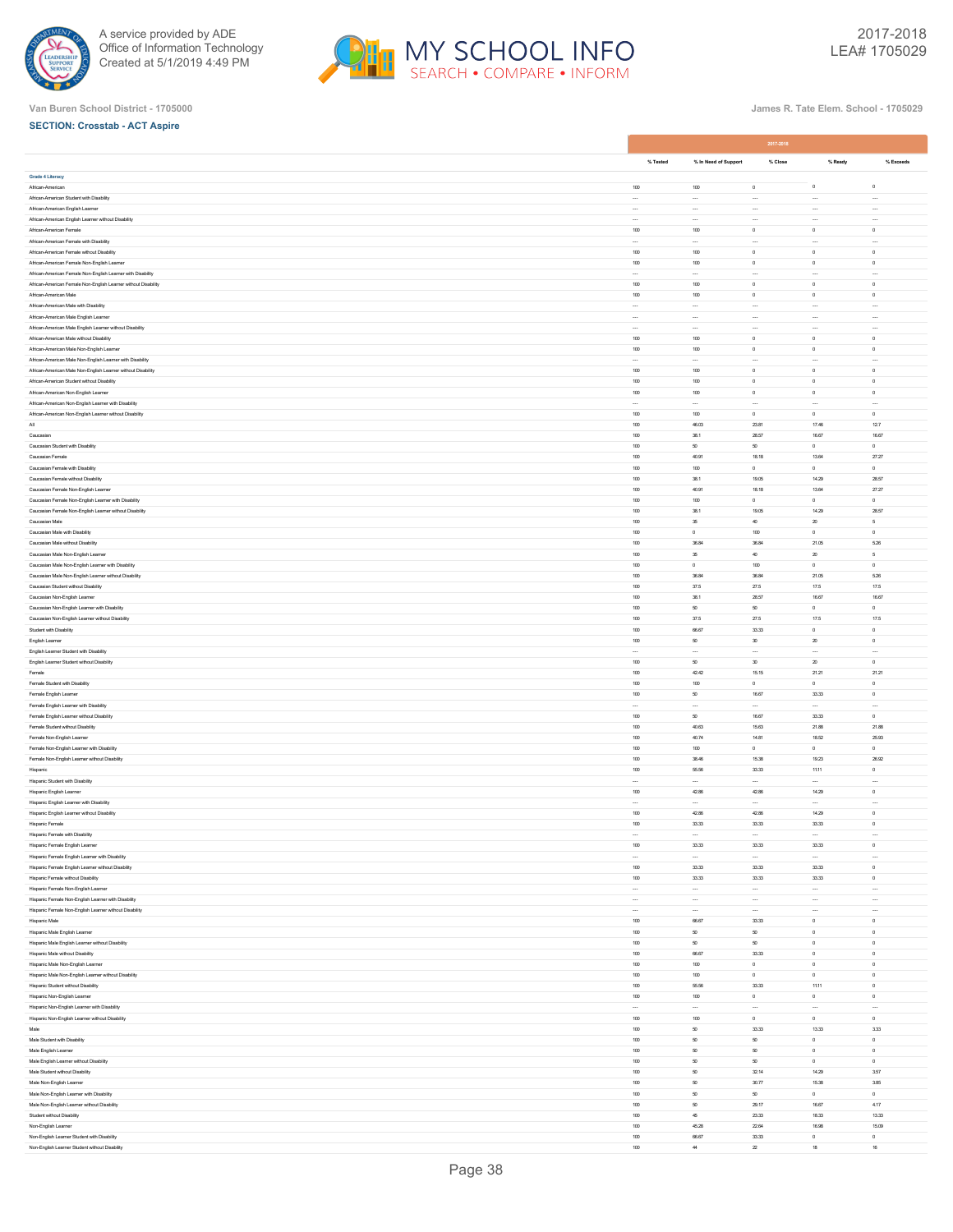Van Buren School District - 1705000

James R. Tate Elem. School - 1705029

**SECTION: Crosstab - ACT Aspire**

| | 2017-2018 | | | | |
|---|---|---|---|---|---|
| | % Tested | % In Need of Support | % Close | % Ready | % Exceeds |
| **Grade 4 Literacy** | | | | | |
| African-American | 100 | 100 | 0 | 0 | 0 |
| African-American Student with Disability | --- | --- | --- | --- | --- |
| African-American English Learner | --- | --- | --- | --- | --- |
| African-American English Learner without Disability | --- | --- | --- | --- | --- |
| African-American Female | 100 | 100 | 0 | 0 | 0 |
| African-American Female with Disability | --- | --- | --- | --- | --- |
| African-American Female without Disability | 100 | 100 | 0 | 0 | 0 |
| African-American Female Non-English Learner | 100 | 100 | 0 | 0 | 0 |
| African-American Female Non-English Learner with Disability | --- | --- | --- | --- | --- |
| African-American Female Non-English Learner without Disability | 100 | 100 | 0 | 0 | 0 |
| African-American Male | 100 | 100 | 0 | 0 | 0 |
| African-American Male with Disability | --- | --- | --- | --- | --- |
| African-American Male English Learner | --- | --- | --- | --- | --- |
| African-American Male English Learner without Disability | --- | --- | --- | --- | --- |
| African-American Male without Disability | 100 | 100 | 0 | 0 | 0 |
| African-American Male Non-English Learner | 100 | 100 | 0 | 0 | 0 |
| African-American Male Non-English Learner with Disability | --- | --- | --- | --- | --- |
| African-American Male Non-English Learner without Disability | 100 | 100 | 0 | 0 | 0 |
| African-American Student without Disability | 100 | 100 | 0 | 0 | 0 |
| African-American Non-English Learner | 100 | 100 | 0 | 0 | 0 |
| African-American Non-English Learner with Disability | --- | --- | --- | --- | --- |
| African-American Non-English Learner without Disability | 100 | 100 | 0 | 0 | 0 |
| All | 100 | 46.03 | 23.81 | 17.46 | 12.7 |
| Caucasian | 100 | 38.1 | 28.57 | 16.67 | 16.67 |
| Caucasian Student with Disability | 100 | 50 | 50 | 0 | 0 |
| Caucasian Female | 100 | 40.91 | 18.18 | 13.64 | 27.27 |
| Caucasian Female with Disability | 100 | 100 | 0 | 0 | 0 |
| Caucasian Female without Disability | 100 | 38.1 | 19.05 | 14.29 | 28.57 |
| Caucasian Female Non-English Learner | 100 | 40.91 | 18.18 | 13.64 | 27.27 |
| Caucasian Female Non-English Learner with Disability | 100 | 100 | 0 | 0 | 0 |
| Caucasian Female Non-English Learner without Disability | 100 | 38.1 | 19.05 | 14.29 | 28.57 |
| Caucasian Male | 100 | 35 | 40 | 20 | 5 |
| Caucasian Male with Disability | 100 | 0 | 100 | 0 | 0 |
| Caucasian Male without Disability | 100 | 36.84 | 36.84 | 21.05 | 5.26 |
| Caucasian Male Non-English Learner | 100 | 35 | 40 | 20 | 5 |
| Caucasian Male Non-English Learner with Disability | 100 | 0 | 100 | 0 | 0 |
| Caucasian Male Non-English Learner without Disability | 100 | 36.84 | 36.84 | 21.05 | 5.26 |
| Caucasian Student without Disability | 100 | 37.5 | 27.5 | 17.5 | 17.5 |
| Caucasian Non-English Learner | 100 | 38.1 | 28.57 | 16.67 | 16.67 |
| Caucasian Non-English Learner with Disability | 100 | 50 | 50 | 0 | 0 |
| Caucasian Non-English Learner without Disability | 100 | 37.5 | 27.5 | 17.5 | 17.5 |
| Student with Disability | 100 | 66.67 | 33.33 | 0 | 0 |
| English Learner | 100 | 50 | 30 | 20 | 0 |
| English Learner Student with Disability | --- | --- | --- | --- | --- |
| English Learner Student without Disability | 100 | 50 | 30 | 20 | 0 |
| Female | 100 | 42.42 | 15.15 | 21.21 | 21.21 |
| Female Student with Disability | 100 | 100 | 0 | 0 | 0 |
| Female English Learner | 100 | 50 | 16.67 | 33.33 | 0 |
| Female English Learner with Disability | --- | --- | --- | --- | --- |
| Female English Learner without Disability | 100 | 50 | 16.67 | 33.33 | 0 |
| Female Student without Disability | 100 | 40.63 | 15.63 | 21.88 | 21.88 |
| Female Non-English Learner | 100 | 40.74 | 14.81 | 18.52 | 25.93 |
| Female Non-English Learner with Disability | 100 | 100 | 0 | 0 | 0 |
| Female Non-English Learner without Disability | 100 | 38.46 | 15.38 | 19.23 | 26.92 |
| Hispanic | 100 | 55.56 | 33.33 | 11.11 | 0 |
| Hispanic Student with Disability | --- | --- | --- | --- | --- |
| Hispanic English Learner | 100 | 42.86 | 42.86 | 14.29 | 0 |
| Hispanic English Learner with Disability | --- | --- | --- | --- | --- |
| Hispanic English Learner without Disability | 100 | 42.86 | 42.86 | 14.29 | 0 |
| Hispanic Female | 100 | 33.33 | 33.33 | 33.33 | 0 |
| Hispanic Female with Disability | --- | --- | --- | --- | --- |
| Hispanic Female English Learner | 100 | 33.33 | 33.33 | 33.33 | 0 |
| Hispanic Female English Learner with Disability | --- | --- | --- | --- | --- |
| Hispanic Female English Learner without Disability | 100 | 33.33 | 33.33 | 33.33 | 0 |
| Hispanic Female without Disability | 100 | 33.33 | 33.33 | 33.33 | 0 |
| Hispanic Female Non-English Learner | --- | --- | --- | --- | --- |
| Hispanic Female Non-English Learner with Disability | --- | --- | --- | --- | --- |
| Hispanic Female Non-English Learner without Disability | --- | --- | --- | --- | --- |
| Hispanic Male | 100 | 66.67 | 33.33 | 0 | 0 |
| Hispanic Male English Learner | 100 | 50 | 50 | 0 | 0 |
| Hispanic Male English Learner without Disability | 100 | 50 | 50 | 0 | 0 |
| Hispanic Male without Disability | 100 | 66.67 | 33.33 | 0 | 0 |
| Hispanic Male Non-English Learner | 100 | 100 | 0 | 0 | 0 |
| Hispanic Male Non-English Learner without Disability | 100 | 100 | 0 | 0 | 0 |
| Hispanic Student without Disability | 100 | 55.56 | 33.33 | 11.11 | 0 |
| Hispanic Non-English Learner | 100 | 100 | 0 | 0 | 0 |
| Hispanic Non-English Learner with Disability | --- | --- | --- | --- | --- |
| Hispanic Non-English Learner without Disability | 100 | 100 | 0 | 0 | 0 |
| Male | 100 | 50 | 33.33 | 13.33 | 3.33 |
| Male Student with Disability | 100 | 50 | 50 | 0 | 0 |
| Male English Learner | 100 | 50 | 50 | 0 | 0 |
| Male English Learner without Disability | 100 | 50 | 50 | 0 | 0 |
| Male Student without Disability | 100 | 50 | 32.14 | 14.29 | 3.57 |
| Male Non-English Learner | 100 | 50 | 30.77 | 15.38 | 3.85 |
| Male Non-English Learner with Disability | 100 | 50 | 50 | 0 | 0 |
| Male Non-English Learner without Disability | 100 | 50 | 29.17 | 16.67 | 4.17 |
| Student without Disability | 100 | 45 | 23.33 | 18.33 | 13.33 |
| Non-English Learner | 100 | 45.28 | 22.64 | 16.98 | 15.09 |
| Non-English Learner Student with Disability | 100 | 66.67 | 33.33 | 0 | 0 |
| Non-English Learner Student without Disability | 100 | 44 | 22 | 18 | 16 |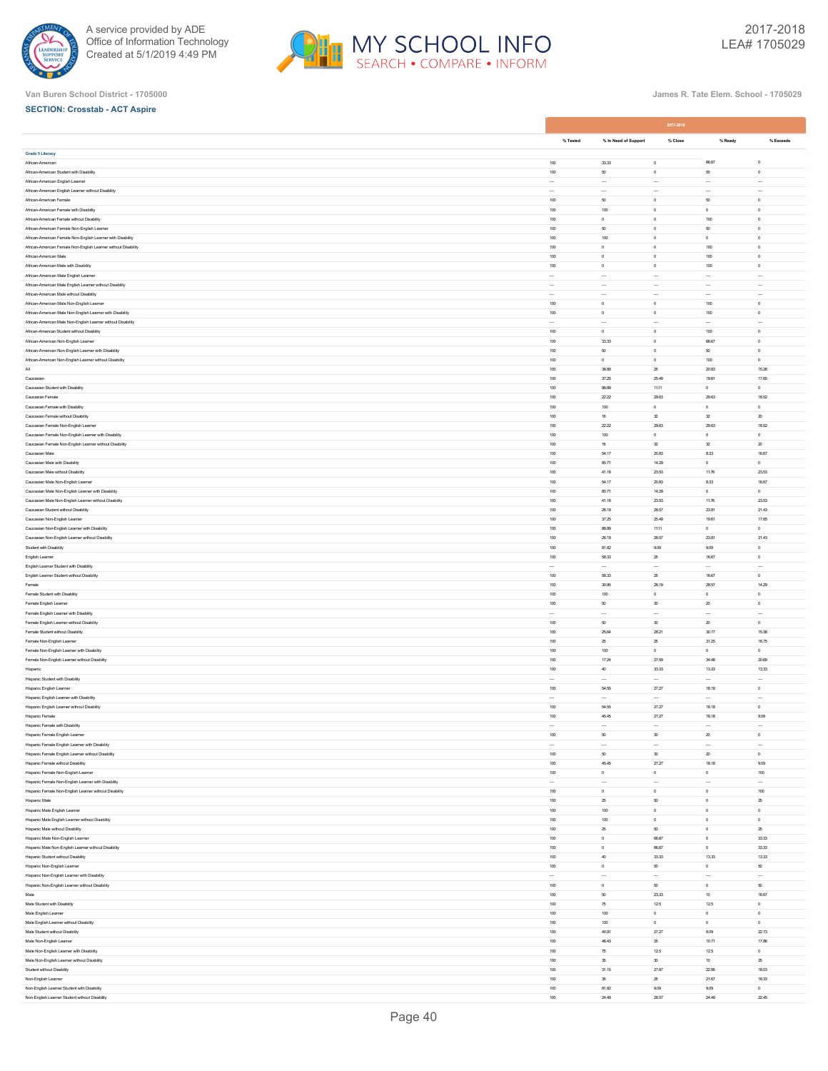Van Buren School District - 1705000

James R. Tate Elem. School - 1705029

**SECTION: Crosstab - ACT Aspire**

| | 2017-2018 | | | | |
|---|---|---|---|---|---|
| | % Tested | % In Need of Support | % Close | % Ready | % Exceeds |
| **Grade 5 Literacy** | | | | | |
| African-American | 100 | 33.33 | 0 | 66.67 | 0 |
| African-American Student with Disability | 100 | 50 | 0 | 50 | 0 |
| African-American English Learner | --- | --- | --- | --- | --- |
| African-American English Learner without Disability | --- | --- | --- | --- | --- |
| African-American Female | 100 | 50 | 0 | 50 | 0 |
| African-American Female with Disability | 100 | 100 | 0 | 0 | 0 |
| African-American Female without Disability | 100 | 0 | 0 | 100 | 0 |
| African-American Female Non-English Learner | 100 | 50 | 0 | 50 | 0 |
| African-American Female Non-English Learner with Disability | 100 | 100 | 0 | 0 | 0 |
| African-American Female Non-English Learner without Disability | 100 | 0 | 0 | 100 | 0 |
| African-American Male | 100 | 0 | 0 | 100 | 0 |
| African-American Male with Disability | 100 | 0 | 0 | 100 | 0 |
| African-American Male English Learner | --- | --- | --- | --- | --- |
| African-American Male English Learner without Disability | --- | --- | --- | --- | --- |
| African-American Male without Disability | --- | --- | --- | --- | --- |
| African-American Male Non-English Learner | 100 | 0 | 0 | 100 | 0 |
| African-American Male Non-English Learner with Disability | 100 | 0 | 0 | 100 | 0 |
| African-American Male Non-English Learner without Disability | --- | --- | --- | --- | --- |
| African-American Student without Disability | 100 | 0 | 0 | 100 | 0 |
| African-American Non-English Learner | 100 | 33.33 | 0 | 66.67 | 0 |
| African-American Non-English Learner with Disability | 100 | 50 | 0 | 50 | 0 |
| African-American Non-English Learner without Disability | 100 | 0 | 0 | 100 | 0 |
| All | 100 | 38.89 | 25 | 20.83 | 15.28 |
| Caucasian | 100 | 37.25 | 25.49 | 19.61 | 17.65 |
| Caucasian Student with Disability | 100 | 88.89 | 11.11 | 0 | 0 |
| Caucasian Female | 100 | 22.22 | 29.63 | 29.63 | 18.52 |
| Caucasian Female with Disability | 100 | 100 | 0 | 0 | 0 |
| Caucasian Female without Disability | 100 | 16 | 32 | 32 | 20 |
| Caucasian Female Non-English Learner | 100 | 22.22 | 29.63 | 29.63 | 18.52 |
| Caucasian Female Non-English Learner with Disability | 100 | 100 | 0 | 0 | 0 |
| Caucasian Female Non-English Learner without Disability | 100 | 16 | 32 | 32 | 20 |
| Caucasian Male | 100 | 54.17 | 20.83 | 8.33 | 16.67 |
| Caucasian Male with Disability | 100 | 85.71 | 14.29 | 0 | 0 |
| Caucasian Male without Disability | 100 | 41.18 | 23.53 | 11.76 | 23.53 |
| Caucasian Male Non-English Learner | 100 | 54.17 | 20.83 | 8.33 | 16.67 |
| Caucasian Male Non-English Learner with Disability | 100 | 85.71 | 14.29 | 0 | 0 |
| Caucasian Male Non-English Learner without Disability | 100 | 41.18 | 23.53 | 11.76 | 23.53 |
| Caucasian Student without Disability | 100 | 26.19 | 28.57 | 23.81 | 21.43 |
| Caucasian Non-English Learner | 100 | 37.25 | 25.49 | 19.61 | 17.65 |
| Caucasian Non-English Learner with Disability | 100 | 88.89 | 11.11 | 0 | 0 |
| Caucasian Non-English Learner without Disability | 100 | 26.19 | 28.57 | 23.81 | 21.43 |
| Student with Disability | 100 | 81.82 | 9.09 | 9.09 | 0 |
| English Learner | 100 | 58.33 | 25 | 16.67 | 0 |
| English Learner Student with Disability | --- | --- | --- | --- | --- |
| English Learner Student without Disability | 100 | 58.33 | 25 | 16.67 | 0 |
| Female | 100 | 30.95 | 26.19 | 28.57 | 14.29 |
| Female Student with Disability | 100 | 100 | 0 | 0 | 0 |
| Female English Learner | 100 | 50 | 30 | 20 | 0 |
| Female English Learner with Disability | --- | --- | --- | --- | --- |
| Female English Learner without Disability | 100 | 50 | 30 | 20 | 0 |
| Female Student without Disability | 100 | 25.64 | 28.21 | 30.77 | 15.38 |
| Female Non-English Learner | 100 | 25 | 25 | 31.25 | 18.75 |
| Female Non-English Learner with Disability | 100 | 100 | 0 | 0 | 0 |
| Female Non-English Learner without Disability | 100 | 17.24 | 27.59 | 34.48 | 20.69 |
| Hispanic | 100 | 40 | 33.33 | 13.33 | 13.33 |
| Hispanic Student with Disability | --- | --- | --- | --- | --- |
| Hispanic English Learner | 100 | 54.55 | 27.27 | 18.18 | 0 |
| Hispanic English Learner with Disability | --- | --- | --- | --- | --- |
| Hispanic English Learner without Disability | 100 | 54.55 | 27.27 | 18.18 | 0 |
| Hispanic Female | 100 | 45.45 | 27.27 | 18.18 | 9.09 |
| Hispanic Female with Disability | --- | --- | --- | --- | --- |
| Hispanic Female English Learner | 100 | 50 | 30 | 20 | 0 |
| Hispanic Female English Learner with Disability | --- | --- | --- | --- | --- |
| Hispanic Female English Learner without Disability | 100 | 50 | 30 | 20 | 0 |
| Hispanic Female without Disability | 100 | 45.45 | 27.27 | 18.18 | 9.09 |
| Hispanic Female Non-English Learner | 100 | 0 | 0 | 0 | 100 |
| Hispanic Female Non-English Learner with Disability | --- | --- | --- | --- | --- |
| Hispanic Female Non-English Learner without Disability | 100 | 0 | 0 | 0 | 100 |
| Hispanic Male | 100 | 25 | 50 | 0 | 25 |
| Hispanic Male English Learner | 100 | 100 | 0 | 0 | 0 |
| Hispanic Male English Learner without Disability | 100 | 100 | 0 | 0 | 0 |
| Hispanic Male without Disability | 100 | 25 | 50 | 0 | 25 |
| Hispanic Male Non-English Learner | 100 | 0 | 66.67 | 0 | 33.33 |
| Hispanic Male Non-English Learner without Disability | 100 | 0 | 66.67 | 0 | 33.33 |
| Hispanic Student without Disability | 100 | 40 | 33.33 | 13.33 | 13.33 |
| Hispanic Non-English Learner | 100 | 0 | 50 | 0 | 50 |
| Hispanic Non-English Learner with Disability | --- | --- | --- | --- | --- |
| Hispanic Non-English Learner without Disability | 100 | 0 | 50 | 0 | 50 |
| Male | 100 | 50 | 23.33 | 10 | 16.67 |
| Male Student with Disability | 100 | 75 | 12.5 | 12.5 | 0 |
| Male English Learner | 100 | 100 | 0 | 0 | 0 |
| Male English Learner without Disability | 100 | 100 | 0 | 0 | 0 |
| Male Student without Disability | 100 | 40.91 | 27.27 | 9.09 | 22.73 |
| Male Non-English Learner | 100 | 46.43 | 25 | 10.71 | 17.86 |
| Male Non-English Learner with Disability | 100 | 75 | 12.5 | 12.5 | 0 |
| Male Non-English Learner without Disability | 100 | 35 | 30 | 10 | 25 |
| Student without Disability | 100 | 31.15 | 27.87 | 22.95 | 18.03 |
| Non-English Learner | 100 | 35 | 25 | 21.67 | 18.33 |
| Non-English Learner Student with Disability | 100 | 81.82 | 9.09 | 9.09 | 0 |
| Non-English Learner Student without Disability | 100 | 24.49 | 28.57 | 24.49 | 22.45 |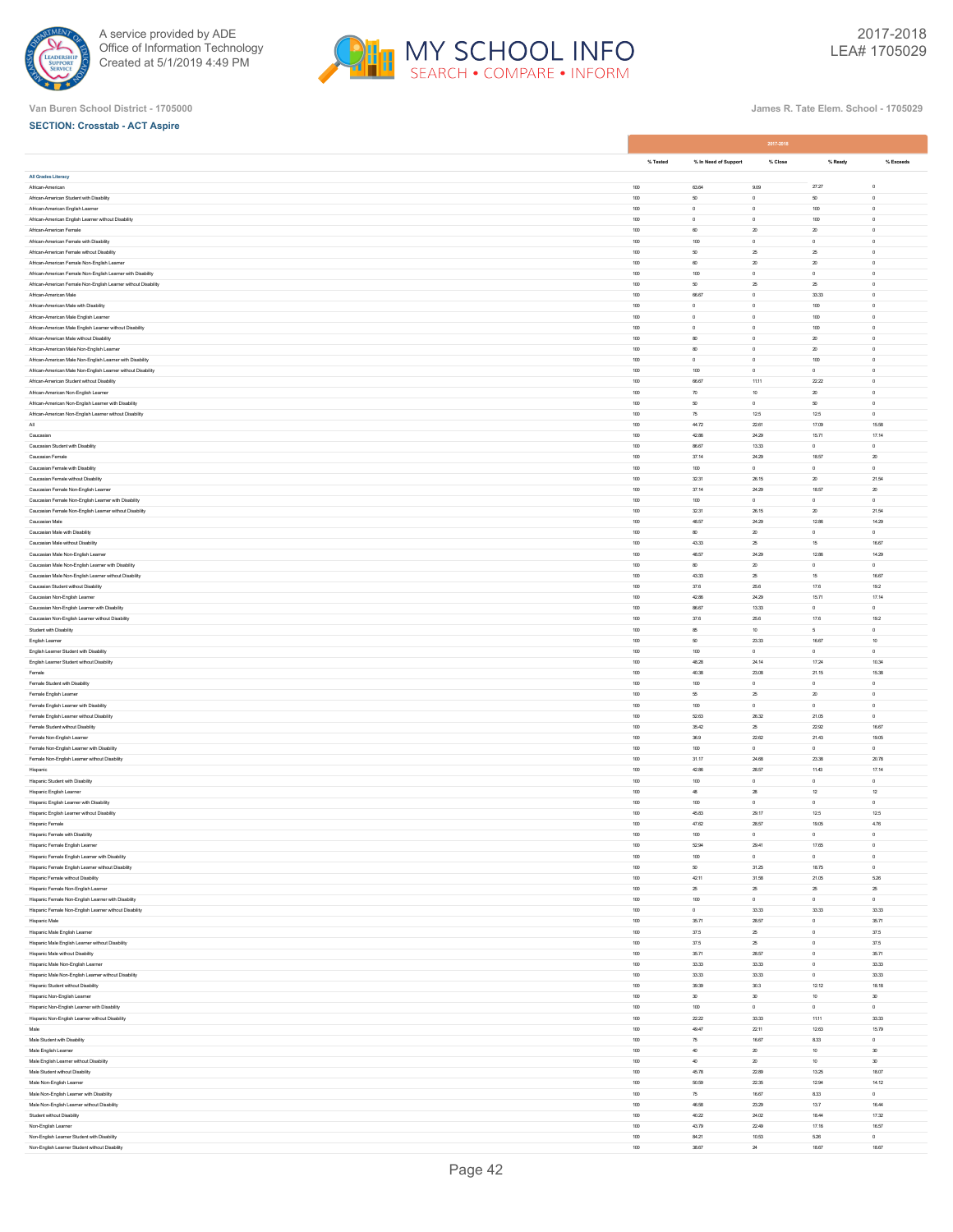A service provided by ADE
Office of Information Technology
Created at 5/1/2019 4:49 PM

2017-2018
LEA# 1705029

Van Buren School District - 1705000

James R. Tate Elem. School - 1705029

**SECTION: Crosstab - ACT Aspire**

| | 2017-2018 | | | | |
|---|---|---|---|---|---|
| | % Tested | % In Need of Support | % Close | % Ready | % Exceeds |
| **All Grades Literacy** | | | | | |
| African-American | 100 | 63.64 | 9.09 | 27.27 | 0 |
| African-American Student with Disability | 100 | 50 | 0 | 50 | 0 |
| African-American English Learner | 100 | 0 | 0 | 100 | 0 |
| African-American English Learner without Disability | 100 | 0 | 0 | 100 | 0 |
| African-American Female | 100 | 60 | 20 | 20 | 0 |
| African-American Female with Disability | 100 | 100 | 0 | 0 | 0 |
| African-American Female without Disability | 100 | 50 | 25 | 25 | 0 |
| African-American Female Non-English Learner | 100 | 60 | 20 | 20 | 0 |
| African-American Female Non-English Learner with Disability | 100 | 100 | 0 | 0 | 0 |
| African-American Female Non-English Learner without Disability | 100 | 50 | 25 | 25 | 0 |
| African-American Male | 100 | 66.67 | 0 | 33.33 | 0 |
| African-American Male with Disability | 100 | 0 | 0 | 100 | 0 |
| African-American Male English Learner | 100 | 0 | 0 | 100 | 0 |
| African-American Male English Learner without Disability | 100 | 0 | 0 | 100 | 0 |
| African-American Male without Disability | 100 | 80 | 0 | 20 | 0 |
| African-American Male Non-English Learner | 100 | 80 | 0 | 20 | 0 |
| African-American Male Non-English Learner with Disability | 100 | 0 | 0 | 100 | 0 |
| African-American Male Non-English Learner without Disability | 100 | 100 | 0 | 0 | 0 |
| African-American Student without Disability | 100 | 66.67 | 11.11 | 22.22 | 0 |
| African-American Non-English Learner | 100 | 70 | 10 | 20 | 0 |
| African-American Non-English Learner with Disability | 100 | 50 | 0 | 50 | 0 |
| African-American Non-English Learner without Disability | 100 | 75 | 12.5 | 12.5 | 0 |
| All | 100 | 44.72 | 22.61 | 17.09 | 15.58 |
| Caucasian | 100 | 42.86 | 24.29 | 15.71 | 17.14 |
| Caucasian Student with Disability | 100 | 86.67 | 13.33 | 0 | 0 |
| Caucasian Female | 100 | 37.14 | 24.29 | 18.57 | 20 |
| Caucasian Female with Disability | 100 | 100 | 0 | 0 | 0 |
| Caucasian Female without Disability | 100 | 32.31 | 26.15 | 20 | 21.54 |
| Caucasian Female Non-English Learner | 100 | 37.14 | 24.29 | 18.57 | 20 |
| Caucasian Female Non-English Learner with Disability | 100 | 100 | 0 | 0 | 0 |
| Caucasian Female Non-English Learner without Disability | 100 | 32.31 | 26.15 | 20 | 21.54 |
| Caucasian Male | 100 | 48.57 | 24.29 | 12.86 | 14.29 |
| Caucasian Male with Disability | 100 | 80 | 20 | 0 | 0 |
| Caucasian Male without Disability | 100 | 43.33 | 25 | 15 | 16.67 |
| Caucasian Male Non-English Learner | 100 | 48.57 | 24.29 | 12.86 | 14.29 |
| Caucasian Male Non-English Learner with Disability | 100 | 80 | 20 | 0 | 0 |
| Caucasian Male Non-English Learner without Disability | 100 | 43.33 | 25 | 15 | 16.67 |
| Caucasian Student without Disability | 100 | 37.6 | 25.6 | 17.6 | 19.2 |
| Caucasian Non-English Learner | 100 | 42.86 | 24.29 | 15.71 | 17.14 |
| Caucasian Non-English Learner with Disability | 100 | 86.67 | 13.33 | 0 | 0 |
| Caucasian Non-English Learner without Disability | 100 | 37.6 | 25.6 | 17.6 | 19.2 |
| Student with Disability | 100 | 85 | 10 | 5 | 0 |
| English Learner | 100 | 50 | 23.33 | 16.67 | 10 |
| English Learner Student with Disability | 100 | 100 | 0 | 0 | 0 |
| English Learner Student without Disability | 100 | 48.28 | 24.14 | 17.24 | 10.34 |
| Female | 100 | 40.38 | 23.08 | 21.15 | 15.38 |
| Female Student with Disability | 100 | 100 | 0 | 0 | 0 |
| Female English Learner | 100 | 55 | 25 | 20 | 0 |
| Female English Learner with Disability | 100 | 100 | 0 | 0 | 0 |
| Female English Learner without Disability | 100 | 52.63 | 26.32 | 21.05 | 0 |
| Female Student without Disability | 100 | 35.42 | 25 | 22.92 | 16.67 |
| Female Non-English Learner | 100 | 36.9 | 22.62 | 21.43 | 19.05 |
| Female Non-English Learner with Disability | 100 | 100 | 0 | 0 | 0 |
| Female Non-English Learner without Disability | 100 | 31.17 | 24.68 | 23.38 | 20.78 |
| Hispanic | 100 | 42.86 | 28.57 | 11.43 | 17.14 |
| Hispanic Student with Disability | 100 | 100 | 0 | 0 | 0 |
| Hispanic English Learner | 100 | 48 | 28 | 12 | 12 |
| Hispanic English Learner with Disability | 100 | 100 | 0 | 0 | 0 |
| Hispanic English Learner without Disability | 100 | 45.83 | 29.17 | 12.5 | 12.5 |
| Hispanic Female | 100 | 47.62 | 28.57 | 19.05 | 4.76 |
| Hispanic Female with Disability | 100 | 100 | 0 | 0 | 0 |
| Hispanic Female English Learner | 100 | 52.94 | 29.41 | 17.65 | 0 |
| Hispanic Female English Learner with Disability | 100 | 100 | 0 | 0 | 0 |
| Hispanic Female English Learner without Disability | 100 | 50 | 31.25 | 18.75 | 0 |
| Hispanic Female without Disability | 100 | 42.11 | 31.58 | 21.05 | 5.26 |
| Hispanic Female Non-English Learner | 100 | 25 | 25 | 25 | 25 |
| Hispanic Female Non-English Learner with Disability | 100 | 100 | 0 | 0 | 0 |
| Hispanic Female Non-English Learner without Disability | 100 | 0 | 33.33 | 33.33 | 33.33 |
| Hispanic Male | 100 | 35.71 | 28.57 | 0 | 35.71 |
| Hispanic Male English Learner | 100 | 37.5 | 25 | 0 | 37.5 |
| Hispanic Male English Learner without Disability | 100 | 37.5 | 25 | 0 | 37.5 |
| Hispanic Male without Disability | 100 | 35.71 | 28.57 | 0 | 35.71 |
| Hispanic Male Non-English Learner | 100 | 33.33 | 33.33 | 0 | 33.33 |
| Hispanic Male Non-English Learner without Disability | 100 | 33.33 | 33.33 | 0 | 33.33 |
| Hispanic Student without Disability | 100 | 39.39 | 30.3 | 12.12 | 18.18 |
| Hispanic Non-English Learner | 100 | 30 | 30 | 10 | 30 |
| Hispanic Non-English Learner with Disability | 100 | 100 | 0 | 0 | 0 |
| Hispanic Non-English Learner without Disability | 100 | 22.22 | 33.33 | 11.11 | 33.33 |
| Male | 100 | 49.47 | 22.11 | 12.63 | 15.79 |
| Male Student with Disability | 100 | 75 | 16.67 | 8.33 | 0 |
| Male English Learner | 100 | 40 | 20 | 10 | 30 |
| Male English Learner without Disability | 100 | 40 | 20 | 10 | 30 |
| Male Student without Disability | 100 | 45.78 | 22.89 | 13.25 | 18.07 |
| Male Non-English Learner | 100 | 50.59 | 22.35 | 12.94 | 14.12 |
| Male Non-English Learner with Disability | 100 | 75 | 16.67 | 8.33 | 0 |
| Male Non-English Learner without Disability | 100 | 46.58 | 23.29 | 13.7 | 16.44 |
| Student without Disability | 100 | 40.22 | 24.02 | 18.44 | 17.32 |
| Non-English Learner | 100 | 43.79 | 22.49 | 17.16 | 16.57 |
| Non-English Learner Student with Disability | 100 | 84.21 | 10.53 | 5.26 | 0 |
| Non-English Learner Student without Disability | 100 | 38.67 | 24 | 18.67 | 18.67 |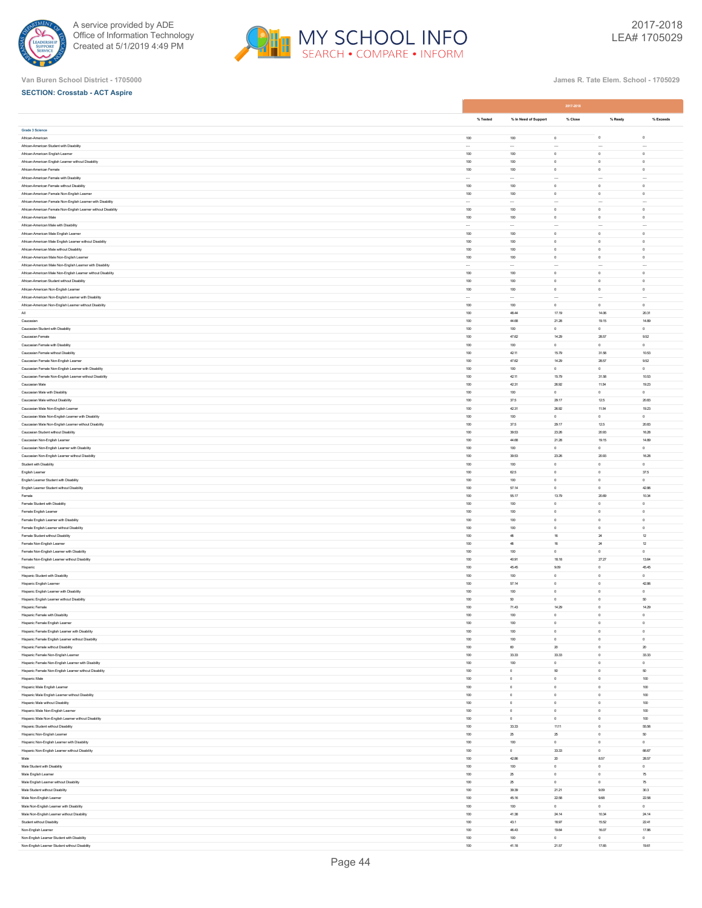Van Buren School District - 1705000

James R. Tate Elem. School - 1705029

**SECTION: Crosstab - ACT Aspire**

| | 2017-2018 | | | | |
|---|---|---|---|---|---|
| | % Tested | % In Need of Support | % Close | % Ready | % Exceeds |
| **Grade 3 Science** | | | | | |
| African-American | 100 | 100 | 0 | 0 | 0 |
| African-American Student with Disability | --- | --- | --- | --- | --- |
| African-American English Learner | 100 | 100 | 0 | 0 | 0 |
| African-American English Learner without Disability | 100 | 100 | 0 | 0 | 0 |
| African-American Female | 100 | 100 | 0 | 0 | 0 |
| African-American Female with Disability | --- | --- | --- | --- | --- |
| African-American Female without Disability | 100 | 100 | 0 | 0 | 0 |
| African-American Female Non-English Learner | 100 | 100 | 0 | 0 | 0 |
| African-American Female Non-English Learner with Disability | --- | --- | --- | --- | --- |
| African-American Female Non-English Learner without Disability | 100 | 100 | 0 | 0 | 0 |
| African-American Male | 100 | 100 | 0 | 0 | 0 |
| African-American Male with Disability | --- | --- | --- | --- | --- |
| African-American Male English Learner | 100 | 100 | 0 | 0 | 0 |
| African-American Male English Learner without Disability | 100 | 100 | 0 | 0 | 0 |
| African-American Male without Disability | 100 | 100 | 0 | 0 | 0 |
| African-American Male Non-English Learner | 100 | 100 | 0 | 0 | 0 |
| African-American Male Non-English Learner with Disability | --- | --- | --- | --- | --- |
| African-American Male Non-English Learner without Disability | 100 | 100 | 0 | 0 | 0 |
| African-American Student without Disability | 100 | 100 | 0 | 0 | 0 |
| African-American Non-English Learner | 100 | 100 | 0 | 0 | 0 |
| African-American Non-English Learner with Disability | --- | --- | --- | --- | --- |
| African-American Non-English Learner without Disability | 100 | 100 | 0 | 0 | 0 |
| All | 100 | 48.44 | 17.19 | 14.06 | 20.31 |
| Caucasian | 100 | 44.68 | 21.28 | 19.15 | 14.89 |
| Caucasian Student with Disability | 100 | 100 | 0 | 0 | 0 |
| Caucasian Female | 100 | 47.62 | 14.29 | 28.57 | 9.52 |
| Caucasian Female with Disability | 100 | 100 | 0 | 0 | 0 |
| Caucasian Female without Disability | 100 | 42.11 | 15.79 | 31.58 | 10.53 |
| Caucasian Female Non-English Learner | 100 | 47.62 | 14.29 | 28.57 | 9.52 |
| Caucasian Female Non-English Learner with Disability | 100 | 100 | 0 | 0 | 0 |
| Caucasian Female Non-English Learner without Disability | 100 | 42.11 | 15.79 | 31.58 | 10.53 |
| Caucasian Male | 100 | 42.31 | 26.92 | 11.54 | 19.23 |
| Caucasian Male with Disability | 100 | 100 | 0 | 0 | 0 |
| Caucasian Male without Disability | 100 | 37.5 | 29.17 | 12.5 | 20.83 |
| Caucasian Male Non-English Learner | 100 | 42.31 | 26.92 | 11.54 | 19.23 |
| Caucasian Male Non-English Learner with Disability | 100 | 100 | 0 | 0 | 0 |
| Caucasian Male Non-English Learner without Disability | 100 | 37.5 | 29.17 | 12.5 | 20.83 |
| Caucasian Student without Disability | 100 | 39.53 | 23.26 | 20.93 | 16.28 |
| Caucasian Non-English Learner | 100 | 44.68 | 21.28 | 19.15 | 14.89 |
| Caucasian Non-English Learner with Disability | 100 | 100 | 0 | 0 | 0 |
| Caucasian Non-English Learner without Disability | 100 | 39.53 | 23.26 | 20.93 | 16.28 |
| Student with Disability | 100 | 100 | 0 | 0 | 0 |
| English Learner | 100 | 62.5 | 0 | 0 | 37.5 |
| English Learner Student with Disability | 100 | 100 | 0 | 0 | 0 |
| English Learner Student without Disability | 100 | 57.14 | 0 | 0 | 42.86 |
| Female | 100 | 55.17 | 13.79 | 20.69 | 10.34 |
| Female Student with Disability | 100 | 100 | 0 | 0 | 0 |
| Female English Learner | 100 | 100 | 0 | 0 | 0 |
| Female English Learner with Disability | 100 | 100 | 0 | 0 | 0 |
| Female English Learner without Disability | 100 | 100 | 0 | 0 | 0 |
| Female Student without Disability | 100 | 48 | 16 | 24 | 12 |
| Female Non-English Learner | 100 | 48 | 16 | 24 | 12 |
| Female Non-English Learner with Disability | 100 | 100 | 0 | 0 | 0 |
| Female Non-English Learner without Disability | 100 | 40.91 | 18.18 | 27.27 | 13.64 |
| Hispanic | 100 | 45.45 | 9.09 | 0 | 45.45 |
| Hispanic Student with Disability | 100 | 100 | 0 | 0 | 0 |
| Hispanic English Learner | 100 | 57.14 | 0 | 0 | 42.86 |
| Hispanic English Learner with Disability | 100 | 100 | 0 | 0 | 0 |
| Hispanic English Learner without Disability | 100 | 50 | 0 | 0 | 50 |
| Hispanic Female | 100 | 71.43 | 14.29 | 0 | 14.29 |
| Hispanic Female with Disability | 100 | 100 | 0 | 0 | 0 |
| Hispanic Female English Learner | 100 | 100 | 0 | 0 | 0 |
| Hispanic Female English Learner with Disability | 100 | 100 | 0 | 0 | 0 |
| Hispanic Female English Learner without Disability | 100 | 100 | 0 | 0 | 0 |
| Hispanic Female without Disability | 100 | 60 | 20 | 0 | 20 |
| Hispanic Female Non-English Learner | 100 | 33.33 | 33.33 | 0 | 33.33 |
| Hispanic Female Non-English Learner with Disability | 100 | 100 | 0 | 0 | 0 |
| Hispanic Female Non-English Learner without Disability | 100 | 0 | 50 | 0 | 50 |
| Hispanic Male | 100 | 0 | 0 | 0 | 100 |
| Hispanic Male English Learner | 100 | 0 | 0 | 0 | 100 |
| Hispanic Male English Learner without Disability | 100 | 0 | 0 | 0 | 100 |
| Hispanic Male without Disability | 100 | 0 | 0 | 0 | 100 |
| Hispanic Male Non-English Learner | 100 | 0 | 0 | 0 | 100 |
| Hispanic Male Non-English Learner without Disability | 100 | 0 | 0 | 0 | 100 |
| Hispanic Student without Disability | 100 | 33.33 | 11.11 | 0 | 55.56 |
| Hispanic Non-English Learner | 100 | 25 | 25 | 0 | 50 |
| Hispanic Non-English Learner with Disability | 100 | 100 | 0 | 0 | 0 |
| Hispanic Non-English Learner without Disability | 100 | 0 | 33.33 | 0 | 66.67 |
| Male | 100 | 42.86 | 20 | 8.57 | 28.57 |
| Male Student with Disability | 100 | 100 | 0 | 0 | 0 |
| Male English Learner | 100 | 25 | 0 | 0 | 75 |
| Male English Learner without Disability | 100 | 25 | 0 | 0 | 75 |
| Male Student without Disability | 100 | 39.39 | 21.21 | 9.09 | 30.3 |
| Male Non-English Learner | 100 | 45.16 | 22.58 | 9.68 | 22.58 |
| Male Non-English Learner with Disability | 100 | 100 | 0 | 0 | 0 |
| Male Non-English Learner without Disability | 100 | 41.38 | 24.14 | 10.34 | 24.14 |
| Student without Disability | 100 | 43.1 | 18.97 | 15.52 | 22.41 |
| Non-English Learner | 100 | 46.43 | 19.64 | 16.07 | 17.86 |
| Non-English Learner Student with Disability | 100 | 100 | 0 | 0 | 0 |
| Non-English Learner Student without Disability | 100 | 41.18 | 21.57 | 17.65 | 19.61 |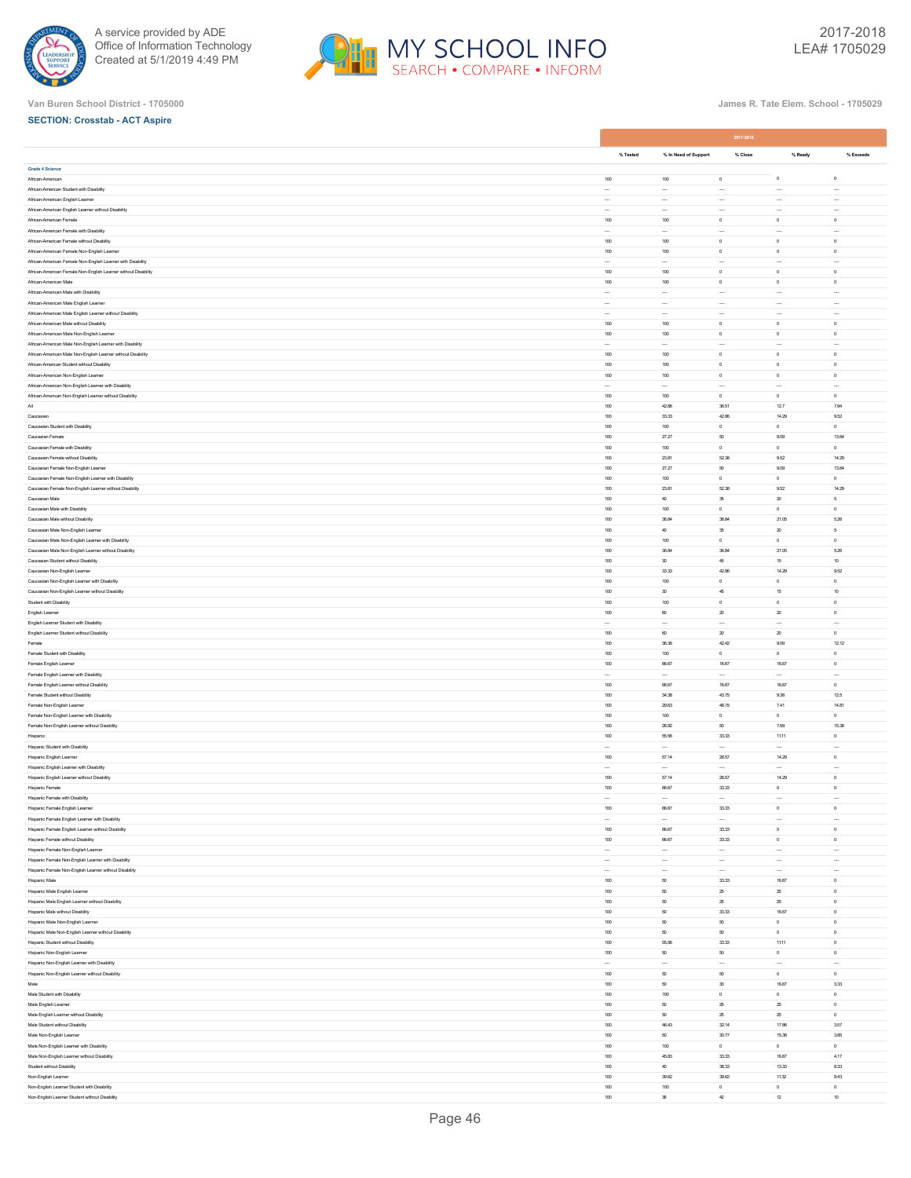Van Buren School District - 1705000

James R. Tate Elem. School - 1705029

**SECTION: Crosstab - ACT Aspire**

| | 2017-2018 | | | | |
|---|---|---|---|---|---|
| | % Tested | % In Need of Support | % Close | % Ready | % Exceeds |
| **Grade 4 Science** | | | | | |
| African-American | 100 | 100 | 0 | 0 | 0 |
| African-American Student with Disability | --- | --- | --- | --- | --- |
| African-American English Learner | --- | --- | --- | --- | --- |
| African-American English Learner without Disability | --- | --- | --- | --- | --- |
| African-American Female | 100 | 100 | 0 | 0 | 0 |
| African-American Female with Disability | --- | --- | --- | --- | --- |
| African-American Female without Disability | 100 | 100 | 0 | 0 | 0 |
| African-American Female Non-English Learner | 100 | 100 | 0 | 0 | 0 |
| African-American Female Non-English Learner with Disability | --- | --- | --- | --- | --- |
| African-American Female Non-English Learner without Disability | 100 | 100 | 0 | 0 | 0 |
| African-American Male | 100 | 100 | 0 | 0 | 0 |
| African-American Male with Disability | --- | --- | --- | --- | --- |
| African-American Male English Learner | --- | --- | --- | --- | --- |
| African-American Male English Learner without Disability | --- | --- | --- | --- | --- |
| African-American Male without Disability | 100 | 100 | 0 | 0 | 0 |
| African-American Male Non-English Learner | 100 | 100 | 0 | 0 | 0 |
| African-American Male Non-English Learner with Disability | --- | --- | --- | --- | --- |
| African-American Male Non-English Learner without Disability | 100 | 100 | 0 | 0 | 0 |
| African-American Student without Disability | 100 | 100 | 0 | 0 | 0 |
| African-American Non-English Learner | 100 | 100 | 0 | 0 | 0 |
| African-American Non-English Learner with Disability | --- | --- | --- | --- | --- |
| African-American Non-English Learner without Disability | 100 | 100 | 0 | 0 | 0 |
| All | 100 | 42.86 | 36.51 | 12.7 | 7.94 |
| Caucasian | 100 | 33.33 | 42.86 | 14.29 | 9.52 |
| Caucasian Student with Disability | 100 | 100 | 0 | 0 | 0 |
| Caucasian Female | 100 | 27.27 | 50 | 9.09 | 13.64 |
| Caucasian Female with Disability | 100 | 100 | 0 | 0 | 0 |
| Caucasian Female without Disability | 100 | 23.81 | 52.38 | 9.52 | 14.29 |
| Caucasian Female Non-English Learner | 100 | 27.27 | 50 | 9.09 | 13.64 |
| Caucasian Female Non-English Learner with Disability | 100 | 100 | 0 | 0 | 0 |
| Caucasian Female Non-English Learner without Disability | 100 | 23.81 | 52.38 | 9.52 | 14.29 |
| Caucasian Male | 100 | 40 | 35 | 20 | 5 |
| Caucasian Male with Disability | 100 | 100 | 0 | 0 | 0 |
| Caucasian Male without Disability | 100 | 36.84 | 36.84 | 21.05 | 5.26 |
| Caucasian Male Non-English Learner | 100 | 40 | 35 | 20 | 5 |
| Caucasian Male Non-English Learner with Disability | 100 | 100 | 0 | 0 | 0 |
| Caucasian Male Non-English Learner without Disability | 100 | 36.84 | 36.84 | 21.05 | 5.26 |
| Caucasian Student without Disability | 100 | 30 | 45 | 15 | 10 |
| Caucasian Non-English Learner | 100 | 33.33 | 42.86 | 14.29 | 9.52 |
| Caucasian Non-English Learner with Disability | 100 | 100 | 0 | 0 | 0 |
| Caucasian Non-English Learner without Disability | 100 | 30 | 45 | 15 | 10 |
| Student with Disability | 100 | 100 | 0 | 0 | 0 |
| English Learner | 100 | 60 | 20 | 20 | 0 |
| English Learner Student with Disability | --- | --- | --- | --- | --- |
| English Learner Student without Disability | 100 | 60 | 20 | 20 | 0 |
| Female | 100 | 36.36 | 42.42 | 9.09 | 12.12 |
| Female Student with Disability | 100 | 100 | 0 | 0 | 0 |
| Female English Learner | 100 | 66.67 | 16.67 | 16.67 | 0 |
| Female English Learner with Disability | --- | --- | --- | --- | --- |
| Female English Learner without Disability | 100 | 66.67 | 16.67 | 16.67 | 0 |
| Female Student without Disability | 100 | 34.38 | 43.75 | 9.38 | 12.5 |
| Female Non-English Learner | 100 | 29.63 | 48.15 | 7.41 | 14.81 |
| Female Non-English Learner with Disability | 100 | 100 | 0 | 0 | 0 |
| Female Non-English Learner without Disability | 100 | 26.92 | 50 | 7.69 | 15.38 |
| Hispanic | 100 | 55.56 | 33.33 | 11.11 | 0 |
| Hispanic Student with Disability | --- | --- | --- | --- | --- |
| Hispanic English Learner | 100 | 57.14 | 28.57 | 14.29 | 0 |
| Hispanic English Learner with Disability | --- | --- | --- | --- | --- |
| Hispanic English Learner without Disability | 100 | 57.14 | 28.57 | 14.29 | 0 |
| Hispanic Female | 100 | 66.67 | 33.33 | 0 | 0 |
| Hispanic Female with Disability | --- | --- | --- | --- | --- |
| Hispanic Female English Learner | 100 | 66.67 | 33.33 | 0 | 0 |
| Hispanic Female English Learner with Disability | --- | --- | --- | --- | --- |
| Hispanic Female English Learner without Disability | 100 | 66.67 | 33.33 | 0 | 0 |
| Hispanic Female without Disability | 100 | 66.67 | 33.33 | 0 | 0 |
| Hispanic Female Non-English Learner | --- | --- | --- | --- | --- |
| Hispanic Female Non-English Learner with Disability | --- | --- | --- | --- | --- |
| Hispanic Female Non-English Learner without Disability | --- | --- | --- | --- | --- |
| Hispanic Male | 100 | 50 | 33.33 | 16.67 | 0 |
| Hispanic Male English Learner | 100 | 50 | 25 | 25 | 0 |
| Hispanic Male English Learner without Disability | 100 | 50 | 25 | 25 | 0 |
| Hispanic Male without Disability | 100 | 50 | 33.33 | 16.67 | 0 |
| Hispanic Male Non-English Learner | 100 | 50 | 50 | 0 | 0 |
| Hispanic Male Non-English Learner without Disability | 100 | 50 | 50 | 0 | 0 |
| Hispanic Student without Disability | 100 | 55.56 | 33.33 | 11.11 | 0 |
| Hispanic Non-English Learner | 100 | 50 | 50 | 0 | 0 |
| Hispanic Non-English Learner with Disability | --- | --- | --- | --- | --- |
| Hispanic Non-English Learner without Disability | 100 | 50 | 50 | 0 | 0 |
| Male | 100 | 50 | 30 | 16.67 | 3.33 |
| Male Student with Disability | 100 | 100 | 0 | 0 | 0 |
| Male English Learner | 100 | 50 | 25 | 25 | 0 |
| Male English Learner without Disability | 100 | 50 | 25 | 25 | 0 |
| Male Student without Disability | 100 | 46.43 | 32.14 | 17.86 | 3.57 |
| Male Non-English Learner | 100 | 50 | 30.77 | 15.38 | 3.85 |
| Male Non-English Learner with Disability | 100 | 100 | 0 | 0 | 0 |
| Male Non-English Learner without Disability | 100 | 45.83 | 33.33 | 16.67 | 4.17 |
| Student without Disability | 100 | 40 | 38.33 | 13.33 | 8.33 |
| Non-English Learner | 100 | 39.62 | 39.62 | 11.32 | 9.43 |
| Non-English Learner Student with Disability | 100 | 100 | 0 | 0 | 0 |
| Non-English Learner Student without Disability | 100 | 36 | 42 | 12 | 10 |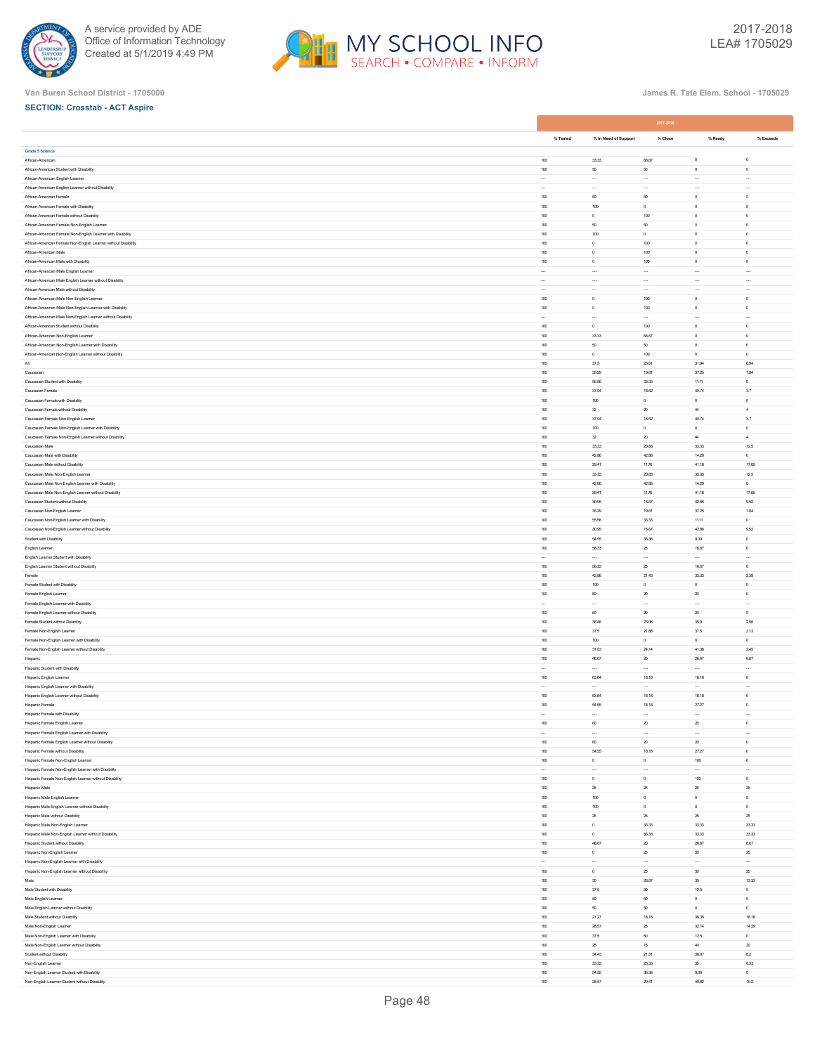Van Buren School District - 1705000

James R. Tate Elem. School - 1705029

**SECTION: Crosstab - ACT Aspire**

| | 2017-2018 | | | | |
|---|---|---|---|---|---|
| | % Tested | % In Need of Support | % Close | % Ready | % Exceeds |
| **Grade 5 Science** | | | | | |
| African-American | 100 | 33.33 | 66.67 | 0 | 0 |
| African-American Student with Disability | 100 | 50 | 50 | 0 | 0 |
| African-American English Learner | --- | --- | --- | --- | --- |
| African-American English Learner without Disability | --- | --- | --- | --- | --- |
| African-American Female | 100 | 50 | 50 | 0 | 0 |
| African-American Female with Disability | 100 | 100 | 0 | 0 | 0 |
| African-American Female without Disability | 100 | 0 | 100 | 0 | 0 |
| African-American Female Non-English Learner | 100 | 50 | 50 | 0 | 0 |
| African-American Female Non-English Learner with Disability | 100 | 100 | 0 | 0 | 0 |
| African-American Female Non-English Learner without Disability | 100 | 0 | 100 | 0 | 0 |
| African-American Male | 100 | 0 | 100 | 0 | 0 |
| African-American Male with Disability | 100 | 0 | 100 | 0 | 0 |
| African-American Male English Learner | --- | --- | --- | --- | --- |
| African-American Male English Learner without Disability | --- | --- | --- | --- | --- |
| African-American Male without Disability | --- | --- | --- | --- | --- |
| African-American Male Non-English Learner | 100 | 0 | 100 | 0 | 0 |
| African-American Male Non-English Learner with Disability | 100 | 0 | 100 | 0 | 0 |
| African-American Male Non-English Learner without Disability | --- | --- | --- | --- | --- |
| African-American Student without Disability | 100 | 0 | 100 | 0 | 0 |
| African-American Non-English Learner | 100 | 33.33 | 66.67 | 0 | 0 |
| African-American Non-English Learner with Disability | 100 | 50 | 50 | 0 | 0 |
| African-American Non-English Learner without Disability | 100 | 0 | 100 | 0 | 0 |
| All | 100 | 37.5 | 23.61 | 31.94 | 6.94 |
| Caucasian | 100 | 35.29 | 19.61 | 37.25 | 7.84 |
| Caucasian Student with Disability | 100 | 55.56 | 33.33 | 11.11 | 0 |
| Caucasian Female | 100 | 37.04 | 18.52 | 40.74 | 3.7 |
| Caucasian Female with Disability | 100 | 100 | 0 | 0 | 0 |
| Caucasian Female without Disability | 100 | 32 | 20 | 44 | 4 |
| Caucasian Female Non-English Learner | 100 | 37.04 | 18.52 | 40.74 | 3.7 |
| Caucasian Female Non-English Learner with Disability | 100 | 100 | 0 | 0 | 0 |
| Caucasian Female Non-English Learner without Disability | 100 | 32 | 20 | 44 | 4 |
| Caucasian Male | 100 | 33.33 | 20.83 | 33.33 | 12.5 |
| Caucasian Male with Disability | 100 | 42.86 | 42.86 | 14.29 | 0 |
| Caucasian Male without Disability | 100 | 29.41 | 11.76 | 41.18 | 17.65 |
| Caucasian Male Non-English Learner | 100 | 33.33 | 20.83 | 33.33 | 12.5 |
| Caucasian Male Non-English Learner with Disability | 100 | 42.86 | 42.86 | 14.29 | 0 |
| Caucasian Male Non-English Learner without Disability | 100 | 29.41 | 11.76 | 41.18 | 17.65 |
| Caucasian Student without Disability | 100 | 30.95 | 16.67 | 42.86 | 9.52 |
| Caucasian Non-English Learner | 100 | 35.29 | 19.61 | 37.25 | 7.84 |
| Caucasian Non-English Learner with Disability | 100 | 55.56 | 33.33 | 11.11 | 0 |
| Caucasian Non-English Learner without Disability | 100 | 30.95 | 16.67 | 42.86 | 9.52 |
| Student with Disability | 100 | 54.55 | 36.36 | 9.09 | 0 |
| English Learner | 100 | 58.33 | 25 | 16.67 | 0 |
| English Learner Student with Disability | --- | --- | --- | --- | --- |
| English Learner Student without Disability | 100 | 58.33 | 25 | 16.67 | 0 |
| Female | 100 | 42.86 | 21.43 | 33.33 | 2.38 |
| Female Student with Disability | 100 | 100 | 0 | 0 | 0 |
| Female English Learner | 100 | 60 | 20 | 20 | 0 |
| Female English Learner with Disability | --- | --- | --- | --- | --- |
| Female English Learner without Disability | 100 | 60 | 20 | 20 | 0 |
| Female Student without Disability | 100 | 38.46 | 23.08 | 35.9 | 2.56 |
| Female Non-English Learner | 100 | 37.5 | 21.88 | 37.5 | 3.13 |
| Female Non-English Learner with Disability | 100 | 100 | 0 | 0 | 0 |
| Female Non-English Learner without Disability | 100 | 31.03 | 24.14 | 41.38 | 3.45 |
| Hispanic | 100 | 46.67 | 20 | 26.67 | 6.67 |
| Hispanic Student with Disability | --- | --- | --- | --- | --- |
| Hispanic English Learner | 100 | 63.64 | 18.18 | 18.18 | 0 |
| Hispanic English Learner with Disability | --- | --- | --- | --- | --- |
| Hispanic English Learner without Disability | 100 | 63.64 | 18.18 | 18.18 | 0 |
| Hispanic Female | 100 | 54.55 | 18.18 | 27.27 | 0 |
| Hispanic Female with Disability | --- | --- | --- | --- | --- |
| Hispanic Female English Learner | 100 | 60 | 20 | 20 | 0 |
| Hispanic Female English Learner with Disability | --- | --- | --- | --- | --- |
| Hispanic Female English Learner without Disability | 100 | 60 | 20 | 20 | 0 |
| Hispanic Female without Disability | 100 | 54.55 | 18.18 | 27.27 | 0 |
| Hispanic Female Non-English Learner | 100 | 0 | 0 | 100 | 0 |
| Hispanic Female Non-English Learner with Disability | --- | --- | --- | --- | --- |
| Hispanic Female Non-English Learner without Disability | 100 | 0 | 0 | 100 | 0 |
| Hispanic Male | 100 | 25 | 25 | 25 | 25 |
| Hispanic Male English Learner | 100 | 100 | 0 | 0 | 0 |
| Hispanic Male English Learner without Disability | 100 | 100 | 0 | 0 | 0 |
| Hispanic Male without Disability | 100 | 25 | 25 | 25 | 25 |
| Hispanic Male Non-English Learner | 100 | 0 | 33.33 | 33.33 | 33.33 |
| Hispanic Male Non-English Learner without Disability | 100 | 0 | 33.33 | 33.33 | 33.33 |
| Hispanic Student without Disability | 100 | 46.67 | 20 | 26.67 | 6.67 |
| Hispanic Non-English Learner | 100 | 0 | 25 | 50 | 25 |
| Hispanic Non-English Learner with Disability | --- | --- | --- | --- | --- |
| Hispanic Non-English Learner without Disability | 100 | 0 | 25 | 50 | 25 |
| Male | 100 | 30 | 26.67 | 30 | 13.33 |
| Male Student with Disability | 100 | 37.5 | 50 | 12.5 | 0 |
| Male English Learner | 100 | 50 | 50 | 0 | 0 |
| Male English Learner without Disability | 100 | 50 | 50 | 0 | 0 |
| Male Student without Disability | 100 | 27.27 | 18.18 | 36.36 | 18.18 |
| Male Non-English Learner | 100 | 28.57 | 25 | 32.14 | 14.29 |
| Male Non-English Learner with Disability | 100 | 37.5 | 50 | 12.5 | 0 |
| Male Non-English Learner without Disability | 100 | 25 | 15 | 40 | 20 |
| Student without Disability | 100 | 34.43 | 21.31 | 36.07 | 8.2 |
| Non-English Learner | 100 | 33.33 | 23.33 | 35 | 8.33 |
| Non-English Learner Student with Disability | 100 | 54.55 | 36.36 | 9.09 | 0 |
| Non-English Learner Student without Disability | 100 | 28.57 | 20.41 | 40.82 | 10.2 |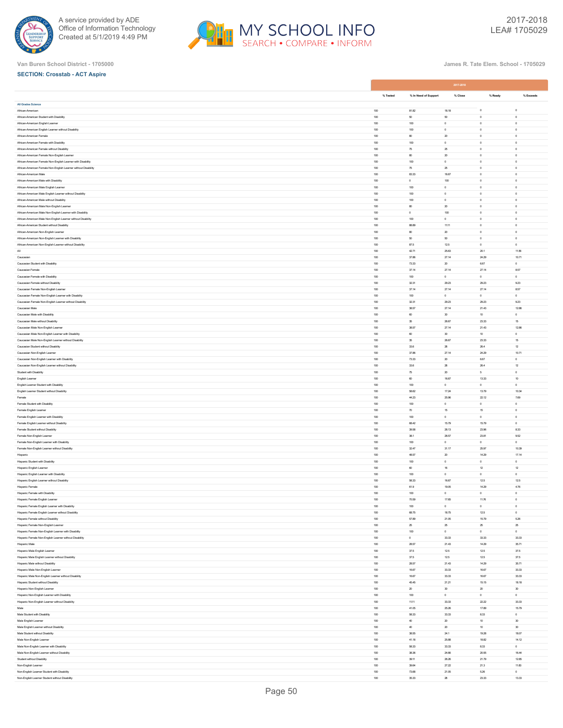Van Buren School District - 1705000

James R. Tate Elem. School - 1705029

**SECTION: Crosstab - ACT Aspire**

| | 2017-2018 | | | | |
|---|---|---|---|---|---|
| | % Tested | % In Need of Support | % Close | % Ready | % Exceeds |
| **All Grades Science** | | | | | |
| African-American | 100 | 81.82 | 18.18 | 0 | 0 |
| African-American Student with Disability | 100 | 50 | 50 | 0 | 0 |
| African-American English Learner | 100 | 100 | 0 | 0 | 0 |
| African-American English Learner without Disability | 100 | 100 | 0 | 0 | 0 |
| African-American Female | 100 | 80 | 20 | 0 | 0 |
| African-American Female with Disability | 100 | 100 | 0 | 0 | 0 |
| African-American Female without Disability | 100 | 75 | 25 | 0 | 0 |
| African-American Female Non-English Learner | 100 | 80 | 20 | 0 | 0 |
| African-American Female Non-English Learner with Disability | 100 | 100 | 0 | 0 | 0 |
| African-American Female Non-English Learner without Disability | 100 | 75 | 25 | 0 | 0 |
| African-American Male | 100 | 83.33 | 16.67 | 0 | 0 |
| African-American Male with Disability | 100 | 0 | 100 | 0 | 0 |
| African-American Male English Learner | 100 | 100 | 0 | 0 | 0 |
| African-American Male English Learner without Disability | 100 | 100 | 0 | 0 | 0 |
| African-American Male without Disability | 100 | 100 | 0 | 0 | 0 |
| African-American Male Non-English Learner | 100 | 80 | 20 | 0 | 0 |
| African-American Male Non-English Learner with Disability | 100 | 0 | 100 | 0 | 0 |
| African-American Male Non-English Learner without Disability | 100 | 100 | 0 | 0 | 0 |
| African-American Student without Disability | 100 | 88.89 | 11.11 | 0 | 0 |
| African-American Non-English Learner | 100 | 80 | 20 | 0 | 0 |
| African-American Non-English Learner with Disability | 100 | 50 | 50 | 0 | 0 |
| African-American Non-English Learner without Disability | 100 | 87.5 | 12.5 | 0 | 0 |
| All | 100 | 42.71 | 25.63 | 20.1 | 11.56 |
| Caucasian | 100 | 37.86 | 27.14 | 24.29 | 10.71 |
| Caucasian Student with Disability | 100 | 73.33 | 20 | 6.67 | 0 |
| Caucasian Female | 100 | 37.14 | 27.14 | 27.14 | 8.57 |
| Caucasian Female with Disability | 100 | 100 | 0 | 0 | 0 |
| Caucasian Female without Disability | 100 | 32.31 | 29.23 | 29.23 | 9.23 |
| Caucasian Female Non-English Learner | 100 | 37.14 | 27.14 | 27.14 | 8.57 |
| Caucasian Female Non-English Learner with Disability | 100 | 100 | 0 | 0 | 0 |
| Caucasian Female Non-English Learner without Disability | 100 | 32.31 | 29.23 | 29.23 | 9.23 |
| Caucasian Male | 100 | 38.57 | 27.14 | 21.43 | 12.86 |
| Caucasian Male with Disability | 100 | 60 | 30 | 10 | 0 |
| Caucasian Male without Disability | 100 | 35 | 26.67 | 23.33 | 15 |
| Caucasian Male Non-English Learner | 100 | 38.57 | 27.14 | 21.43 | 12.86 |
| Caucasian Male Non-English Learner with Disability | 100 | 60 | 30 | 10 | 0 |
| Caucasian Male Non-English Learner without Disability | 100 | 35 | 26.67 | 23.33 | 15 |
| Caucasian Student without Disability | 100 | 33.6 | 28 | 26.4 | 12 |
| Caucasian Non-English Learner | 100 | 37.86 | 27.14 | 24.29 | 10.71 |
| Caucasian Non-English Learner with Disability | 100 | 73.33 | 20 | 6.67 | 0 |
| Caucasian Non-English Learner without Disability | 100 | 33.6 | 28 | 26.4 | 12 |
| Student with Disability | 100 | 75 | 20 | 5 | 0 |
| English Learner | 100 | 60 | 16.67 | 13.33 | 10 |
| English Learner Student with Disability | 100 | 100 | 0 | 0 | 0 |
| English Learner Student without Disability | 100 | 58.62 | 17.24 | 13.79 | 10.34 |
| Female | 100 | 44.23 | 25.96 | 22.12 | 7.69 |
| Female Student with Disability | 100 | 100 | 0 | 0 | 0 |
| Female English Learner | 100 | 70 | 15 | 15 | 0 |
| Female English Learner with Disability | 100 | 100 | 0 | 0 | 0 |
| Female English Learner without Disability | 100 | 68.42 | 15.79 | 15.79 | 0 |
| Female Student without Disability | 100 | 39.58 | 28.13 | 23.96 | 8.33 |
| Female Non-English Learner | 100 | 38.1 | 28.57 | 23.81 | 9.52 |
| Female Non-English Learner with Disability | 100 | 100 | 0 | 0 | 0 |
| Female Non-English Learner without Disability | 100 | 32.47 | 31.17 | 25.97 | 10.39 |
| Hispanic | 100 | 48.57 | 20 | 14.29 | 17.14 |
| Hispanic Student with Disability | 100 | 100 | 0 | 0 | 0 |
| Hispanic English Learner | 100 | 60 | 16 | 12 | 12 |
| Hispanic English Learner with Disability | 100 | 100 | 0 | 0 | 0 |
| Hispanic English Learner without Disability | 100 | 58.33 | 16.67 | 12.5 | 12.5 |
| Hispanic Female | 100 | 61.9 | 19.05 | 14.29 | 4.76 |
| Hispanic Female with Disability | 100 | 100 | 0 | 0 | 0 |
| Hispanic Female English Learner | 100 | 70.59 | 17.65 | 11.76 | 0 |
| Hispanic Female English Learner with Disability | 100 | 100 | 0 | 0 | 0 |
| Hispanic Female English Learner without Disability | 100 | 68.75 | 18.75 | 12.5 | 0 |
| Hispanic Female without Disability | 100 | 57.89 | 21.05 | 15.79 | 5.26 |
| Hispanic Female Non-English Learner | 100 | 25 | 25 | 25 | 25 |
| Hispanic Female Non-English Learner with Disability | 100 | 100 | 0 | 0 | 0 |
| Hispanic Female Non-English Learner without Disability | 100 | 0 | 33.33 | 33.33 | 33.33 |
| Hispanic Male | 100 | 28.57 | 21.43 | 14.29 | 35.71 |
| Hispanic Male English Learner | 100 | 37.5 | 12.5 | 12.5 | 37.5 |
| Hispanic Male English Learner without Disability | 100 | 37.5 | 12.5 | 12.5 | 37.5 |
| Hispanic Male without Disability | 100 | 28.57 | 21.43 | 14.29 | 35.71 |
| Hispanic Male Non-English Learner | 100 | 16.67 | 33.33 | 16.67 | 33.33 |
| Hispanic Male Non-English Learner without Disability | 100 | 16.67 | 33.33 | 16.67 | 33.33 |
| Hispanic Student without Disability | 100 | 45.45 | 21.21 | 15.15 | 18.18 |
| Hispanic Non-English Learner | 100 | 20 | 30 | 20 | 30 |
| Hispanic Non-English Learner with Disability | 100 | 100 | 0 | 0 | 0 |
| Hispanic Non-English Learner without Disability | 100 | 11.11 | 33.33 | 22.22 | 33.33 |
| Male | 100 | 41.05 | 25.26 | 17.89 | 15.79 |
| Male Student with Disability | 100 | 58.33 | 33.33 | 8.33 | 0 |
| Male English Learner | 100 | 40 | 20 | 10 | 30 |
| Male English Learner without Disability | 100 | 40 | 20 | 10 | 30 |
| Male Student without Disability | 100 | 38.55 | 24.1 | 19.28 | 18.07 |
| Male Non-English Learner | 100 | 41.18 | 25.88 | 18.82 | 14.12 |
| Male Non-English Learner with Disability | 100 | 58.33 | 33.33 | 8.33 | 0 |
| Male Non-English Learner without Disability | 100 | 38.36 | 24.66 | 20.55 | 16.44 |
| Student without Disability | 100 | 39.11 | 26.26 | 21.79 | 12.85 |
| Non-English Learner | 100 | 39.64 | 27.22 | 21.3 | 11.83 |
| Non-English Learner Student with Disability | 100 | 73.68 | 21.05 | 5.26 | 0 |
| Non-English Learner Student without Disability | 100 | 35.33 | 28 | 23.33 | 13.33 |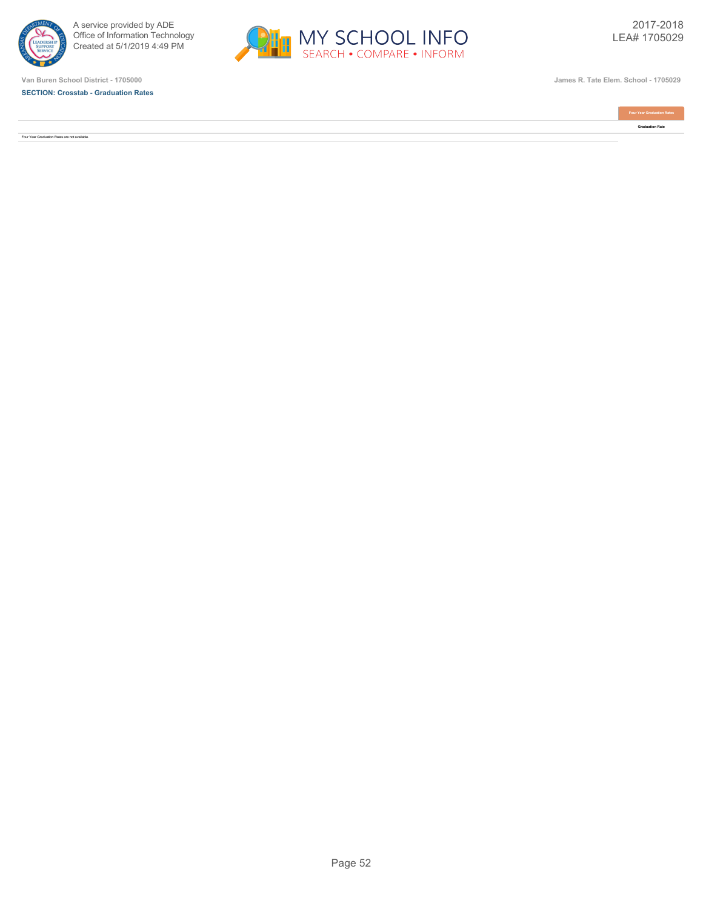Van Buren School District - 1705000

James R. Tate Elem. School - 1705029

**SECTION: Crosstab - Graduation Rates**

| | Four Year Graduation Rates |
|---|---|
| | Graduation Rate |
| Four Year Graduation Rates are not available. | |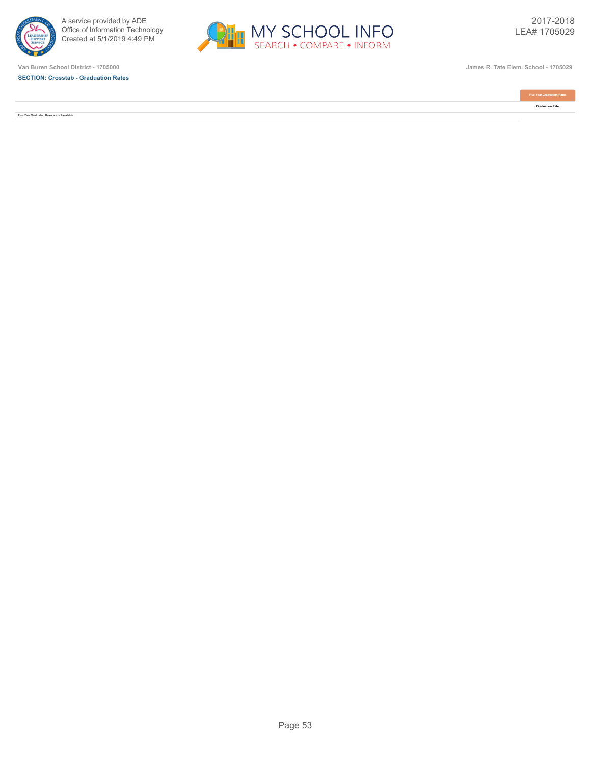Van Buren School District - 1705000

James R. Tate Elem. School - 1705029

**SECTION: Crosstab - Graduation Rates**

| | Five Year Graduation Rates |
|---|---|
| | Graduation Rate |
| Five Year Graduation Rates are not available. | |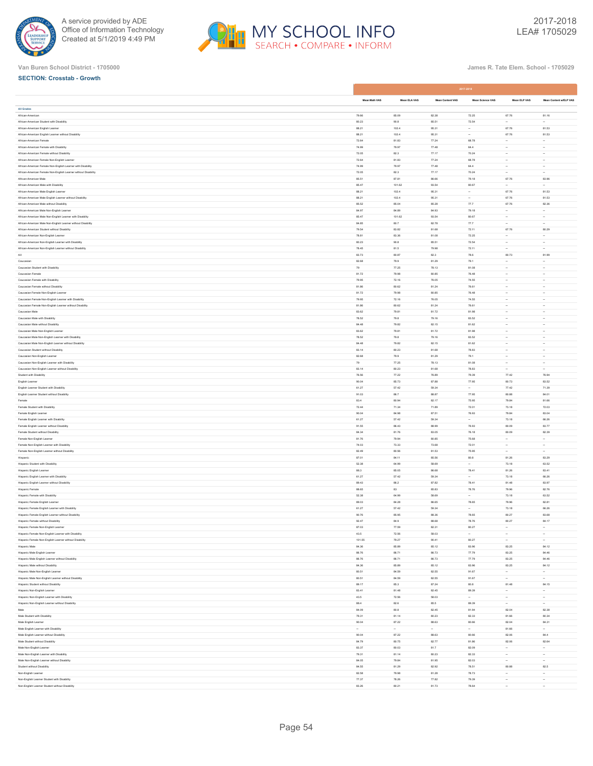Van Buren School District - 1705000

James R. Tate Elem. School - 1705029

**SECTION: Crosstab - Growth**

| | 2017-2018 | | | | | |
|---|---|---|---|---|---|---|
| | Mean Math VAS | Mean ELA VAS | Mean Content VAS | Mean Science VAS | Mean ELP VAS | Mean Content w/ELP VAS |
| **All Grades** | | | | | | |
| African-American | 79.66 | 85.09 | 82.38 | 72.25 | 67.76 | 81.16 |
| African-American Student with Disability | 80.23 | 90.8 | 85.51 | 72.54 | -- | -- |
| African-American English Learner | 88.21 | 102.4 | 95.31 | -- | 67.76 | 81.53 |
| African-American English Learner without Disability | 88.21 | 102.4 | 95.31 | -- | 67.76 | 81.53 |
| African-American Female | 72.64 | 81.83 | 77.24 | 68.78 | -- | -- |
| African-American Female with Disability | 74.99 | 79.97 | 77.48 | 64.4 | -- | -- |
| African-American Female without Disability | 72.05 | 82.3 | 77.17 | 70.24 | -- | -- |
| African-American Female Non-English Learner | 72.64 | 81.83 | 77.24 | 68.78 | -- | -- |
| African-American Female Non-English Learner with Disability | 74.99 | 79.97 | 77.48 | 64.4 | -- | -- |
| African-American Female Non-English Learner without Disability | 72.05 | 82.3 | 77.17 | 70.24 | -- | -- |
| African-American Male | 85.51 | 87.81 | 86.66 | 79.18 | 67.76 | 83.96 |
| African-American Male with Disability | 85.47 | 101.62 | 93.54 | 80.67 | -- | -- |
| African-American Male English Learner | 88.21 | 102.4 | 95.31 | -- | 67.76 | 81.53 |
| African-American Male English Learner without Disability | 88.21 | 102.4 | 95.31 | -- | 67.76 | 81.53 |
| African-American Male without Disability | 85.52 | 85.04 | 85.28 | 77.7 | 67.76 | 82.36 |
| African-American Male Non-English Learner | 84.97 | 84.89 | 84.93 | 79.18 | -- | -- |
| African-American Male Non-English Learner with Disability | 85.47 | 101.62 | 93.54 | 80.67 | -- | -- |
| African-American Male Non-English Learner without Disability | 84.85 | 80.7 | 82.78 | 77.7 | -- | -- |
| African-American Student without Disability | 79.54 | 83.82 | 81.68 | 72.11 | 67.76 | 80.29 |
| African-American Non-English Learner | 78.81 | 83.36 | 81.08 | 72.25 | -- | -- |
| African-American Non-English Learner with Disability | 80.23 | 90.8 | 85.51 | 72.54 | -- | -- |
| African-American Non-English Learner without Disability | 78.45 | 81.5 | 79.98 | 72.11 | -- | -- |
| All | 83.73 | 80.87 | 82.3 | 78.6 | 80.73 | 81.99 |
| Caucasian | 82.68 | 79.9 | 81.29 | 79.1 | -- | -- |
| Caucasian Student with Disability | 79 | 77.25 | 78.13 | 81.08 | -- | -- |
| Caucasian Female | 81.72 | 79.98 | 80.85 | 76.48 | -- | -- |
| Caucasian Female with Disability | 79.95 | 72.16 | 76.05 | 74.55 | -- | -- |
| Caucasian Female without Disability | 81.86 | 80.62 | 81.24 | 76.61 | -- | -- |
| Caucasian Female Non-English Learner | 81.72 | 79.98 | 80.85 | 76.48 | -- | -- |
| Caucasian Female Non-English Learner with Disability | 79.95 | 72.16 | 76.05 | 74.55 | -- | -- |
| Caucasian Female Non-English Learner without Disability | 81.86 | 80.62 | 81.24 | 76.61 | -- | -- |
| Caucasian Male | 83.62 | 79.81 | 81.72 | 81.98 | -- | -- |
| Caucasian Male with Disability | 78.52 | 79.8 | 79.16 | 83.52 | -- | -- |
| Caucasian Male without Disability | 84.48 | 79.82 | 82.15 | 81.62 | -- | -- |
| Caucasian Male Non-English Learner | 83.62 | 79.81 | 81.72 | 81.98 | -- | -- |
| Caucasian Male Non-English Learner with Disability | 78.52 | 79.8 | 79.16 | 83.52 | -- | -- |
| Caucasian Male Non-English Learner without Disability | 84.48 | 79.82 | 82.15 | 81.62 | -- | -- |
| Caucasian Student without Disability | 83.14 | 80.23 | 81.68 | 78.83 | -- | -- |
| Caucasian Non-English Learner | 82.68 | 79.9 | 81.29 | 79.1 | -- | -- |
| Caucasian Non-English Learner with Disability | 79 | 77.25 | 78.13 | 81.08 | -- | -- |
| Caucasian Non-English Learner without Disability | 83.14 | 80.23 | 81.68 | 78.83 | -- | -- |
| Student with Disability | 76.56 | 77.22 | 76.89 | 79.39 | 77.42 | 76.94 |
| English Learner | 90.04 | 85.73 | 87.88 | 77.95 | 80.73 | 83.52 |
| English Learner Student with Disability | 61.27 | 57.42 | 59.34 | -- | 77.42 | 71.39 |
| English Learner Student without Disability | 91.03 | 86.7 | 88.87 | 77.95 | 80.88 | 84.01 |
| Female | 83.4 | 80.94 | 82.17 | 75.95 | 79.84 | 81.66 |
| Female Student with Disability | 72.44 | 71.34 | 71.89 | 72.01 | 73.18 | 72.03 |
| Female English Learner | 90.04 | 84.98 | 87.51 | 76.93 | 79.84 | 83.04 |
| Female English Learner with Disability | 61.27 | 57.42 | 59.34 | -- | 73.18 | 66.26 |
| Female English Learner without Disability | 91.55 | 86.43 | 88.99 | 76.93 | 80.09 | 83.77 |
| Female Student without Disability | 84.34 | 81.76 | 83.05 | 76.18 | 80.09 | 82.39 |
| Female Non-English Learner | 81.76 | 79.94 | 80.85 | 75.68 | -- | -- |
| Female Non-English Learner with Disability | 74.03 | 73.33 | 73.68 | 72.01 | -- | -- |
| Female Non-English Learner without Disability | 82.49 | 80.56 | 81.53 | 75.95 | -- | -- |
| Hispanic | 87.01 | 84.11 | 85.56 | 80.8 | 81.26 | 83.29 |
| Hispanic Student with Disability | 52.38 | 64.99 | 58.69 | -- | 73.18 | 63.52 |
| Hispanic English Learner | 88.3 | 85.05 | 86.68 | 78.41 | 81.26 | 83.41 |
| Hispanic English Learner with Disability | 61.27 | 57.42 | 59.34 | -- | 73.18 | 66.26 |
| Hispanic English Learner without Disability | 89.43 | 86.2 | 87.82 | 78.41 | 81.48 | 83.97 |
| Hispanic Female | 88.65 | 83 | 85.83 | 78.76 | 79.96 | 82.76 |
| Hispanic Female with Disability | 52.38 | 64.99 | 58.69 | -- | 73.18 | 63.52 |
| Hispanic Female English Learner | 89.03 | 84.28 | 86.65 | 78.65 | 79.96 | 82.81 |
| Hispanic Female English Learner with Disability | 61.27 | 57.42 | 59.34 | -- | 73.18 | 66.26 |
| Hispanic Female English Learner without Disability | 90.76 | 85.95 | 88.36 | 78.65 | 80.27 | 83.68 |
| Hispanic Female without Disability | 92.47 | 84.9 | 88.68 | 78.76 | 80.27 | 84.17 |
| Hispanic Female Non-English Learner | 87.03 | 77.59 | 82.31 | 80.27 | -- | -- |
| Hispanic Female Non-English Learner with Disability | 43.5 | 72.56 | 58.03 | -- | -- | -- |
| Hispanic Female Non-English Learner without Disability | 101.55 | 79.27 | 90.41 | 80.27 | -- | -- |
| Hispanic Male | 84.36 | 85.89 | 85.12 | 83.96 | 83.25 | 84.12 |
| Hispanic Male English Learner | 86.76 | 86.71 | 86.73 | 77.79 | 83.25 | 84.46 |
| Hispanic Male English Learner without Disability | 86.76 | 86.71 | 86.73 | 77.79 | 83.25 | 84.46 |
| Hispanic Male without Disability | 84.36 | 85.89 | 85.12 | 83.96 | 83.25 | 84.12 |
| Hispanic Male Non-English Learner | 80.51 | 84.59 | 82.55 | 91.67 | -- | -- |
| Hispanic Male Non-English Learner without Disability | 80.51 | 84.59 | 82.55 | 91.67 | -- | -- |
| Hispanic Student without Disability | 89.17 | 85.3 | 87.24 | 80.8 | 81.48 | 84.15 |
| Hispanic Non-English Learner | 83.41 | 81.48 | 82.45 | 89.39 | -- | -- |
| Hispanic Non-English Learner with Disability | 43.5 | 72.56 | 58.03 | -- | -- | -- |
| Hispanic Non-English Learner without Disability | 88.4 | 82.6 | 85.5 | 89.39 | -- | -- |
| Male | 84.09 | 80.8 | 82.45 | 81.94 | 82.04 | 82.38 |
| Male Student with Disability | 79.31 | 81.14 | 80.23 | 82.33 | 81.66 | 80.34 |
| Male English Learner | 90.04 | 87.22 | 88.63 | 80.66 | 82.04 | 84.31 |
| Male English Learner with Disability | -- | -- | -- | -- | 81.66 | -- |
| Male English Learner without Disability | 90.04 | 87.22 | 88.63 | 80.66 | 82.06 | 84.4 |
| Male Student without Disability | 84.79 | 80.75 | 82.77 | 81.86 | 82.06 | 82.64 |
| Male Non-English Learner | 83.37 | 80.03 | 81.7 | 82.09 | -- | -- |
| Male Non-English Learner with Disability | 79.31 | 81.14 | 80.23 | 82.33 | -- | -- |
| Male Non-English Learner without Disability | 84.05 | 79.84 | 81.95 | 82.03 | -- | -- |
| Student without Disability | 84.55 | 81.29 | 82.92 | 78.51 | 80.88 | 82.5 |
| Non-English Learner | 82.58 | 79.98 | 81.28 | 78.73 | -- | -- |
| Non-English Learner Student with Disability | 77.37 | 78.26 | 77.82 | 79.39 | -- | -- |
| Non-English Learner Student without Disability | 83.26 | 80.21 | 81.73 | 78.64 | -- | -- |